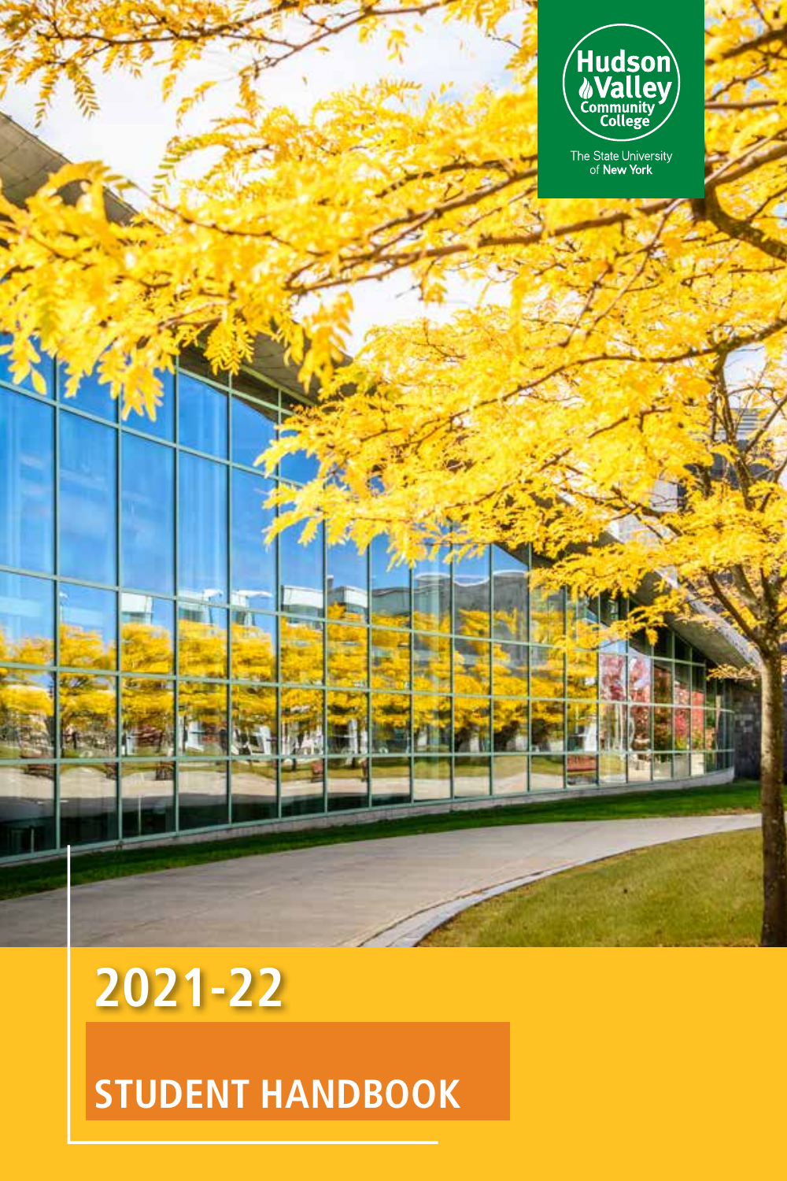Hudson Valley Community College

The State University of New York

# 2021-22

# STUDENT HANDBOOK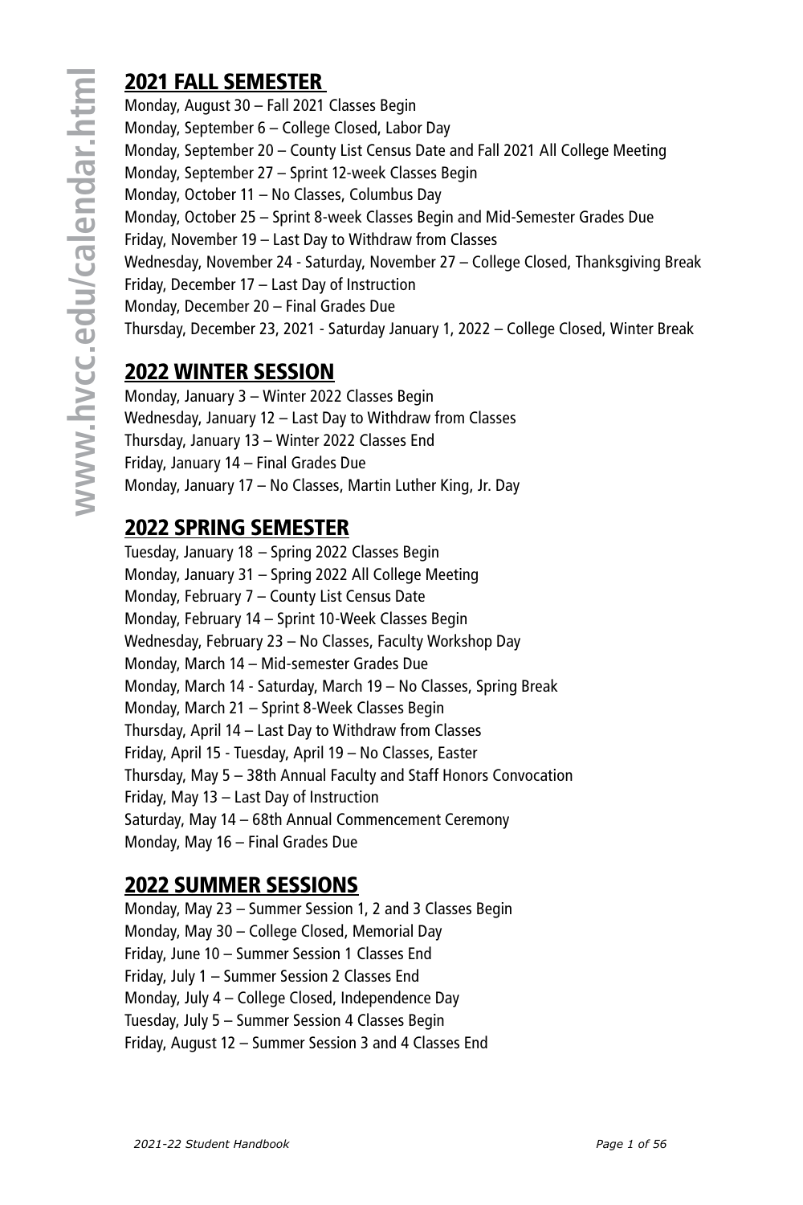## 2021 FALL SEMESTER

Monday, August 30 – Fall 2021 Classes Begin
Monday, September 6 – College Closed, Labor Day
Monday, September 20 – County List Census Date and Fall 2021 All College Meeting
Monday, September 27 – Sprint 12-week Classes Begin
Monday, October 11 – No Classes, Columbus Day
Monday, October 25 – Sprint 8-week Classes Begin and Mid-Semester Grades Due
Friday, November 19 – Last Day to Withdraw from Classes
Wednesday, November 24 - Saturday, November 27 – College Closed, Thanksgiving Break
Friday, December 17 – Last Day of Instruction
Monday, December 20 – Final Grades Due
Thursday, December 23, 2021 - Saturday January 1, 2022 – College Closed, Winter Break

## 2022 WINTER SESSION

Monday, January 3 – Winter 2022 Classes Begin
Wednesday, January 12 – Last Day to Withdraw from Classes
Thursday, January 13 – Winter 2022 Classes End
Friday, January 14 – Final Grades Due
Monday, January 17 – No Classes, Martin Luther King, Jr. Day

## 2022 SPRING SEMESTER

Tuesday, January 18 – Spring 2022 Classes Begin
Monday, January 31 – Spring 2022 All College Meeting
Monday, February 7 – County List Census Date
Monday, February 14 – Sprint 10-Week Classes Begin
Wednesday, February 23 – No Classes, Faculty Workshop Day
Monday, March 14 – Mid-semester Grades Due
Monday, March 14 - Saturday, March 19 – No Classes, Spring Break
Monday, March 21 – Sprint 8-Week Classes Begin
Thursday, April 14 – Last Day to Withdraw from Classes
Friday, April 15 - Tuesday, April 19 – No Classes, Easter
Thursday, May 5 – 38th Annual Faculty and Staff Honors Convocation
Friday, May 13 – Last Day of Instruction
Saturday, May 14 – 68th Annual Commencement Ceremony
Monday, May 16 – Final Grades Due

## 2022 SUMMER SESSIONS

Monday, May 23 – Summer Session 1, 2 and 3 Classes Begin
Monday, May 30 – College Closed, Memorial Day
Friday, June 10 – Summer Session 1 Classes End
Friday, July 1 – Summer Session 2 Classes End
Monday, July 4 – College Closed, Independence Day
Tuesday, July 5 – Summer Session 4 Classes Begin
Friday, August 12 – Summer Session 3 and 4 Classes End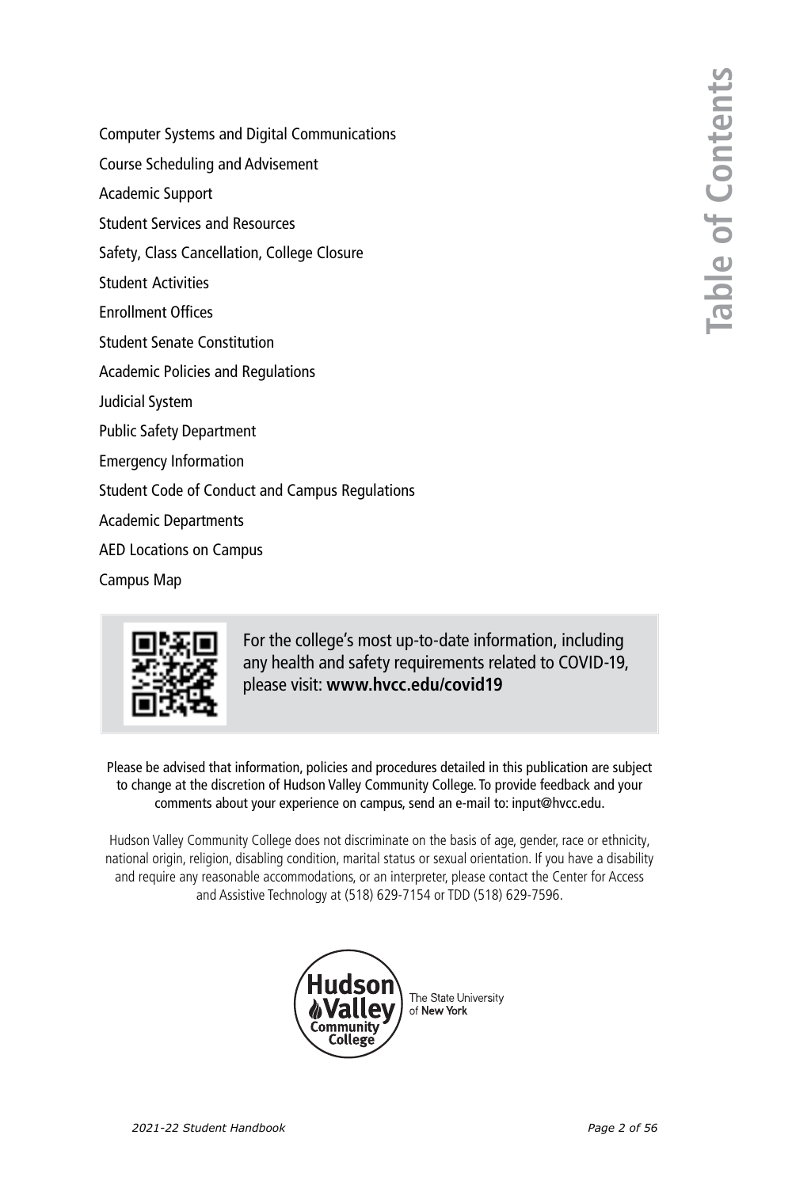# Table of Contents

- Computer Systems and Digital Communications
- Course Scheduling and Advisement
- Academic Support
- Student Services and Resources
- Safety, Class Cancellation, College Closure
- Student Activities
- Enrollment Offices
- Student Senate Constitution
- Academic Policies and Regulations
- Judicial System
- Public Safety Department
- Emergency Information
- Student Code of Conduct and Campus Regulations
- Academic Departments
- AED Locations on Campus
- Campus Map

For the college's most up-to-date information, including any health and safety requirements related to COVID-19, please visit: **www.hvcc.edu/covid19**

Please be advised that information, policies and procedures detailed in this publication are subject to change at the discretion of Hudson Valley Community College. To provide feedback and your comments about your experience on campus, send an e-mail to: input@hvcc.edu.

Hudson Valley Community College does not discriminate on the basis of age, gender, race or ethnicity, national origin, religion, disabling condition, marital status or sexual orientation. If you have a disability and require any reasonable accommodations, or an interpreter, please contact the Center for Access and Assistive Technology at (518) 629-7154 or TDD (518) 629-7596.

Hudson Valley Community College — The State University of New York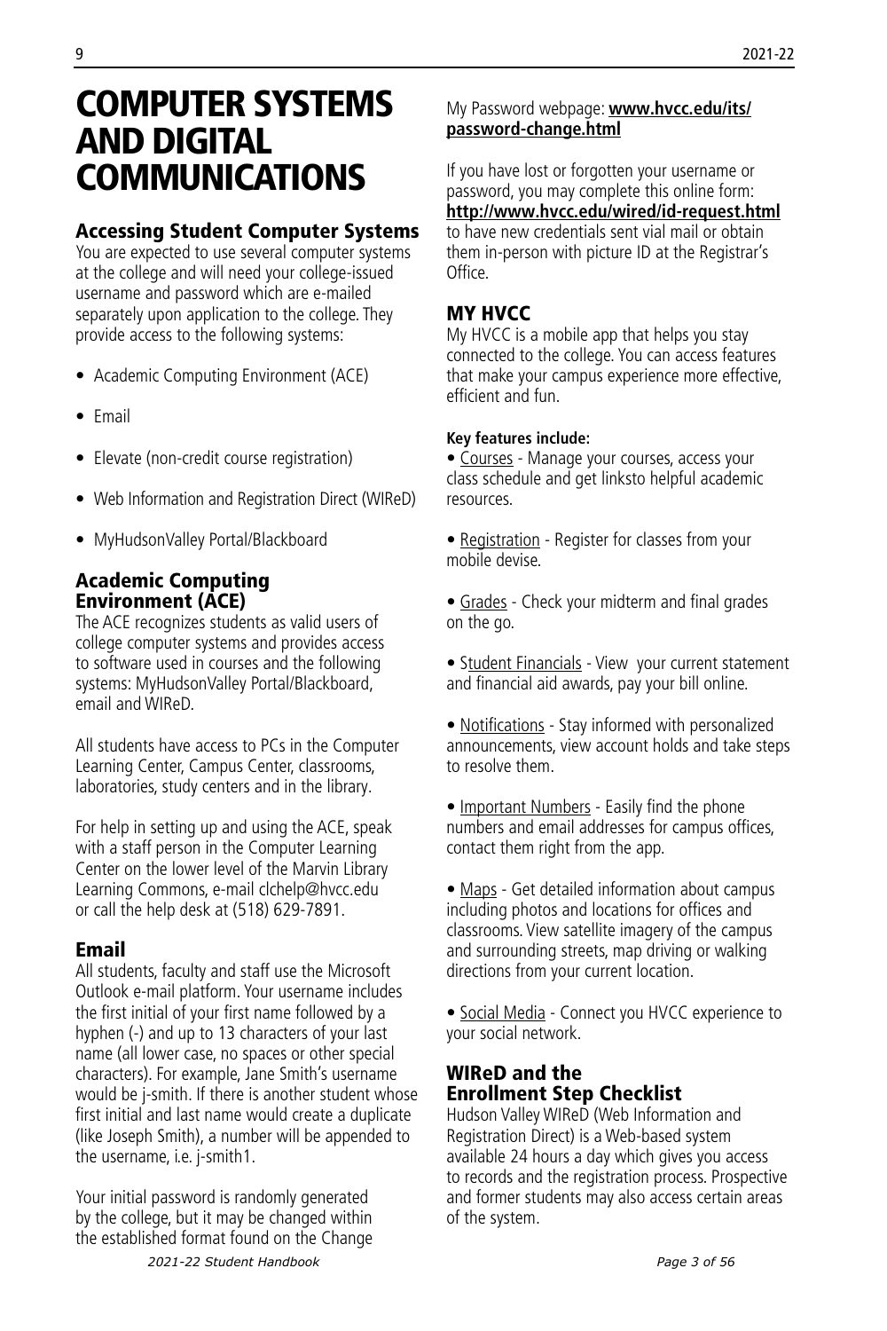# COMPUTER SYSTEMS AND DIGITAL COMMUNICATIONS

## Accessing Student Computer Systems

You are expected to use several computer systems at the college and will need your college-issued username and password which are e-mailed separately upon application to the college. They provide access to the following systems:

- Academic Computing Environment (ACE)
- Email
- Elevate (non-credit course registration)
- Web Information and Registration Direct (WIReD)
- MyHudsonValley Portal/Blackboard

### Academic Computing Environment (ACE)

The ACE recognizes students as valid users of college computer systems and provides access to software used in courses and the following systems: MyHudsonValley Portal/Blackboard, email and WIReD.

All students have access to PCs in the Computer Learning Center, Campus Center, classrooms, laboratories, study centers and in the library.

For help in setting up and using the ACE, speak with a staff person in the Computer Learning Center on the lower level of the Marvin Library Learning Commons, e-mail clchelp@hvcc.edu or call the help desk at (518) 629-7891.

### Email

All students, faculty and staff use the Microsoft Outlook e-mail platform. Your username includes the first initial of your first name followed by a hyphen (-) and up to 13 characters of your last name (all lower case, no spaces or other special characters). For example, Jane Smith's username would be j-smith. If there is another student whose first initial and last name would create a duplicate (like Joseph Smith), a number will be appended to the username, i.e. j-smith1.

Your initial password is randomly generated by the college, but it may be changed within the established format found on the Change My Password webpage: **www.hvcc.edu/its/password-change.html**

If you have lost or forgotten your username or password, you may complete this online form: **http://www.hvcc.edu/wired/id-request.html** to have new credentials sent vial mail or obtain them in-person with picture ID at the Registrar's Office.

## MY HVCC

My HVCC is a mobile app that helps you stay connected to the college. You can access features that make your campus experience more effective, efficient and fun.

**Key features include:**

- Courses - Manage your courses, access your class schedule and get linksto helpful academic resources.
- Registration - Register for classes from your mobile devise.
- Grades - Check your midterm and final grades on the go.
- Student Financials - View your current statement and financial aid awards, pay your bill online.
- Notifications - Stay informed with personalized announcements, view account holds and take steps to resolve them.
- Important Numbers - Easily find the phone numbers and email addresses for campus offices, contact them right from the app.
- Maps - Get detailed information about campus including photos and locations for offices and classrooms. View satellite imagery of the campus and surrounding streets, map driving or walking directions from your current location.
- Social Media - Connect you HVCC experience to your social network.

## WIReD and the Enrollment Step Checklist

Hudson Valley WIReD (Web Information and Registration Direct) is a Web-based system available 24 hours a day which gives you access to records and the registration process. Prospective and former students may also access certain areas of the system.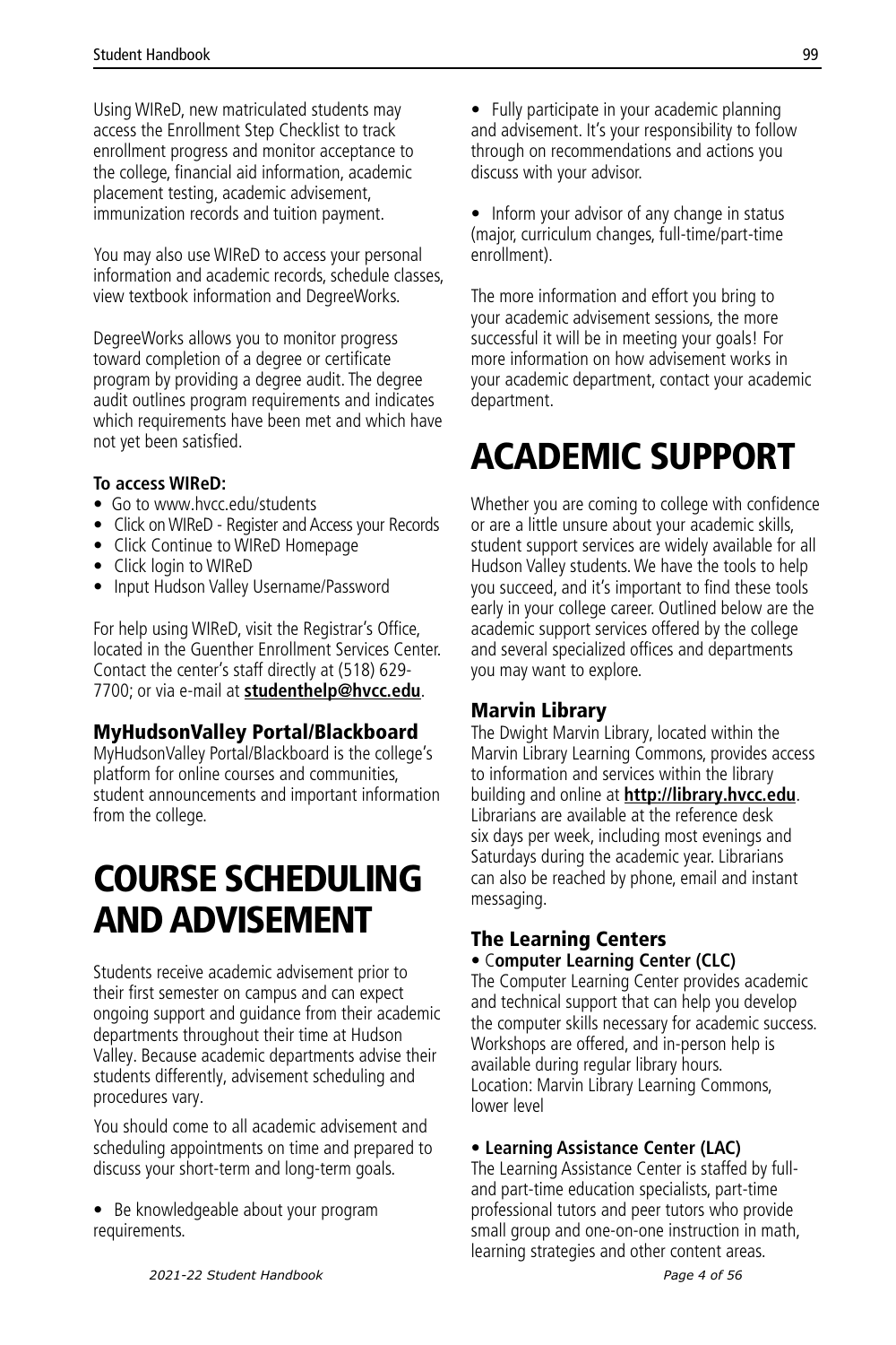Using WIReD, new matriculated students may access the Enrollment Step Checklist to track enrollment progress and monitor acceptance to the college, financial aid information, academic placement testing, academic advisement, immunization records and tuition payment.

You may also use WIReD to access your personal information and academic records, schedule classes, view textbook information and DegreeWorks.

DegreeWorks allows you to monitor progress toward completion of a degree or certificate program by providing a degree audit. The degree audit outlines program requirements and indicates which requirements have been met and which have not yet been satisfied.

**To access WIReD:**

- Go to www.hvcc.edu/students
- Click on WIReD - Register and Access your Records
- Click Continue to WIReD Homepage
- Click login to WIReD
- Input Hudson Valley Username/Password

For help using WIReD, visit the Registrar's Office, located in the Guenther Enrollment Services Center. Contact the center's staff directly at (518) 629-7700; or via e-mail at **studenthelp@hvcc.edu**.

### MyHudsonValley Portal/Blackboard

MyHudsonValley Portal/Blackboard is the college's platform for online courses and communities, student announcements and important information from the college.

# COURSE SCHEDULING AND ADVISEMENT

Students receive academic advisement prior to their first semester on campus and can expect ongoing support and guidance from their academic departments throughout their time at Hudson Valley. Because academic departments advise their students differently, advisement scheduling and procedures vary.

You should come to all academic advisement and scheduling appointments on time and prepared to discuss your short-term and long-term goals.

- Be knowledgeable about your program requirements.
- Fully participate in your academic planning and advisement. It's your responsibility to follow through on recommendations and actions you discuss with your advisor.
- Inform your advisor of any change in status (major, curriculum changes, full-time/part-time enrollment).

The more information and effort you bring to your academic advisement sessions, the more successful it will be in meeting your goals! For more information on how advisement works in your academic department, contact your academic department.

# ACADEMIC SUPPORT

Whether you are coming to college with confidence or are a little unsure about your academic skills, student support services are widely available for all Hudson Valley students. We have the tools to help you succeed, and it's important to find these tools early in your college career. Outlined below are the academic support services offered by the college and several specialized offices and departments you may want to explore.

### Marvin Library

The Dwight Marvin Library, located within the Marvin Library Learning Commons, provides access to information and services within the library building and online at **http://library.hvcc.edu**. Librarians are available at the reference desk six days per week, including most evenings and Saturdays during the academic year. Librarians can also be reached by phone, email and instant messaging.

### The Learning Centers

**• Computer Learning Center (CLC)**

The Computer Learning Center provides academic and technical support that can help you develop the computer skills necessary for academic success. Workshops are offered, and in-person help is available during regular library hours.
Location: Marvin Library Learning Commons, lower level

**• Learning Assistance Center (LAC)**

The Learning Assistance Center is staffed by full- and part-time education specialists, part-time professional tutors and peer tutors who provide small group and one-on-one instruction in math, learning strategies and other content areas.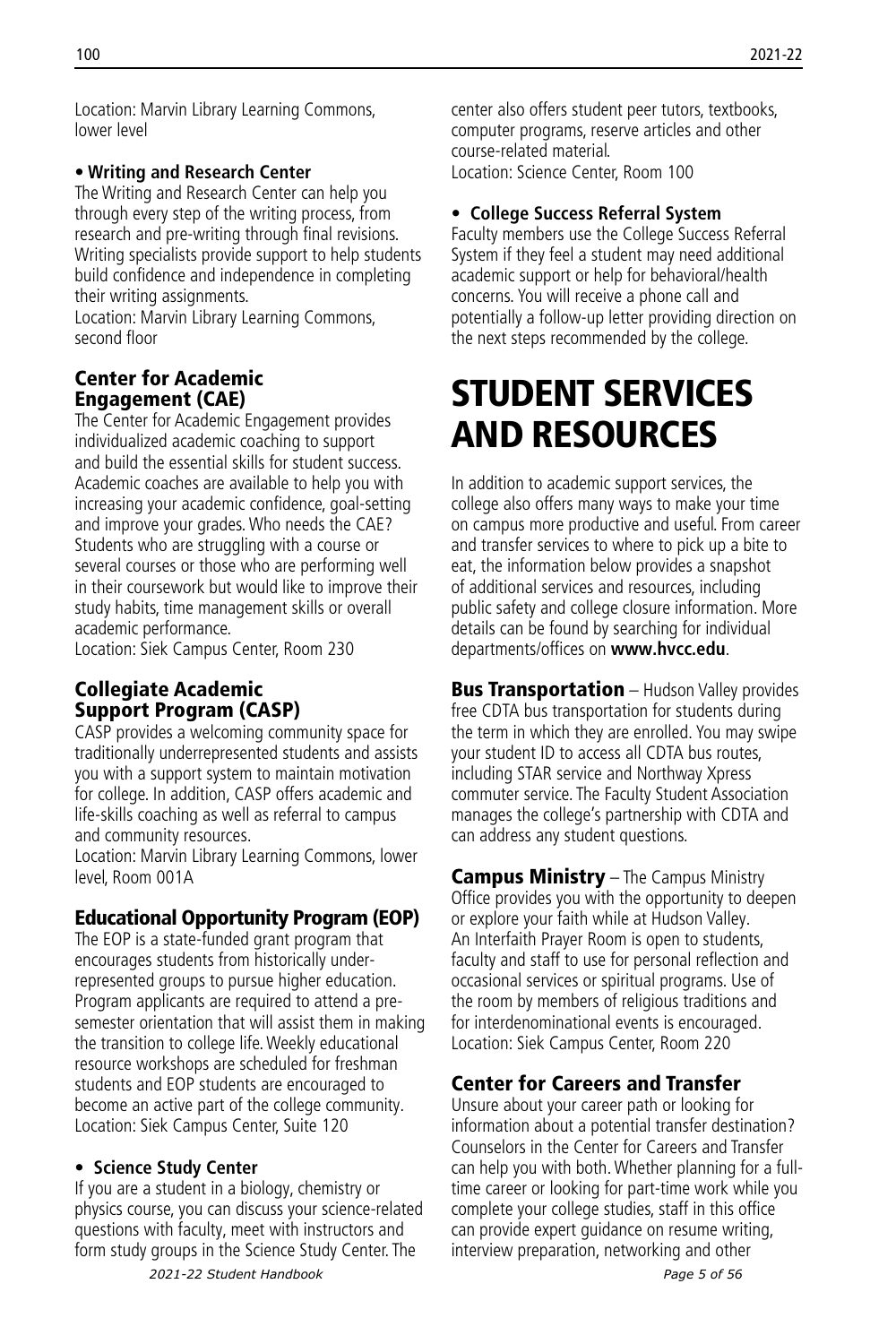Location: Marvin Library Learning Commons, lower level

- **Writing and Research Center**

The Writing and Research Center can help you through every step of the writing process, from research and pre-writing through final revisions. Writing specialists provide support to help students build confidence and independence in completing their writing assignments.
Location: Marvin Library Learning Commons, second floor

### Center for Academic Engagement (CAE)

The Center for Academic Engagement provides individualized academic coaching to support and build the essential skills for student success. Academic coaches are available to help you with increasing your academic confidence, goal-setting and improve your grades. Who needs the CAE? Students who are struggling with a course or several courses or those who are performing well in their coursework but would like to improve their study habits, time management skills or overall academic performance.
Location: Siek Campus Center, Room 230

### Collegiate Academic Support Program (CASP)

CASP provides a welcoming community space for traditionally underrepresented students and assists you with a support system to maintain motivation for college. In addition, CASP offers academic and life-skills coaching as well as referral to campus and community resources.
Location: Marvin Library Learning Commons, lower level, Room 001A

### Educational Opportunity Program (EOP)

The EOP is a state-funded grant program that encourages students from historically under-represented groups to pursue higher education. Program applicants are required to attend a pre-semester orientation that will assist them in making the transition to college life. Weekly educational resource workshops are scheduled for freshman students and EOP students are encouraged to become an active part of the college community.
Location: Siek Campus Center, Suite 120

- **Science Study Center**

If you are a student in a biology, chemistry or physics course, you can discuss your science-related questions with faculty, meet with instructors and form study groups in the Science Study Center. The center also offers student peer tutors, textbooks, computer programs, reserve articles and other course-related material.
Location: Science Center, Room 100

- **College Success Referral System**

Faculty members use the College Success Referral System if they feel a student may need additional academic support or help for behavioral/health concerns. You will receive a phone call and potentially a follow-up letter providing direction on the next steps recommended by the college.

# STUDENT SERVICES AND RESOURCES

In addition to academic support services, the college also offers many ways to make your time on campus more productive and useful. From career and transfer services to where to pick up a bite to eat, the information below provides a snapshot of additional services and resources, including public safety and college closure information. More details can be found by searching for individual departments/offices on **www.hvcc.edu**.

**Bus Transportation** – Hudson Valley provides free CDTA bus transportation for students during the term in which they are enrolled. You may swipe your student ID to access all CDTA bus routes, including STAR service and Northway Xpress commuter service. The Faculty Student Association manages the college's partnership with CDTA and can address any student questions.

**Campus Ministry** – The Campus Ministry Office provides you with the opportunity to deepen or explore your faith while at Hudson Valley. An Interfaith Prayer Room is open to students, faculty and staff to use for personal reflection and occasional services or spiritual programs. Use of the room by members of religious traditions and for interdenominational events is encouraged.
Location: Siek Campus Center, Room 220

### Center for Careers and Transfer

Unsure about your career path or looking for information about a potential transfer destination? Counselors in the Center for Careers and Transfer can help you with both. Whether planning for a full-time career or looking for part-time work while you complete your college studies, staff in this office can provide expert guidance on resume writing, interview preparation, networking and other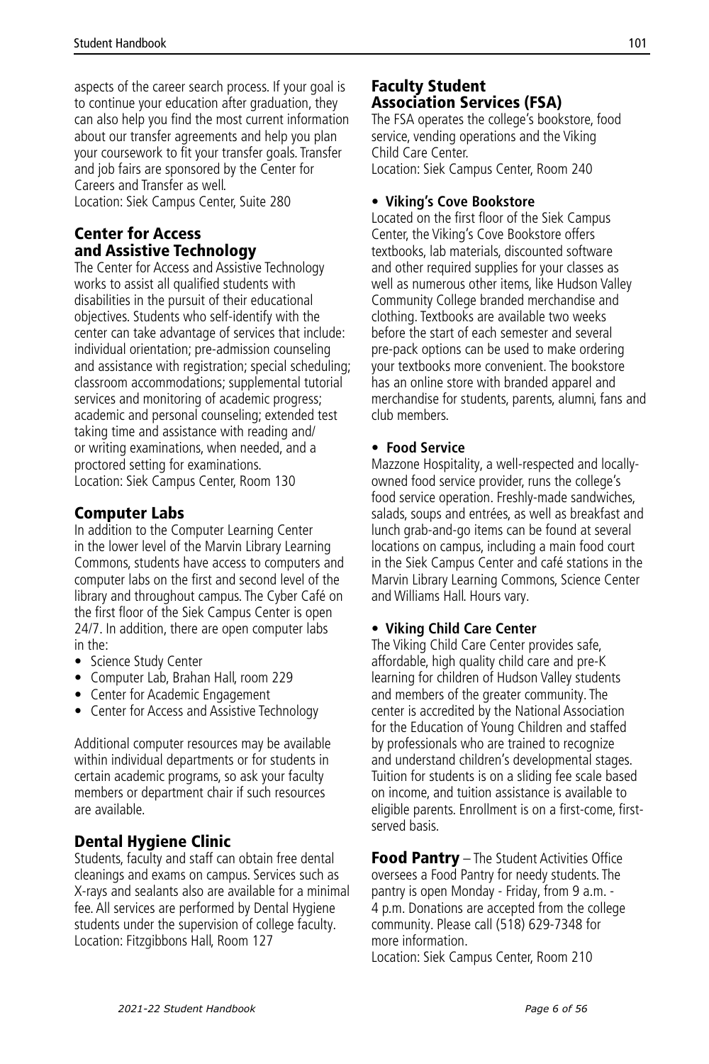aspects of the career search process. If your goal is to continue your education after graduation, they can also help you find the most current information about our transfer agreements and help you plan your coursework to fit your transfer goals. Transfer and job fairs are sponsored by the Center for Careers and Transfer as well.
Location: Siek Campus Center, Suite 280

## Center for Access and Assistive Technology

The Center for Access and Assistive Technology works to assist all qualified students with disabilities in the pursuit of their educational objectives. Students who self-identify with the center can take advantage of services that include: individual orientation; pre-admission counseling and assistance with registration; special scheduling; classroom accommodations; supplemental tutorial services and monitoring of academic progress; academic and personal counseling; extended test taking time and assistance with reading and/or writing examinations, when needed, and a proctored setting for examinations.
Location: Siek Campus Center, Room 130

## Computer Labs

In addition to the Computer Learning Center in the lower level of the Marvin Library Learning Commons, students have access to computers and computer labs on the first and second level of the library and throughout campus. The Cyber Café on the first floor of the Siek Campus Center is open 24/7. In addition, there are open computer labs in the:

- Science Study Center
- Computer Lab, Brahan Hall, room 229
- Center for Academic Engagement
- Center for Access and Assistive Technology

Additional computer resources may be available within individual departments or for students in certain academic programs, so ask your faculty members or department chair if such resources are available.

## Dental Hygiene Clinic

Students, faculty and staff can obtain free dental cleanings and exams on campus. Services such as X-rays and sealants also are available for a minimal fee. All services are performed by Dental Hygiene students under the supervision of college faculty.
Location: Fitzgibbons Hall, Room 127

## Faculty Student Association Services (FSA)

The FSA operates the college's bookstore, food service, vending operations and the Viking Child Care Center.
Location: Siek Campus Center, Room 240

- **Viking's Cove Bookstore**

Located on the first floor of the Siek Campus Center, the Viking's Cove Bookstore offers textbooks, lab materials, discounted software and other required supplies for your classes as well as numerous other items, like Hudson Valley Community College branded merchandise and clothing. Textbooks are available two weeks before the start of each semester and several pre-pack options can be used to make ordering your textbooks more convenient. The bookstore has an online store with branded apparel and merchandise for students, parents, alumni, fans and club members.

- **Food Service**

Mazzone Hospitality, a well-respected and locally-owned food service provider, runs the college's food service operation. Freshly-made sandwiches, salads, soups and entrées, as well as breakfast and lunch grab-and-go items can be found at several locations on campus, including a main food court in the Siek Campus Center and café stations in the Marvin Library Learning Commons, Science Center and Williams Hall. Hours vary.

- **Viking Child Care Center**

The Viking Child Care Center provides safe, affordable, high quality child care and pre-K learning for children of Hudson Valley students and members of the greater community. The center is accredited by the National Association for the Education of Young Children and staffed by professionals who are trained to recognize and understand children's developmental stages. Tuition for students is on a sliding fee scale based on income, and tuition assistance is available to eligible parents. Enrollment is on a first-come, first-served basis.

**Food Pantry** – The Student Activities Office oversees a Food Pantry for needy students. The pantry is open Monday - Friday, from 9 a.m. - 4 p.m. Donations are accepted from the college community. Please call (518) 629-7348 for more information.
Location: Siek Campus Center, Room 210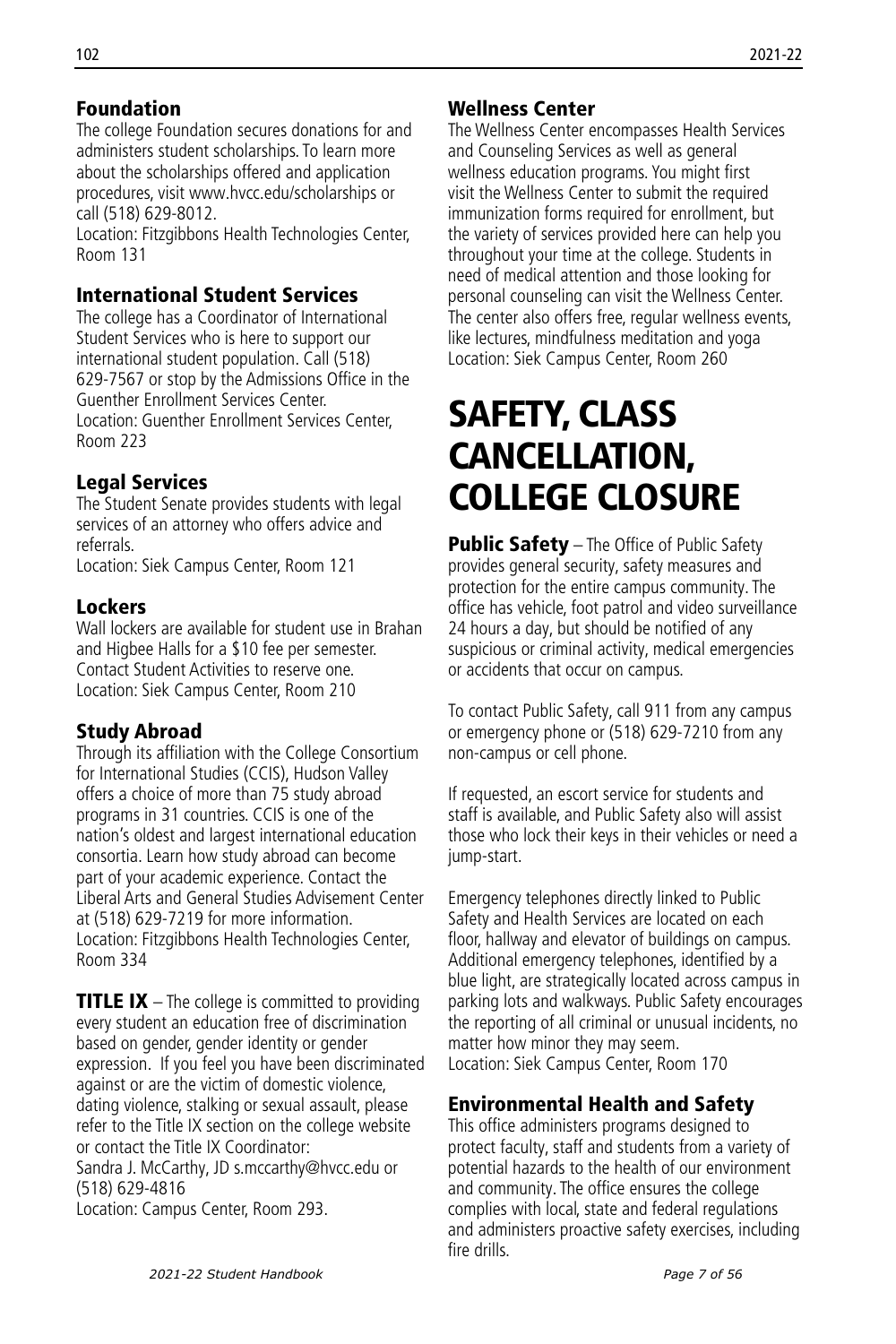### Foundation

The college Foundation secures donations for and administers student scholarships. To learn more about the scholarships offered and application procedures, visit www.hvcc.edu/scholarships or call (518) 629-8012.
Location: Fitzgibbons Health Technologies Center, Room 131

### International Student Services

The college has a Coordinator of International Student Services who is here to support our international student population. Call (518) 629-7567 or stop by the Admissions Office in the Guenther Enrollment Services Center.
Location: Guenther Enrollment Services Center, Room 223

### Legal Services

The Student Senate provides students with legal services of an attorney who offers advice and referrals.
Location: Siek Campus Center, Room 121

### Lockers

Wall lockers are available for student use in Brahan and Higbee Halls for a $10 fee per semester. Contact Student Activities to reserve one.
Location: Siek Campus Center, Room 210

### Study Abroad

Through its affiliation with the College Consortium for International Studies (CCIS), Hudson Valley offers a choice of more than 75 study abroad programs in 31 countries. CCIS is one of the nation's oldest and largest international education consortia. Learn how study abroad can become part of your academic experience. Contact the Liberal Arts and General Studies Advisement Center at (518) 629-7219 for more information.
Location: Fitzgibbons Health Technologies Center, Room 334

**TITLE IX** – The college is committed to providing every student an education free of discrimination based on gender, gender identity or gender expression. If you feel you have been discriminated against or are the victim of domestic violence, dating violence, stalking or sexual assault, please refer to the Title IX section on the college website or contact the Title IX Coordinator:
Sandra J. McCarthy, JD s.mccarthy@hvcc.edu or (518) 629-4816
Location: Campus Center, Room 293.

### Wellness Center

The Wellness Center encompasses Health Services and Counseling Services as well as general wellness education programs. You might first visit the Wellness Center to submit the required immunization forms required for enrollment, but the variety of services provided here can help you throughout your time at the college. Students in need of medical attention and those looking for personal counseling can visit the Wellness Center. The center also offers free, regular wellness events, like lectures, mindfulness meditation and yoga
Location: Siek Campus Center, Room 260

# SAFETY, CLASS CANCELLATION, COLLEGE CLOSURE

**Public Safety** – The Office of Public Safety provides general security, safety measures and protection for the entire campus community. The office has vehicle, foot patrol and video surveillance 24 hours a day, but should be notified of any suspicious or criminal activity, medical emergencies or accidents that occur on campus.

To contact Public Safety, call 911 from any campus or emergency phone or (518) 629-7210 from any non-campus or cell phone.

If requested, an escort service for students and staff is available, and Public Safety also will assist those who lock their keys in their vehicles or need a jump-start.

Emergency telephones directly linked to Public Safety and Health Services are located on each floor, hallway and elevator of buildings on campus. Additional emergency telephones, identified by a blue light, are strategically located across campus in parking lots and walkways. Public Safety encourages the reporting of all criminal or unusual incidents, no matter how minor they may seem.
Location: Siek Campus Center, Room 170

### Environmental Health and Safety

This office administers programs designed to protect faculty, staff and students from a variety of potential hazards to the health of our environment and community. The office ensures the college complies with local, state and federal regulations and administers proactive safety exercises, including fire drills.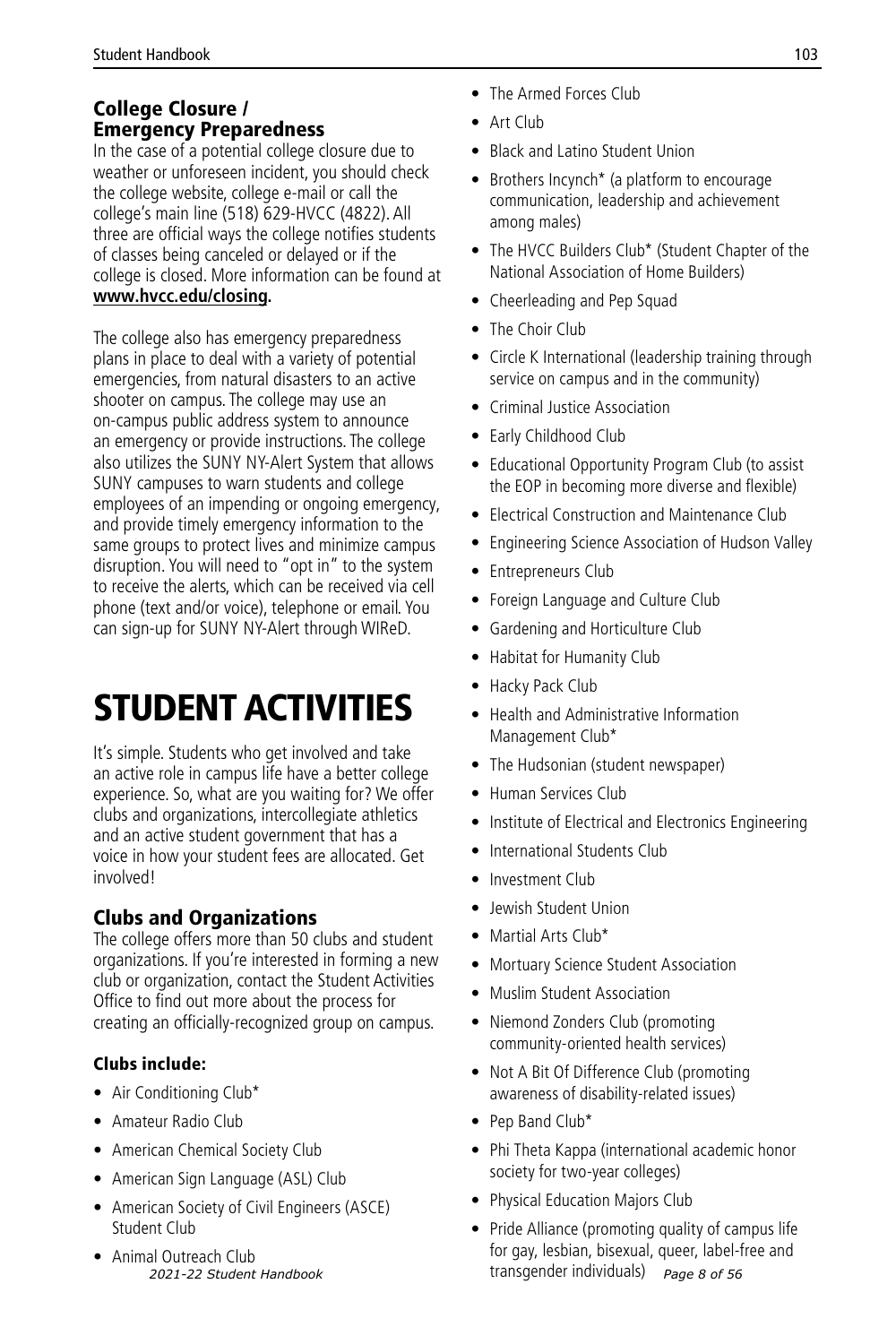### College Closure / Emergency Preparedness

In the case of a potential college closure due to weather or unforeseen incident, you should check the college website, college e-mail or call the college's main line (518) 629-HVCC (4822). All three are official ways the college notifies students of classes being canceled or delayed or if the college is closed. More information can be found at **www.hvcc.edu/closing.**

The college also has emergency preparedness plans in place to deal with a variety of potential emergencies, from natural disasters to an active shooter on campus. The college may use an on-campus public address system to announce an emergency or provide instructions. The college also utilizes the SUNY NY-Alert System that allows SUNY campuses to warn students and college employees of an impending or ongoing emergency, and provide timely emergency information to the same groups to protect lives and minimize campus disruption. You will need to "opt in" to the system to receive the alerts, which can be received via cell phone (text and/or voice), telephone or email. You can sign-up for SUNY NY-Alert through WIReD.

# STUDENT ACTIVITIES

It's simple. Students who get involved and take an active role in campus life have a better college experience. So, what are you waiting for? We offer clubs and organizations, intercollegiate athletics and an active student government that has a voice in how your student fees are allocated. Get involved!

### Clubs and Organizations

The college offers more than 50 clubs and student organizations. If you're interested in forming a new club or organization, contact the Student Activities Office to find out more about the process for creating an officially-recognized group on campus.

#### Clubs include:

- Air Conditioning Club*
- Amateur Radio Club
- American Chemical Society Club
- American Sign Language (ASL) Club
- American Society of Civil Engineers (ASCE) Student Club
- Animal Outreach Club
- The Armed Forces Club
- Art Club
- Black and Latino Student Union
- Brothers Incynch* (a platform to encourage communication, leadership and achievement among males)
- The HVCC Builders Club* (Student Chapter of the National Association of Home Builders)
- Cheerleading and Pep Squad
- The Choir Club
- Circle K International (leadership training through service on campus and in the community)
- Criminal Justice Association
- Early Childhood Club
- Educational Opportunity Program Club (to assist the EOP in becoming more diverse and flexible)
- Electrical Construction and Maintenance Club
- Engineering Science Association of Hudson Valley
- Entrepreneurs Club
- Foreign Language and Culture Club
- Gardening and Horticulture Club
- Habitat for Humanity Club
- Hacky Pack Club
- Health and Administrative Information Management Club*
- The Hudsonian (student newspaper)
- Human Services Club
- Institute of Electrical and Electronics Engineering
- International Students Club
- Investment Club
- Jewish Student Union
- Martial Arts Club*
- Mortuary Science Student Association
- Muslim Student Association
- Niemond Zonders Club (promoting community-oriented health services)
- Not A Bit Of Difference Club (promoting awareness of disability-related issues)
- Pep Band Club*
- Phi Theta Kappa (international academic honor society for two-year colleges)
- Physical Education Majors Club
- Pride Alliance (promoting quality of campus life for gay, lesbian, bisexual, queer, label-free and transgender individuals)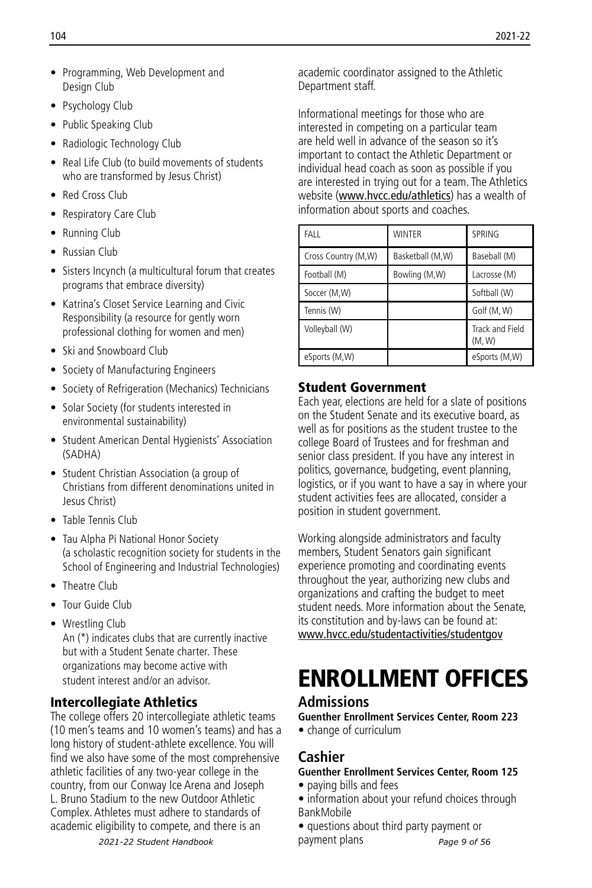- Programming, Web Development and Design Club
- Psychology Club
- Public Speaking Club
- Radiologic Technology Club
- Real Life Club (to build movements of students who are transformed by Jesus Christ)
- Red Cross Club
- Respiratory Care Club
- Running Club
- Russian Club
- Sisters Incynch (a multicultural forum that creates programs that embrace diversity)
- Katrina's Closet Service Learning and Civic Responsibility (a resource for gently worn professional clothing for women and men)
- Ski and Snowboard Club
- Society of Manufacturing Engineers
- Society of Refrigeration (Mechanics) Technicians
- Solar Society (for students interested in environmental sustainability)
- Student American Dental Hygienists' Association (SADHA)
- Student Christian Association (a group of Christians from different denominations united in Jesus Christ)
- Table Tennis Club
- Tau Alpha Pi National Honor Society (a scholastic recognition society for students in the School of Engineering and Industrial Technologies)
- Theatre Club
- Tour Guide Club
- Wrestling Club

An (*) indicates clubs that are currently inactive but with a Student Senate charter. These organizations may become active with student interest and/or an advisor.

### Intercollegiate Athletics

The college offers 20 intercollegiate athletic teams (10 men's teams and 10 women's teams) and has a long history of student-athlete excellence. You will find we also have some of the most comprehensive athletic facilities of any two-year college in the country, from our Conway Ice Arena and Joseph L. Bruno Stadium to the new Outdoor Athletic Complex. Athletes must adhere to standards of academic eligibility to compete, and there is an academic coordinator assigned to the Athletic Department staff.

Informational meetings for those who are interested in competing on a particular team are held well in advance of the season so it's important to contact the Athletic Department or individual head coach as soon as possible if you are interested in trying out for a team. The Athletics website (www.hvcc.edu/athletics) has a wealth of information about sports and coaches.

| FALL | WINTER | SPRING |
|---|---|---|
| Cross Country (M,W) | Basketball (M,W) | Baseball (M) |
| Football (M) | Bowling (M,W) | Lacrosse (M) |
| Soccer (M,W) | | Softball (W) |
| Tennis (W) | | Golf (M, W) |
| Volleyball (W) | | Track and Field (M, W) |
| eSports (M,W) | | eSports (M,W) |

### Student Government

Each year, elections are held for a slate of positions on the Student Senate and its executive board, as well as for positions as the student trustee to the college Board of Trustees and for freshman and senior class president. If you have any interest in politics, governance, budgeting, event planning, logistics, or if you want to have a say in where your student activities fees are allocated, consider a position in student government.

Working alongside administrators and faculty members, Student Senators gain significant experience promoting and coordinating events throughout the year, authorizing new clubs and organizations and crafting the budget to meet student needs. More information about the Senate, its constitution and by-laws can be found at: www.hvcc.edu/studentactivities/studentgov

# ENROLLMENT OFFICES

## Admissions

**Guenther Enrollment Services Center, Room 223**

- change of curriculum

## Cashier

**Guenther Enrollment Services Center, Room 125**

- paying bills and fees
- information about your refund choices through BankMobile
- questions about third party payment or payment plans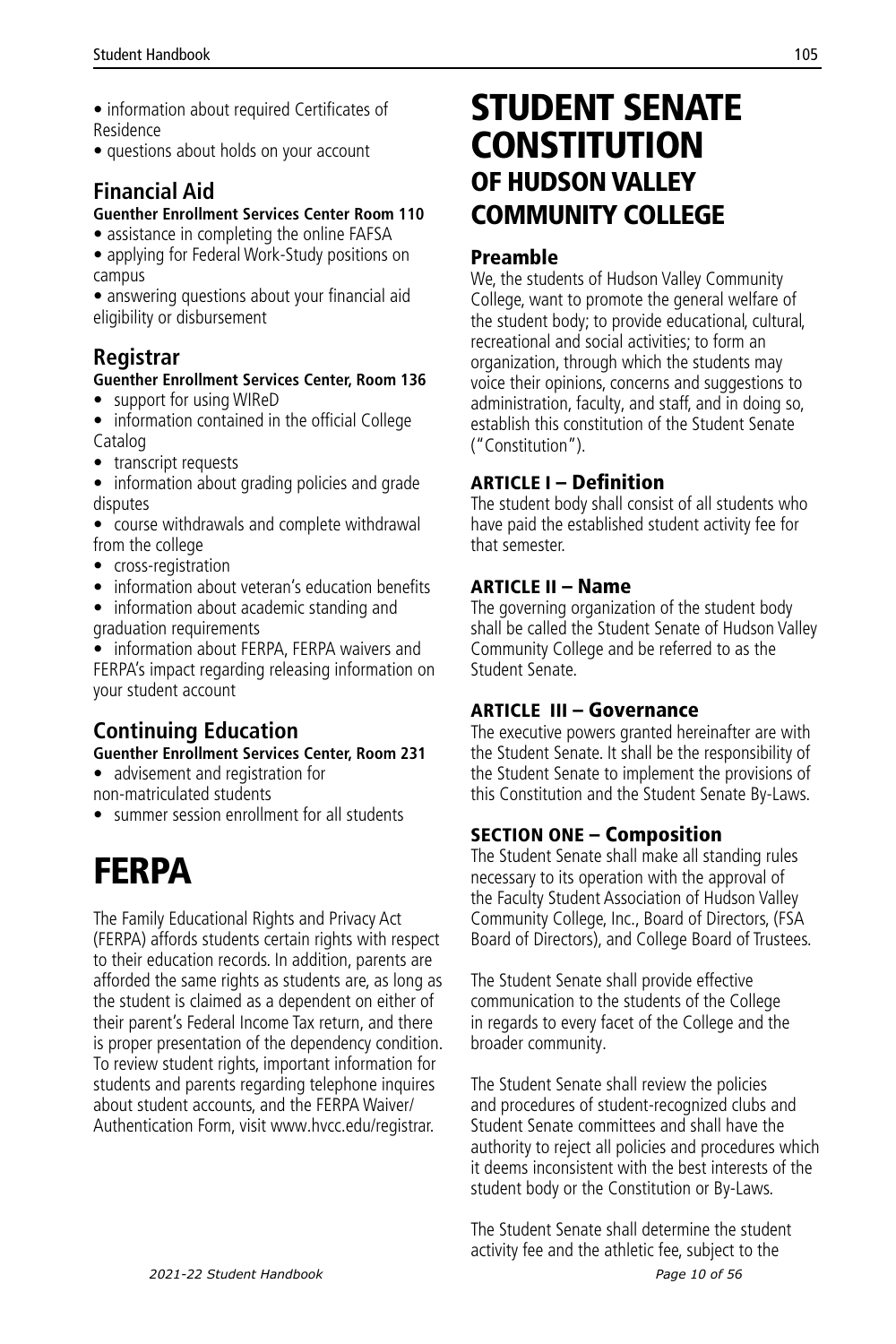• information about required Certificates of Residence
• questions about holds on your account

## Financial Aid

**Guenther Enrollment Services Center Room 110**

• assistance in completing the online FAFSA
• applying for Federal Work-Study positions on campus
• answering questions about your financial aid eligibility or disbursement

## Registrar

**Guenther Enrollment Services Center, Room 136**

• support for using WIReD
• information contained in the official College Catalog
• transcript requests
• information about grading policies and grade disputes
• course withdrawals and complete withdrawal from the college
• cross-registration
• information about veteran's education benefits
• information about academic standing and graduation requirements
• information about FERPA, FERPA waivers and FERPA's impact regarding releasing information on your student account

## Continuing Education

**Guenther Enrollment Services Center, Room 231**

• advisement and registration for non-matriculated students
• summer session enrollment for all students

# FERPA

The Family Educational Rights and Privacy Act (FERPA) affords students certain rights with respect to their education records. In addition, parents are afforded the same rights as students are, as long as the student is claimed as a dependent on either of their parent's Federal Income Tax return, and there is proper presentation of the dependency condition. To review student rights, important information for students and parents regarding telephone inquires about student accounts, and the FERPA Waiver/ Authentication Form, visit www.hvcc.edu/registrar.

# STUDENT SENATE CONSTITUTION

## OF HUDSON VALLEY COMMUNITY COLLEGE

### Preamble

We, the students of Hudson Valley Community College, want to promote the general welfare of the student body; to provide educational, cultural, recreational and social activities; to form an organization, through which the students may voice their opinions, concerns and suggestions to administration, faculty, and staff, and in doing so, establish this constitution of the Student Senate ("Constitution").

### ARTICLE I – Definition

The student body shall consist of all students who have paid the established student activity fee for that semester.

### ARTICLE II – Name

The governing organization of the student body shall be called the Student Senate of Hudson Valley Community College and be referred to as the Student Senate.

### ARTICLE III – Governance

The executive powers granted hereinafter are with the Student Senate. It shall be the responsibility of the Student Senate to implement the provisions of this Constitution and the Student Senate By-Laws.

### SECTION ONE – Composition

The Student Senate shall make all standing rules necessary to its operation with the approval of the Faculty Student Association of Hudson Valley Community College, Inc., Board of Directors, (FSA Board of Directors), and College Board of Trustees.

The Student Senate shall provide effective communication to the students of the College in regards to every facet of the College and the broader community.

The Student Senate shall review the policies and procedures of student-recognized clubs and Student Senate committees and shall have the authority to reject all policies and procedures which it deems inconsistent with the best interests of the student body or the Constitution or By-Laws.

The Student Senate shall determine the student activity fee and the athletic fee, subject to the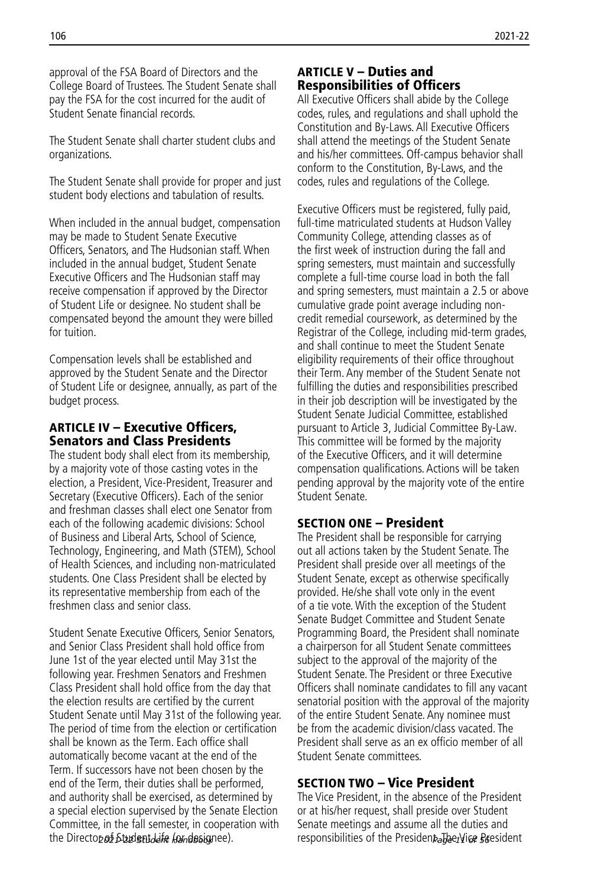approval of the FSA Board of Directors and the College Board of Trustees. The Student Senate shall pay the FSA for the cost incurred for the audit of Student Senate financial records.

The Student Senate shall charter student clubs and organizations.

The Student Senate shall provide for proper and just student body elections and tabulation of results.

When included in the annual budget, compensation may be made to Student Senate Executive Officers, Senators, and The Hudsonian staff. When included in the annual budget, Student Senate Executive Officers and The Hudsonian staff may receive compensation if approved by the Director of Student Life or designee. No student shall be compensated beyond the amount they were billed for tuition.

Compensation levels shall be established and approved by the Student Senate and the Director of Student Life or designee, annually, as part of the budget process.

## ARTICLE IV – Executive Officers, Senators and Class Presidents

The student body shall elect from its membership, by a majority vote of those casting votes in the election, a President, Vice-President, Treasurer and Secretary (Executive Officers). Each of the senior and freshman classes shall elect one Senator from each of the following academic divisions: School of Business and Liberal Arts, School of Science, Technology, Engineering, and Math (STEM), School of Health Sciences, and including non-matriculated students. One Class President shall be elected by its representative membership from each of the freshmen class and senior class.

Student Senate Executive Officers, Senior Senators, and Senior Class President shall hold office from June 1st of the year elected until May 31st the following year. Freshmen Senators and Freshmen Class President shall hold office from the day that the election results are certified by the current Student Senate until May 31st of the following year. The period of time from the election or certification shall be known as the Term. Each office shall automatically become vacant at the end of the Term. If successors have not been chosen by the end of the Term, their duties shall be performed, and authority shall be exercised, as determined by a special election supervised by the Senate Election Committee, in the fall semester, in cooperation with the Director of Student Life (or designee).

## ARTICLE V – Duties and Responsibilities of Officers

All Executive Officers shall abide by the College codes, rules, and regulations and shall uphold the Constitution and By-Laws. All Executive Officers shall attend the meetings of the Student Senate and his/her committees. Off-campus behavior shall conform to the Constitution, By-Laws, and the codes, rules and regulations of the College.

Executive Officers must be registered, fully paid, full-time matriculated students at Hudson Valley Community College, attending classes as of the first week of instruction during the fall and spring semesters, must maintain and successfully complete a full-time course load in both the fall and spring semesters, must maintain a 2.5 or above cumulative grade point average including non-credit remedial coursework, as determined by the Registrar of the College, including mid-term grades, and shall continue to meet the Student Senate eligibility requirements of their office throughout their Term. Any member of the Student Senate not fulfilling the duties and responsibilities prescribed in their job description will be investigated by the Student Senate Judicial Committee, established pursuant to Article 3, Judicial Committee By-Law. This committee will be formed by the majority of the Executive Officers, and it will determine compensation qualifications. Actions will be taken pending approval by the majority vote of the entire Student Senate.

### SECTION ONE – President

The President shall be responsible for carrying out all actions taken by the Student Senate. The President shall preside over all meetings of the Student Senate, except as otherwise specifically provided. He/she shall vote only in the event of a tie vote. With the exception of the Student Senate Budget Committee and Student Senate Programming Board, the President shall nominate a chairperson for all Student Senate committees subject to the approval of the majority of the Student Senate. The President or three Executive Officers shall nominate candidates to fill any vacant senatorial position with the approval of the majority of the entire Student Senate. Any nominee must be from the academic division/class vacated. The President shall serve as an ex officio member of all Student Senate committees.

### SECTION TWO – Vice President

The Vice President, in the absence of the President or at his/her request, shall preside over Student Senate meetings and assume all the duties and responsibilities of the President. The Vice President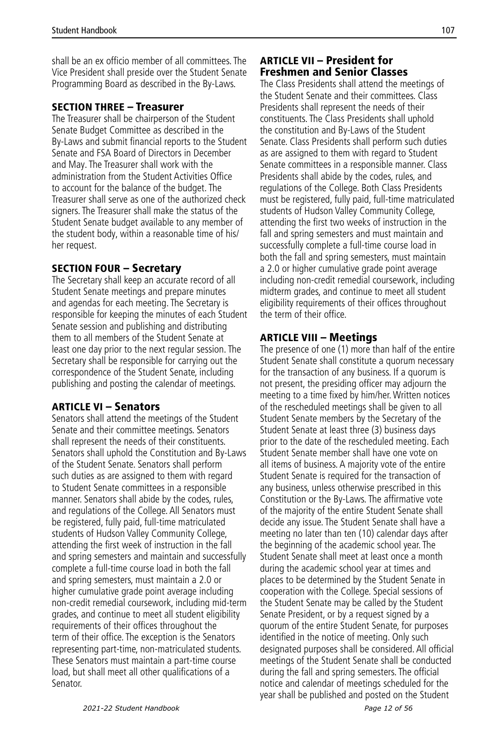shall be an ex officio member of all committees. The Vice President shall preside over the Student Senate Programming Board as described in the By-Laws.

### SECTION THREE – Treasurer

The Treasurer shall be chairperson of the Student Senate Budget Committee as described in the By-Laws and submit financial reports to the Student Senate and FSA Board of Directors in December and May. The Treasurer shall work with the administration from the Student Activities Office to account for the balance of the budget. The Treasurer shall serve as one of the authorized check signers. The Treasurer shall make the status of the Student Senate budget available to any member of the student body, within a reasonable time of his/her request.

### SECTION FOUR – Secretary

The Secretary shall keep an accurate record of all Student Senate meetings and prepare minutes and agendas for each meeting. The Secretary is responsible for keeping the minutes of each Student Senate session and publishing and distributing them to all members of the Student Senate at least one day prior to the next regular session. The Secretary shall be responsible for carrying out the correspondence of the Student Senate, including publishing and posting the calendar of meetings.

## ARTICLE VI – Senators

Senators shall attend the meetings of the Student Senate and their committee meetings. Senators shall represent the needs of their constituents. Senators shall uphold the Constitution and By-Laws of the Student Senate. Senators shall perform such duties as are assigned to them with regard to Student Senate committees in a responsible manner. Senators shall abide by the codes, rules, and regulations of the College. All Senators must be registered, fully paid, full-time matriculated students of Hudson Valley Community College, attending the first week of instruction in the fall and spring semesters and maintain and successfully complete a full-time course load in both the fall and spring semesters, must maintain a 2.0 or higher cumulative grade point average including non-credit remedial coursework, including mid-term grades, and continue to meet all student eligibility requirements of their offices throughout the term of their office. The exception is the Senators representing part-time, non-matriculated students. These Senators must maintain a part-time course load, but shall meet all other qualifications of a Senator.

## ARTICLE VII – President for Freshmen and Senior Classes

The Class Presidents shall attend the meetings of the Student Senate and their committees. Class Presidents shall represent the needs of their constituents. The Class Presidents shall uphold the constitution and By-Laws of the Student Senate. Class Presidents shall perform such duties as are assigned to them with regard to Student Senate committees in a responsible manner. Class Presidents shall abide by the codes, rules, and regulations of the College. Both Class Presidents must be registered, fully paid, full-time matriculated students of Hudson Valley Community College, attending the first two weeks of instruction in the fall and spring semesters and must maintain and successfully complete a full-time course load in both the fall and spring semesters, must maintain a 2.0 or higher cumulative grade point average including non-credit remedial coursework, including midterm grades, and continue to meet all student eligibility requirements of their offices throughout the term of their office.

## ARTICLE VIII – Meetings

The presence of one (1) more than half of the entire Student Senate shall constitute a quorum necessary for the transaction of any business. If a quorum is not present, the presiding officer may adjourn the meeting to a time fixed by him/her. Written notices of the rescheduled meetings shall be given to all Student Senate members by the Secretary of the Student Senate at least three (3) business days prior to the date of the rescheduled meeting. Each Student Senate member shall have one vote on all items of business. A majority vote of the entire Student Senate is required for the transaction of any business, unless otherwise prescribed in this Constitution or the By-Laws. The affirmative vote of the majority of the entire Student Senate shall decide any issue. The Student Senate shall have a meeting no later than ten (10) calendar days after the beginning of the academic school year. The Student Senate shall meet at least once a month during the academic school year at times and places to be determined by the Student Senate in cooperation with the College. Special sessions of the Student Senate may be called by the Student Senate President, or by a request signed by a quorum of the entire Student Senate, for purposes identified in the notice of meeting. Only such designated purposes shall be considered. All official meetings of the Student Senate shall be conducted during the fall and spring semesters. The official notice and calendar of meetings scheduled for the year shall be published and posted on the Student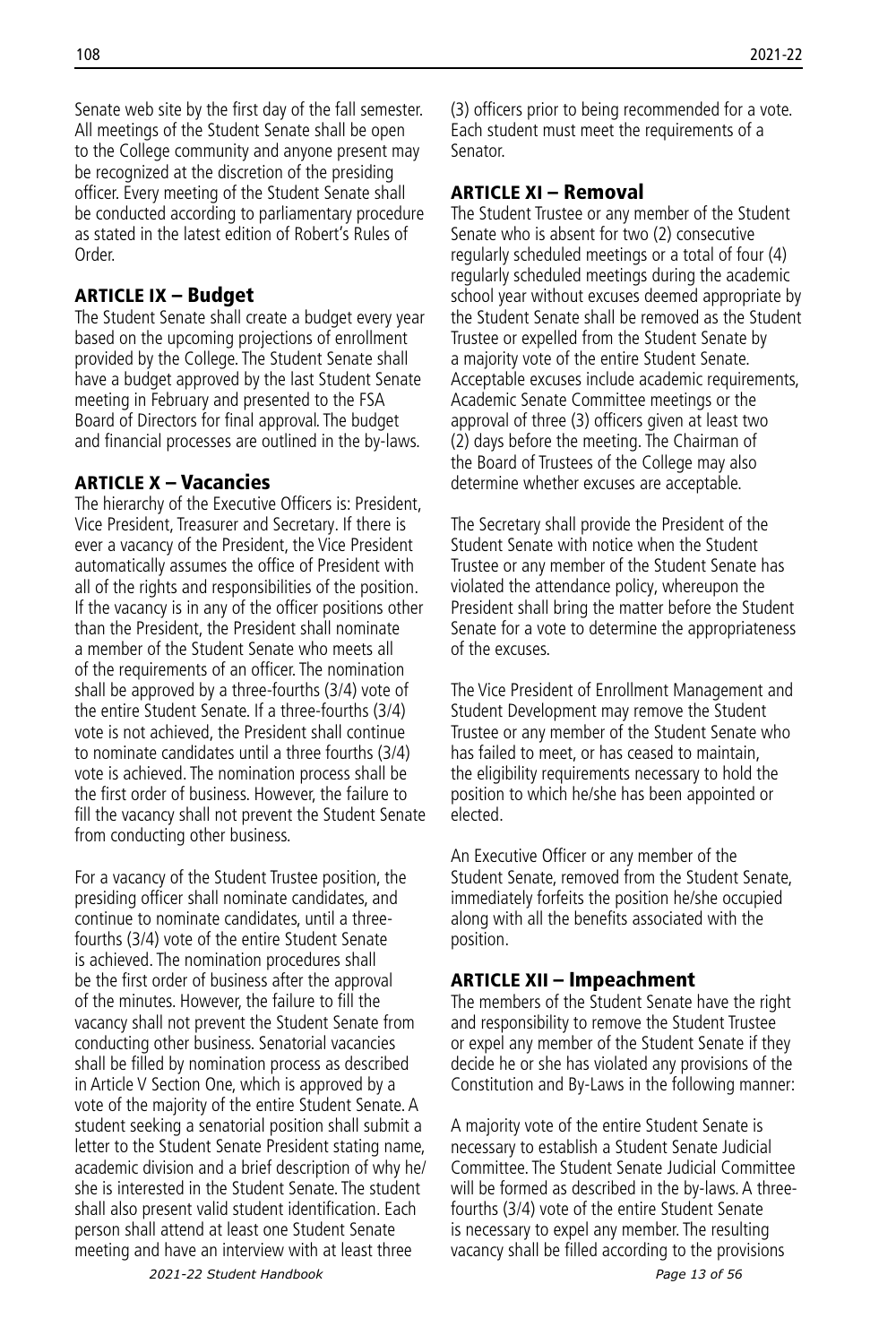Senate web site by the first day of the fall semester. All meetings of the Student Senate shall be open to the College community and anyone present may be recognized at the discretion of the presiding officer. Every meeting of the Student Senate shall be conducted according to parliamentary procedure as stated in the latest edition of Robert's Rules of Order.

## ARTICLE IX – Budget

The Student Senate shall create a budget every year based on the upcoming projections of enrollment provided by the College. The Student Senate shall have a budget approved by the last Student Senate meeting in February and presented to the FSA Board of Directors for final approval. The budget and financial processes are outlined in the by-laws.

## ARTICLE X – Vacancies

The hierarchy of the Executive Officers is: President, Vice President, Treasurer and Secretary. If there is ever a vacancy of the President, the Vice President automatically assumes the office of President with all of the rights and responsibilities of the position. If the vacancy is in any of the officer positions other than the President, the President shall nominate a member of the Student Senate who meets all of the requirements of an officer. The nomination shall be approved by a three-fourths (3/4) vote of the entire Student Senate. If a three-fourths (3/4) vote is not achieved, the President shall continue to nominate candidates until a three fourths (3/4) vote is achieved. The nomination process shall be the first order of business. However, the failure to fill the vacancy shall not prevent the Student Senate from conducting other business.

For a vacancy of the Student Trustee position, the presiding officer shall nominate candidates, and continue to nominate candidates, until a three-fourths (3/4) vote of the entire Student Senate is achieved. The nomination procedures shall be the first order of business after the approval of the minutes. However, the failure to fill the vacancy shall not prevent the Student Senate from conducting other business. Senatorial vacancies shall be filled by nomination process as described in Article V Section One, which is approved by a vote of the majority of the entire Student Senate. A student seeking a senatorial position shall submit a letter to the Student Senate President stating name, academic division and a brief description of why he/she is interested in the Student Senate. The student shall also present valid student identification. Each person shall attend at least one Student Senate meeting and have an interview with at least three (3) officers prior to being recommended for a vote. Each student must meet the requirements of a Senator.

## ARTICLE XI – Removal

The Student Trustee or any member of the Student Senate who is absent for two (2) consecutive regularly scheduled meetings or a total of four (4) regularly scheduled meetings during the academic school year without excuses deemed appropriate by the Student Senate shall be removed as the Student Trustee or expelled from the Student Senate by a majority vote of the entire Student Senate. Acceptable excuses include academic requirements, Academic Senate Committee meetings or the approval of three (3) officers given at least two (2) days before the meeting. The Chairman of the Board of Trustees of the College may also determine whether excuses are acceptable.

The Secretary shall provide the President of the Student Senate with notice when the Student Trustee or any member of the Student Senate has violated the attendance policy, whereupon the President shall bring the matter before the Student Senate for a vote to determine the appropriateness of the excuses.

The Vice President of Enrollment Management and Student Development may remove the Student Trustee or any member of the Student Senate who has failed to meet, or has ceased to maintain, the eligibility requirements necessary to hold the position to which he/she has been appointed or elected.

An Executive Officer or any member of the Student Senate, removed from the Student Senate, immediately forfeits the position he/she occupied along with all the benefits associated with the position.

## ARTICLE XII – Impeachment

The members of the Student Senate have the right and responsibility to remove the Student Trustee or expel any member of the Student Senate if they decide he or she has violated any provisions of the Constitution and By-Laws in the following manner:

A majority vote of the entire Student Senate is necessary to establish a Student Senate Judicial Committee. The Student Senate Judicial Committee will be formed as described in the by-laws. A three-fourths (3/4) vote of the entire Student Senate is necessary to expel any member. The resulting vacancy shall be filled according to the provisions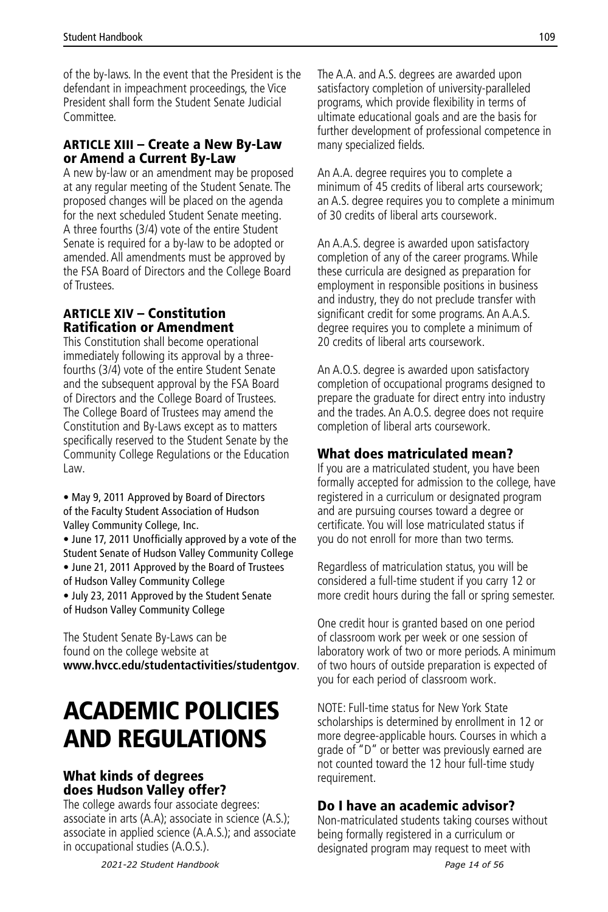of the by-laws. In the event that the President is the defendant in impeachment proceedings, the Vice President shall form the Student Senate Judicial Committee.

### ARTICLE XIII – Create a New By-Law or Amend a Current By-Law

A new by-law or an amendment may be proposed at any regular meeting of the Student Senate. The proposed changes will be placed on the agenda for the next scheduled Student Senate meeting. A three fourths (3/4) vote of the entire Student Senate is required for a by-law to be adopted or amended. All amendments must be approved by the FSA Board of Directors and the College Board of Trustees.

### ARTICLE XIV – Constitution Ratification or Amendment

This Constitution shall become operational immediately following its approval by a three-fourths (3/4) vote of the entire Student Senate and the subsequent approval by the FSA Board of Directors and the College Board of Trustees. The College Board of Trustees may amend the Constitution and By-Laws except as to matters specifically reserved to the Student Senate by the Community College Regulations or the Education Law.

- May 9, 2011 Approved by Board of Directors of the Faculty Student Association of Hudson Valley Community College, Inc.
- June 17, 2011 Unofficially approved by a vote of the Student Senate of Hudson Valley Community College
- June 21, 2011 Approved by the Board of Trustees of Hudson Valley Community College
- July 23, 2011 Approved by the Student Senate of Hudson Valley Community College

The Student Senate By-Laws can be found on the college website at **www.hvcc.edu/studentactivities/studentgov**.

# ACADEMIC POLICIES AND REGULATIONS

### What kinds of degrees does Hudson Valley offer?

The college awards four associate degrees: associate in arts (A.A); associate in science (A.S.); associate in applied science (A.A.S.); and associate in occupational studies (A.O.S.).

The A.A. and A.S. degrees are awarded upon satisfactory completion of university-paralleled programs, which provide flexibility in terms of ultimate educational goals and are the basis for further development of professional competence in many specialized fields.

An A.A. degree requires you to complete a minimum of 45 credits of liberal arts coursework; an A.S. degree requires you to complete a minimum of 30 credits of liberal arts coursework.

An A.A.S. degree is awarded upon satisfactory completion of any of the career programs. While these curricula are designed as preparation for employment in responsible positions in business and industry, they do not preclude transfer with significant credit for some programs. An A.A.S. degree requires you to complete a minimum of 20 credits of liberal arts coursework.

An A.O.S. degree is awarded upon satisfactory completion of occupational programs designed to prepare the graduate for direct entry into industry and the trades. An A.O.S. degree does not require completion of liberal arts coursework.

### What does matriculated mean?

If you are a matriculated student, you have been formally accepted for admission to the college, have registered in a curriculum or designated program and are pursuing courses toward a degree or certificate. You will lose matriculated status if you do not enroll for more than two terms.

Regardless of matriculation status, you will be considered a full-time student if you carry 12 or more credit hours during the fall or spring semester.

One credit hour is granted based on one period of classroom work per week or one session of laboratory work of two or more periods. A minimum of two hours of outside preparation is expected of you for each period of classroom work.

NOTE: Full-time status for New York State scholarships is determined by enrollment in 12 or more degree-applicable hours. Courses in which a grade of "D" or better was previously earned are not counted toward the 12 hour full-time study requirement.

### Do I have an academic advisor?

Non-matriculated students taking courses without being formally registered in a curriculum or designated program may request to meet with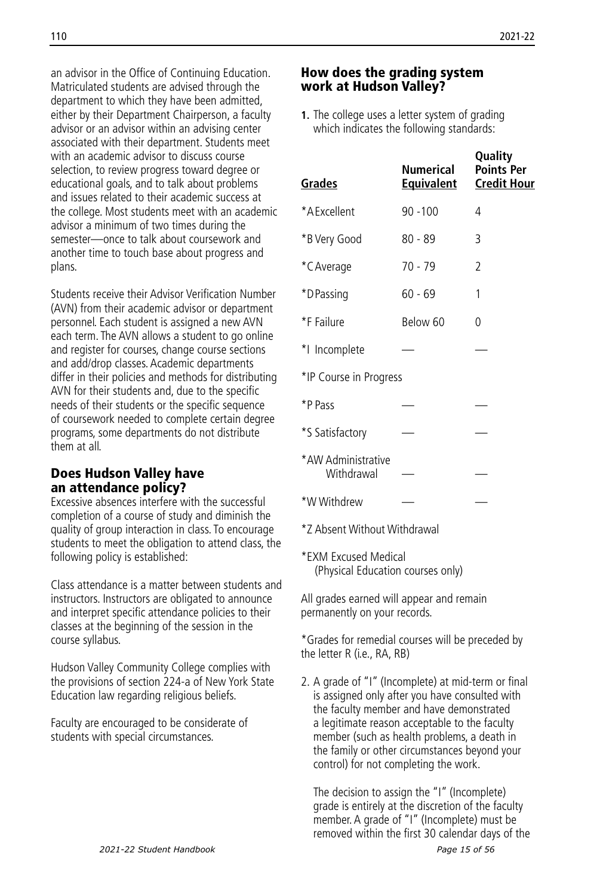an advisor in the Office of Continuing Education. Matriculated students are advised through the department to which they have been admitted, either by their Department Chairperson, a faculty advisor or an advisor within an advising center associated with their department. Students meet with an academic advisor to discuss course selection, to review progress toward degree or educational goals, and to talk about problems and issues related to their academic success at the college. Most students meet with an academic advisor a minimum of two times during the semester—once to talk about coursework and another time to touch base about progress and plans.

Students receive their Advisor Verification Number (AVN) from their academic advisor or department personnel. Each student is assigned a new AVN each term. The AVN allows a student to go online and register for courses, change course sections and add/drop classes. Academic departments differ in their policies and methods for distributing AVN for their students and, due to the specific needs of their students or the specific sequence of coursework needed to complete certain degree programs, some departments do not distribute them at all.

## Does Hudson Valley have an attendance policy?

Excessive absences interfere with the successful completion of a course of study and diminish the quality of group interaction in class. To encourage students to meet the obligation to attend class, the following policy is established:

Class attendance is a matter between students and instructors. Instructors are obligated to announce and interpret specific attendance policies to their classes at the beginning of the session in the course syllabus.

Hudson Valley Community College complies with the provisions of section 224-a of New York State Education law regarding religious beliefs.

Faculty are encouraged to be considerate of students with special circumstances.

## How does the grading system work at Hudson Valley?

**1.** The college uses a letter system of grading which indicates the following standards:

| Grades | Numerical Equivalent | Quality Points Per Credit Hour |
|---|---|---|
| *A Excellent | 90 -100 | 4 |
| *B Very Good | 80 - 89 | 3 |
| *C Average | 70 - 79 | 2 |
| *D Passing | 60 - 69 | 1 |
| *F Failure | Below 60 | 0 |
| *I Incomplete | — | — |
| *IP Course in Progress | | |
| *P Pass | — | — |
| *S Satisfactory | — | — |
| *AW Administrative Withdrawal | — | — |
| *W Withdrew | — | — |
| *Z Absent Without Withdrawal | | |
| *EXM Excused Medical (Physical Education courses only) | | |

All grades earned will appear and remain permanently on your records.

*Grades for remedial courses will be preceded by the letter R (i.e., RA, RB)

2. A grade of "I" (Incomplete) at mid-term or final is assigned only after you have consulted with the faculty member and have demonstrated a legitimate reason acceptable to the faculty member (such as health problems, a death in the family or other circumstances beyond your control) for not completing the work.

   The decision to assign the "I" (Incomplete) grade is entirely at the discretion of the faculty member. A grade of "I" (Incomplete) must be removed within the first 30 calendar days of the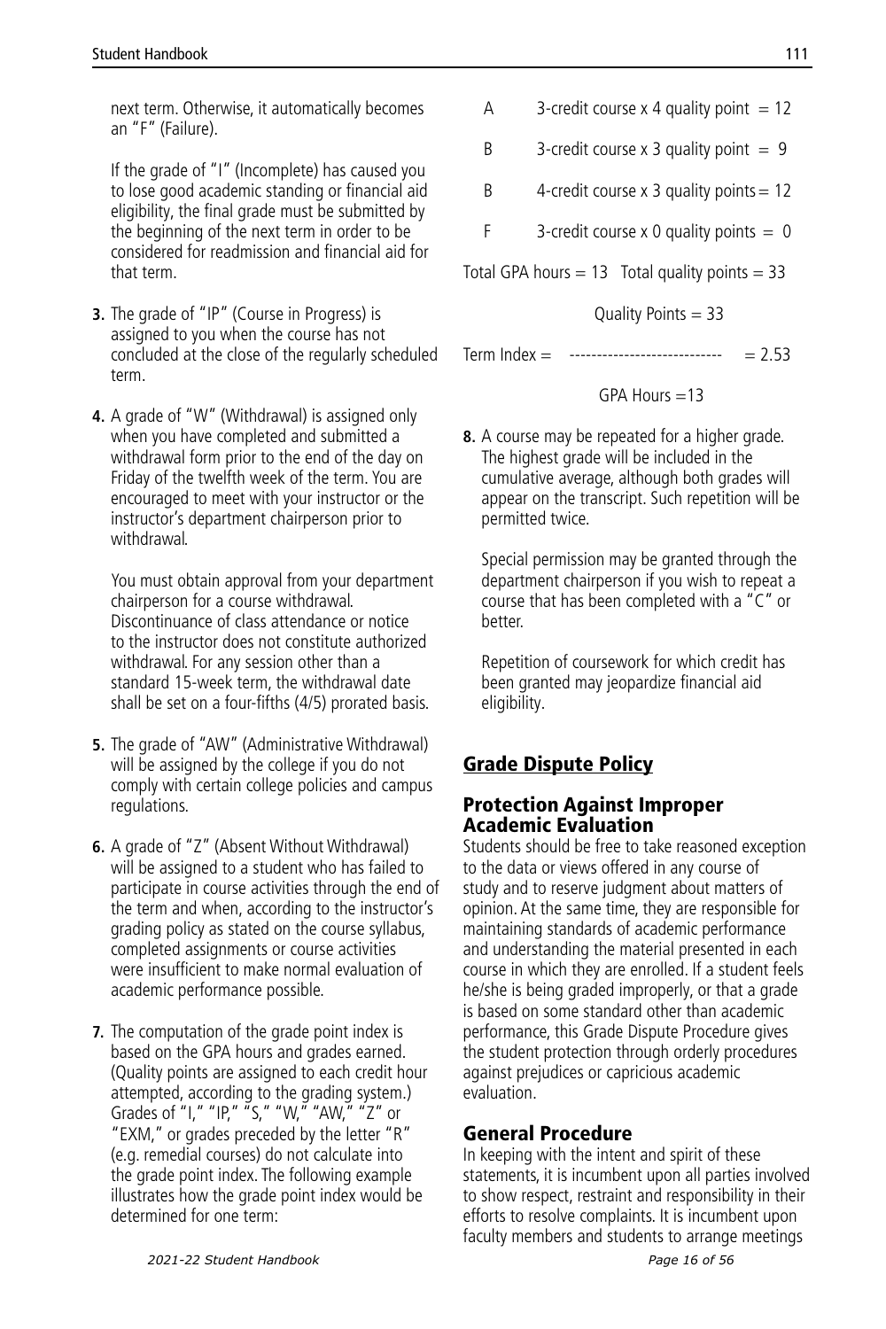next term. Otherwise, it automatically becomes an "F" (Failure).

If the grade of "I" (Incomplete) has caused you to lose good academic standing or financial aid eligibility, the final grade must be submitted by the beginning of the next term in order to be considered for readmission and financial aid for that term.

3. The grade of "IP" (Course in Progress) is assigned to you when the course has not concluded at the close of the regularly scheduled term.

4. A grade of "W" (Withdrawal) is assigned only when you have completed and submitted a withdrawal form prior to the end of the day on Friday of the twelfth week of the term. You are encouraged to meet with your instructor or the instructor's department chairperson prior to withdrawal.

   You must obtain approval from your department chairperson for a course withdrawal. Discontinuance of class attendance or notice to the instructor does not constitute authorized withdrawal. For any session other than a standard 15-week term, the withdrawal date shall be set on a four-fifths (4/5) prorated basis.

5. The grade of "AW" (Administrative Withdrawal) will be assigned by the college if you do not comply with certain college policies and campus regulations.

6. A grade of "Z" (Absent Without Withdrawal) will be assigned to a student who has failed to participate in course activities through the end of the term and when, according to the instructor's grading policy as stated on the course syllabus, completed assignments or course activities were insufficient to make normal evaluation of academic performance possible.

7. The computation of the grade point index is based on the GPA hours and grades earned. (Quality points are assigned to each credit hour attempted, according to the grading system.) Grades of "I," "IP," "S," "W," "AW," "Z" or "EXM," or grades preceded by the letter "R" (e.g. remedial courses) do not calculate into the grade point index. The following example illustrates how the grade point index would be determined for one term:

   A 3-credit course x 4 quality point = 12

   B 3-credit course x 3 quality point = 9

   B 4-credit course x 3 quality points = 12

   F 3-credit course x 0 quality points = 0

   Total GPA hours = 13 Total quality points = 33

   $$\text{Term Index} = \frac{\text{Quality Points} = 33}{\text{GPA Hours} = 13} = 2.53$$

8. A course may be repeated for a higher grade. The highest grade will be included in the cumulative average, although both grades will appear on the transcript. Such repetition will be permitted twice.

   Special permission may be granted through the department chairperson if you wish to repeat a course that has been completed with a "C" or better.

   Repetition of coursework for which credit has been granted may jeopardize financial aid eligibility.

## Grade Dispute Policy

### Protection Against Improper Academic Evaluation

Students should be free to take reasoned exception to the data or views offered in any course of study and to reserve judgment about matters of opinion. At the same time, they are responsible for maintaining standards of academic performance and understanding the material presented in each course in which they are enrolled. If a student feels he/she is being graded improperly, or that a grade is based on some standard other than academic performance, this Grade Dispute Procedure gives the student protection through orderly procedures against prejudices or capricious academic evaluation.

### General Procedure

In keeping with the intent and spirit of these statements, it is incumbent upon all parties involved to show respect, restraint and responsibility in their efforts to resolve complaints. It is incumbent upon faculty members and students to arrange meetings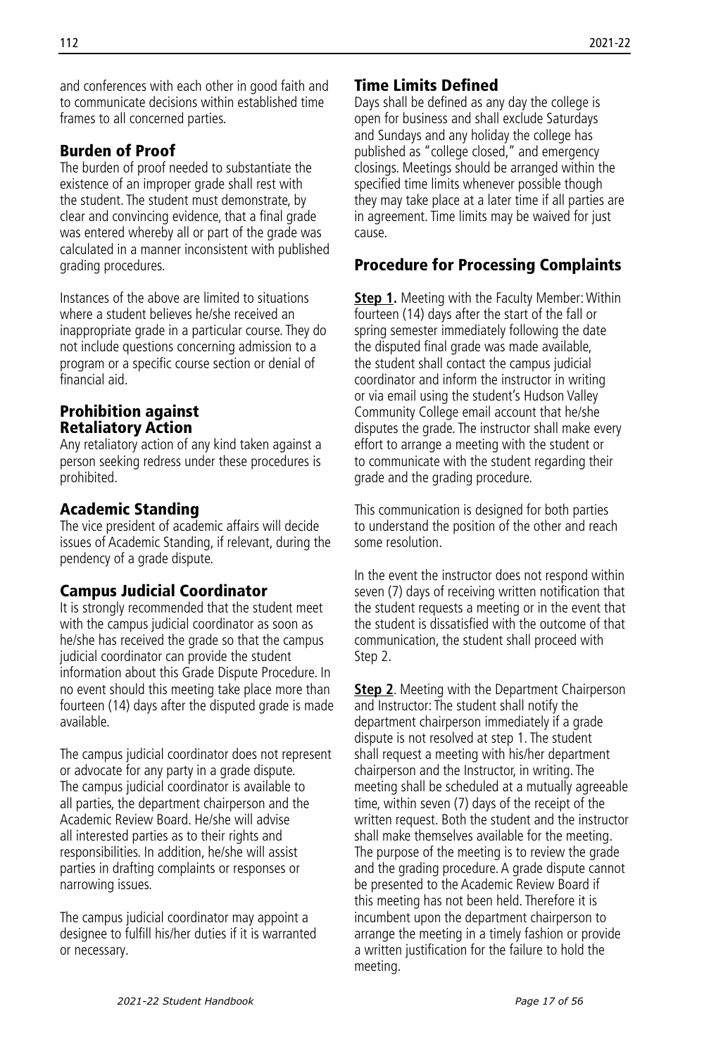and conferences with each other in good faith and to communicate decisions within established time frames to all concerned parties.

## Burden of Proof

The burden of proof needed to substantiate the existence of an improper grade shall rest with the student. The student must demonstrate, by clear and convincing evidence, that a final grade was entered whereby all or part of the grade was calculated in a manner inconsistent with published grading procedures.

Instances of the above are limited to situations where a student believes he/she received an inappropriate grade in a particular course. They do not include questions concerning admission to a program or a specific course section or denial of financial aid.

## Prohibition against Retaliatory Action

Any retaliatory action of any kind taken against a person seeking redress under these procedures is prohibited.

## Academic Standing

The vice president of academic affairs will decide issues of Academic Standing, if relevant, during the pendency of a grade dispute.

## Campus Judicial Coordinator

It is strongly recommended that the student meet with the campus judicial coordinator as soon as he/she has received the grade so that the campus judicial coordinator can provide the student information about this Grade Dispute Procedure. In no event should this meeting take place more than fourteen (14) days after the disputed grade is made available.

The campus judicial coordinator does not represent or advocate for any party in a grade dispute. The campus judicial coordinator is available to all parties, the department chairperson and the Academic Review Board. He/she will advise all interested parties as to their rights and responsibilities. In addition, he/she will assist parties in drafting complaints or responses or narrowing issues.

The campus judicial coordinator may appoint a designee to fulfill his/her duties if it is warranted or necessary.

## Time Limits Defined

Days shall be defined as any day the college is open for business and shall exclude Saturdays and Sundays and any holiday the college has published as "college closed," and emergency closings. Meetings should be arranged within the specified time limits whenever possible though they may take place at a later time if all parties are in agreement. Time limits may be waived for just cause.

## Procedure for Processing Complaints

**Step 1.** Meeting with the Faculty Member: Within fourteen (14) days after the start of the fall or spring semester immediately following the date the disputed final grade was made available, the student shall contact the campus judicial coordinator and inform the instructor in writing or via email using the student's Hudson Valley Community College email account that he/she disputes the grade. The instructor shall make every effort to arrange a meeting with the student or to communicate with the student regarding their grade and the grading procedure.

This communication is designed for both parties to understand the position of the other and reach some resolution.

In the event the instructor does not respond within seven (7) days of receiving written notification that the student requests a meeting or in the event that the student is dissatisfied with the outcome of that communication, the student shall proceed with Step 2.

**Step 2**. Meeting with the Department Chairperson and Instructor: The student shall notify the department chairperson immediately if a grade dispute is not resolved at step 1. The student shall request a meeting with his/her department chairperson and the Instructor, in writing. The meeting shall be scheduled at a mutually agreeable time, within seven (7) days of the receipt of the written request. Both the student and the instructor shall make themselves available for the meeting. The purpose of the meeting is to review the grade and the grading procedure. A grade dispute cannot be presented to the Academic Review Board if this meeting has not been held. Therefore it is incumbent upon the department chairperson to arrange the meeting in a timely fashion or provide a written justification for the failure to hold the meeting.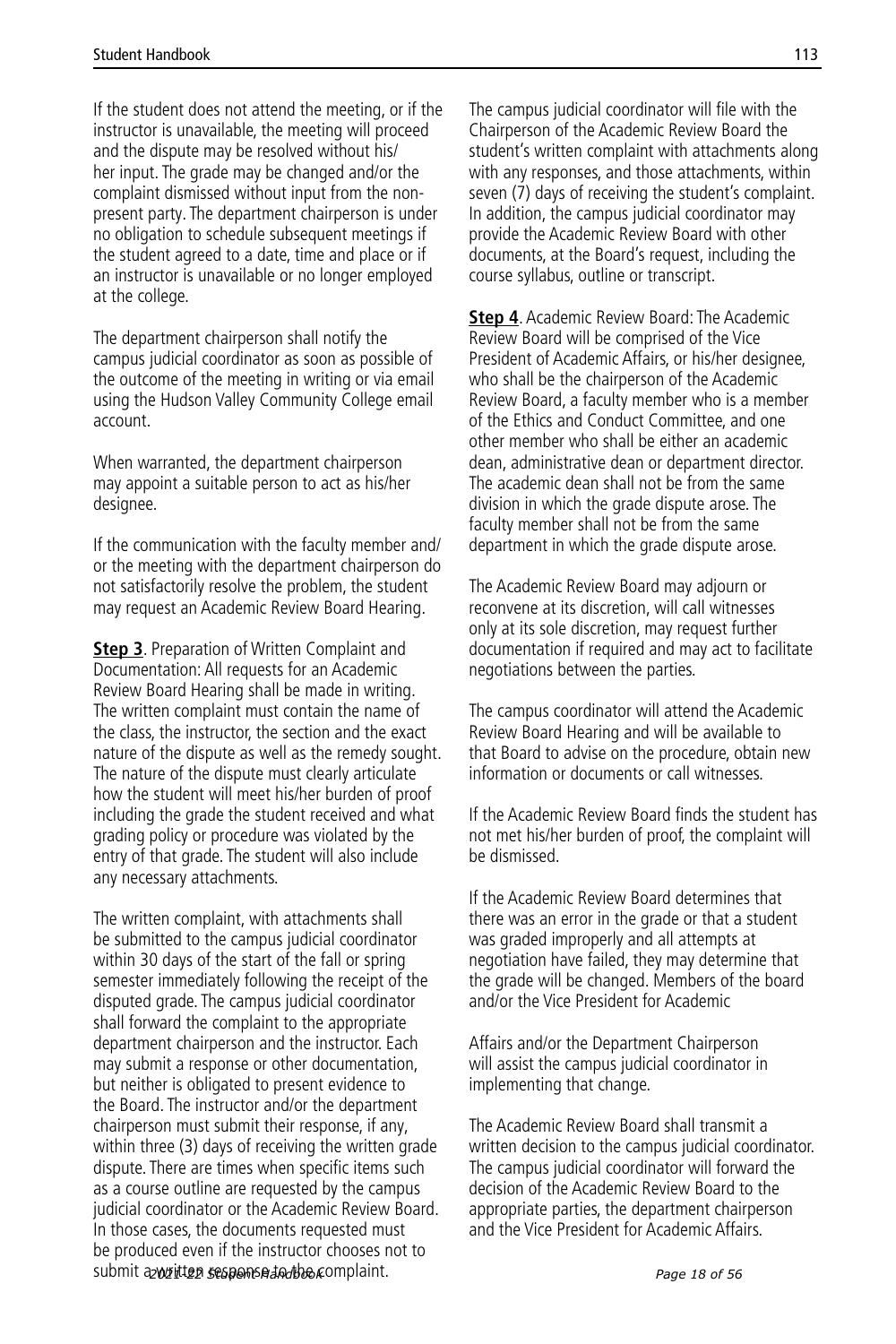If the student does not attend the meeting, or if the instructor is unavailable, the meeting will proceed and the dispute may be resolved without his/her input. The grade may be changed and/or the complaint dismissed without input from the non-present party. The department chairperson is under no obligation to schedule subsequent meetings if the student agreed to a date, time and place or if an instructor is unavailable or no longer employed at the college.

The department chairperson shall notify the campus judicial coordinator as soon as possible of the outcome of the meeting in writing or via email using the Hudson Valley Community College email account.

When warranted, the department chairperson may appoint a suitable person to act as his/her designee.

If the communication with the faculty member and/or the meeting with the department chairperson do not satisfactorily resolve the problem, the student may request an Academic Review Board Hearing.

**Step 3**. Preparation of Written Complaint and Documentation: All requests for an Academic Review Board Hearing shall be made in writing. The written complaint must contain the name of the class, the instructor, the section and the exact nature of the dispute as well as the remedy sought. The nature of the dispute must clearly articulate how the student will meet his/her burden of proof including the grade the student received and what grading policy or procedure was violated by the entry of that grade. The student will also include any necessary attachments.

The written complaint, with attachments shall be submitted to the campus judicial coordinator within 30 days of the start of the fall or spring semester immediately following the receipt of the disputed grade. The campus judicial coordinator shall forward the complaint to the appropriate department chairperson and the instructor. Each may submit a response or other documentation, but neither is obligated to present evidence to the Board. The instructor and/or the department chairperson must submit their response, if any, within three (3) days of receiving the written grade dispute. There are times when specific items such as a course outline are requested by the campus judicial coordinator or the Academic Review Board. In those cases, the documents requested must be produced even if the instructor chooses not to submit a written response to the complaint.

The campus judicial coordinator will file with the Chairperson of the Academic Review Board the student's written complaint with attachments along with any responses, and those attachments, within seven (7) days of receiving the student's complaint. In addition, the campus judicial coordinator may provide the Academic Review Board with other documents, at the Board's request, including the course syllabus, outline or transcript.

**Step 4**. Academic Review Board: The Academic Review Board will be comprised of the Vice President of Academic Affairs, or his/her designee, who shall be the chairperson of the Academic Review Board, a faculty member who is a member of the Ethics and Conduct Committee, and one other member who shall be either an academic dean, administrative dean or department director. The academic dean shall not be from the same division in which the grade dispute arose. The faculty member shall not be from the same department in which the grade dispute arose.

The Academic Review Board may adjourn or reconvene at its discretion, will call witnesses only at its sole discretion, may request further documentation if required and may act to facilitate negotiations between the parties.

The campus coordinator will attend the Academic Review Board Hearing and will be available to that Board to advise on the procedure, obtain new information or documents or call witnesses.

If the Academic Review Board finds the student has not met his/her burden of proof, the complaint will be dismissed.

If the Academic Review Board determines that there was an error in the grade or that a student was graded improperly and all attempts at negotiation have failed, they may determine that the grade will be changed. Members of the board and/or the Vice President for Academic Affairs and/or the Department Chairperson will assist the campus judicial coordinator in implementing that change.

The Academic Review Board shall transmit a written decision to the campus judicial coordinator. The campus judicial coordinator will forward the decision of the Academic Review Board to the appropriate parties, the department chairperson and the Vice President for Academic Affairs.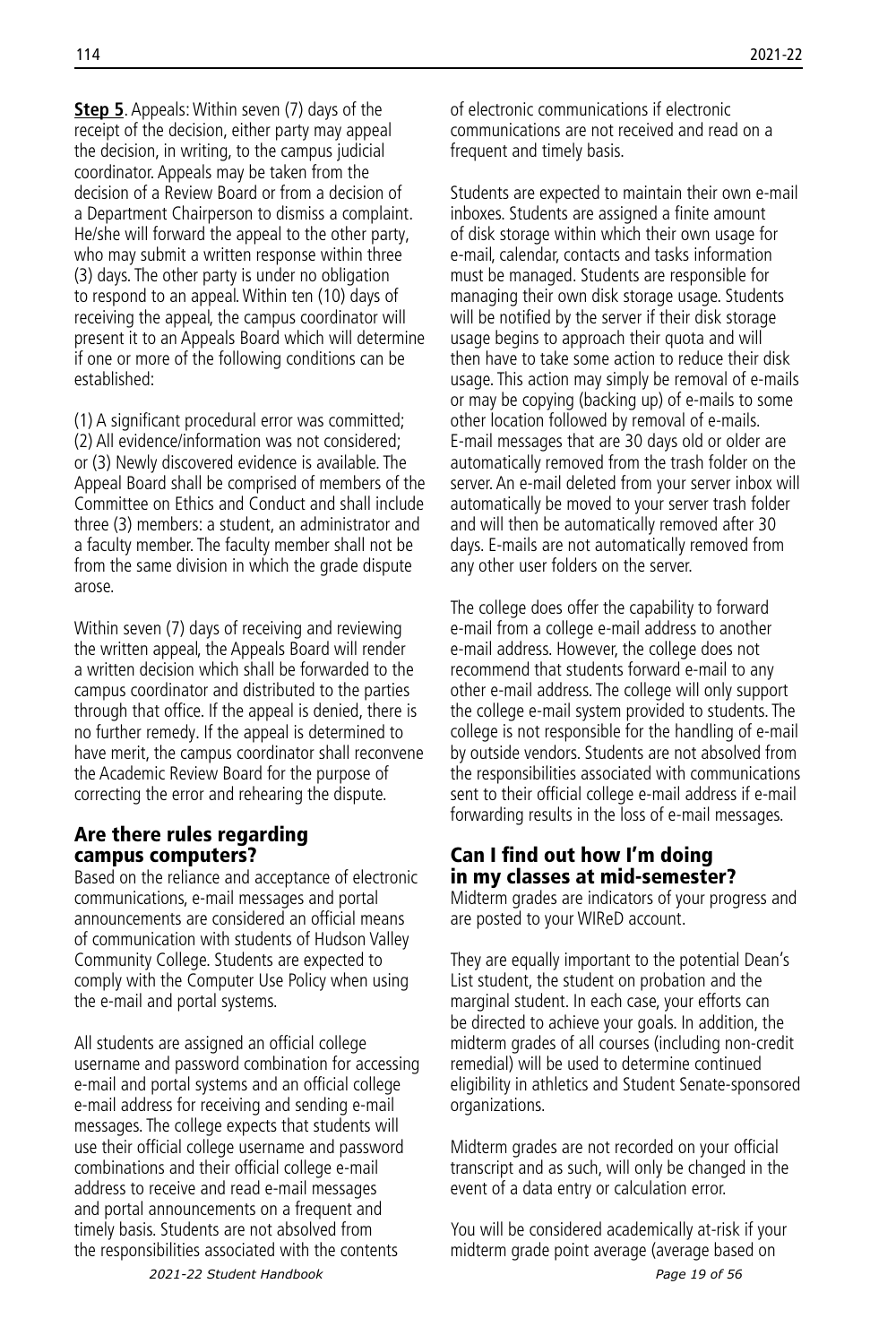**Step 5**. Appeals: Within seven (7) days of the receipt of the decision, either party may appeal the decision, in writing, to the campus judicial coordinator. Appeals may be taken from the decision of a Review Board or from a decision of a Department Chairperson to dismiss a complaint. He/she will forward the appeal to the other party, who may submit a written response within three (3) days. The other party is under no obligation to respond to an appeal. Within ten (10) days of receiving the appeal, the campus coordinator will present it to an Appeals Board which will determine if one or more of the following conditions can be established:

(1) A significant procedural error was committed; (2) All evidence/information was not considered; or (3) Newly discovered evidence is available. The Appeal Board shall be comprised of members of the Committee on Ethics and Conduct and shall include three (3) members: a student, an administrator and a faculty member. The faculty member shall not be from the same division in which the grade dispute arose.

Within seven (7) days of receiving and reviewing the written appeal, the Appeals Board will render a written decision which shall be forwarded to the campus coordinator and distributed to the parties through that office. If the appeal is denied, there is no further remedy. If the appeal is determined to have merit, the campus coordinator shall reconvene the Academic Review Board for the purpose of correcting the error and rehearing the dispute.

## Are there rules regarding campus computers?

Based on the reliance and acceptance of electronic communications, e-mail messages and portal announcements are considered an official means of communication with students of Hudson Valley Community College. Students are expected to comply with the Computer Use Policy when using the e-mail and portal systems.

All students are assigned an official college username and password combination for accessing e-mail and portal systems and an official college e-mail address for receiving and sending e-mail messages. The college expects that students will use their official college username and password combinations and their official college e-mail address to receive and read e-mail messages and portal announcements on a frequent and timely basis. Students are not absolved from the responsibilities associated with the contents of electronic communications if electronic communications are not received and read on a frequent and timely basis.

Students are expected to maintain their own e-mail inboxes. Students are assigned a finite amount of disk storage within which their own usage for e-mail, calendar, contacts and tasks information must be managed. Students are responsible for managing their own disk storage usage. Students will be notified by the server if their disk storage usage begins to approach their quota and will then have to take some action to reduce their disk usage. This action may simply be removal of e-mails or may be copying (backing up) of e-mails to some other location followed by removal of e-mails. E-mail messages that are 30 days old or older are automatically removed from the trash folder on the server. An e-mail deleted from your server inbox will automatically be moved to your server trash folder and will then be automatically removed after 30 days. E-mails are not automatically removed from any other user folders on the server.

The college does offer the capability to forward e-mail from a college e-mail address to another e-mail address. However, the college does not recommend that students forward e-mail to any other e-mail address. The college will only support the college e-mail system provided to students. The college is not responsible for the handling of e-mail by outside vendors. Students are not absolved from the responsibilities associated with communications sent to their official college e-mail address if e-mail forwarding results in the loss of e-mail messages.

## Can I find out how I'm doing in my classes at mid-semester?

Midterm grades are indicators of your progress and are posted to your WIReD account.

They are equally important to the potential Dean's List student, the student on probation and the marginal student. In each case, your efforts can be directed to achieve your goals. In addition, the midterm grades of all courses (including non-credit remedial) will be used to determine continued eligibility in athletics and Student Senate-sponsored organizations.

Midterm grades are not recorded on your official transcript and as such, will only be changed in the event of a data entry or calculation error.

You will be considered academically at-risk if your midterm grade point average (average based on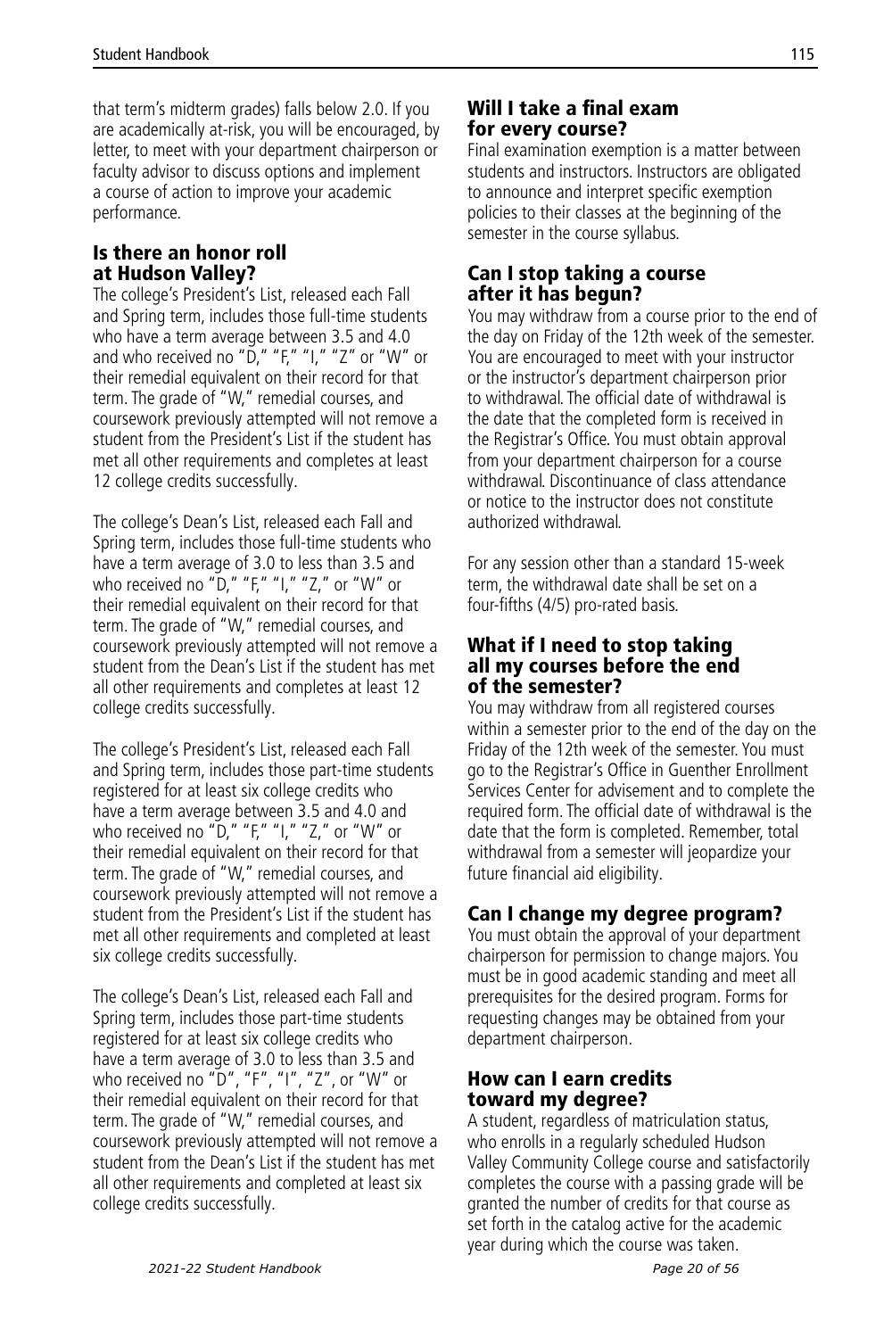that term's midterm grades) falls below 2.0. If you are academically at-risk, you will be encouraged, by letter, to meet with your department chairperson or faculty advisor to discuss options and implement a course of action to improve your academic performance.

### Is there an honor roll at Hudson Valley?

The college's President's List, released each Fall and Spring term, includes those full-time students who have a term average between 3.5 and 4.0 and who received no "D," "F," "I," "Z" or "W" or their remedial equivalent on their record for that term. The grade of "W," remedial courses, and coursework previously attempted will not remove a student from the President's List if the student has met all other requirements and completes at least 12 college credits successfully.

The college's Dean's List, released each Fall and Spring term, includes those full-time students who have a term average of 3.0 to less than 3.5 and who received no "D," "F," "I," "Z," or "W" or their remedial equivalent on their record for that term. The grade of "W," remedial courses, and coursework previously attempted will not remove a student from the Dean's List if the student has met all other requirements and completes at least 12 college credits successfully.

The college's President's List, released each Fall and Spring term, includes those part-time students registered for at least six college credits who have a term average between 3.5 and 4.0 and who received no "D," "F," "I," "Z," or "W" or their remedial equivalent on their record for that term. The grade of "W," remedial courses, and coursework previously attempted will not remove a student from the President's List if the student has met all other requirements and completed at least six college credits successfully.

The college's Dean's List, released each Fall and Spring term, includes those part-time students registered for at least six college credits who have a term average of 3.0 to less than 3.5 and who received no "D", "F", "I", "Z", or "W" or their remedial equivalent on their record for that term. The grade of "W," remedial courses, and coursework previously attempted will not remove a student from the Dean's List if the student has met all other requirements and completed at least six college credits successfully.

### Will I take a final exam for every course?

Final examination exemption is a matter between students and instructors. Instructors are obligated to announce and interpret specific exemption policies to their classes at the beginning of the semester in the course syllabus.

### Can I stop taking a course after it has begun?

You may withdraw from a course prior to the end of the day on Friday of the 12th week of the semester. You are encouraged to meet with your instructor or the instructor's department chairperson prior to withdrawal. The official date of withdrawal is the date that the completed form is received in the Registrar's Office. You must obtain approval from your department chairperson for a course withdrawal. Discontinuance of class attendance or notice to the instructor does not constitute authorized withdrawal.

For any session other than a standard 15-week term, the withdrawal date shall be set on a four-fifths (4/5) pro-rated basis.

### What if I need to stop taking all my courses before the end of the semester?

You may withdraw from all registered courses within a semester prior to the end of the day on the Friday of the 12th week of the semester. You must go to the Registrar's Office in Guenther Enrollment Services Center for advisement and to complete the required form. The official date of withdrawal is the date that the form is completed. Remember, total withdrawal from a semester will jeopardize your future financial aid eligibility.

### Can I change my degree program?

You must obtain the approval of your department chairperson for permission to change majors. You must be in good academic standing and meet all prerequisites for the desired program. Forms for requesting changes may be obtained from your department chairperson.

### How can I earn credits toward my degree?

A student, regardless of matriculation status, who enrolls in a regularly scheduled Hudson Valley Community College course and satisfactorily completes the course with a passing grade will be granted the number of credits for that course as set forth in the catalog active for the academic year during which the course was taken.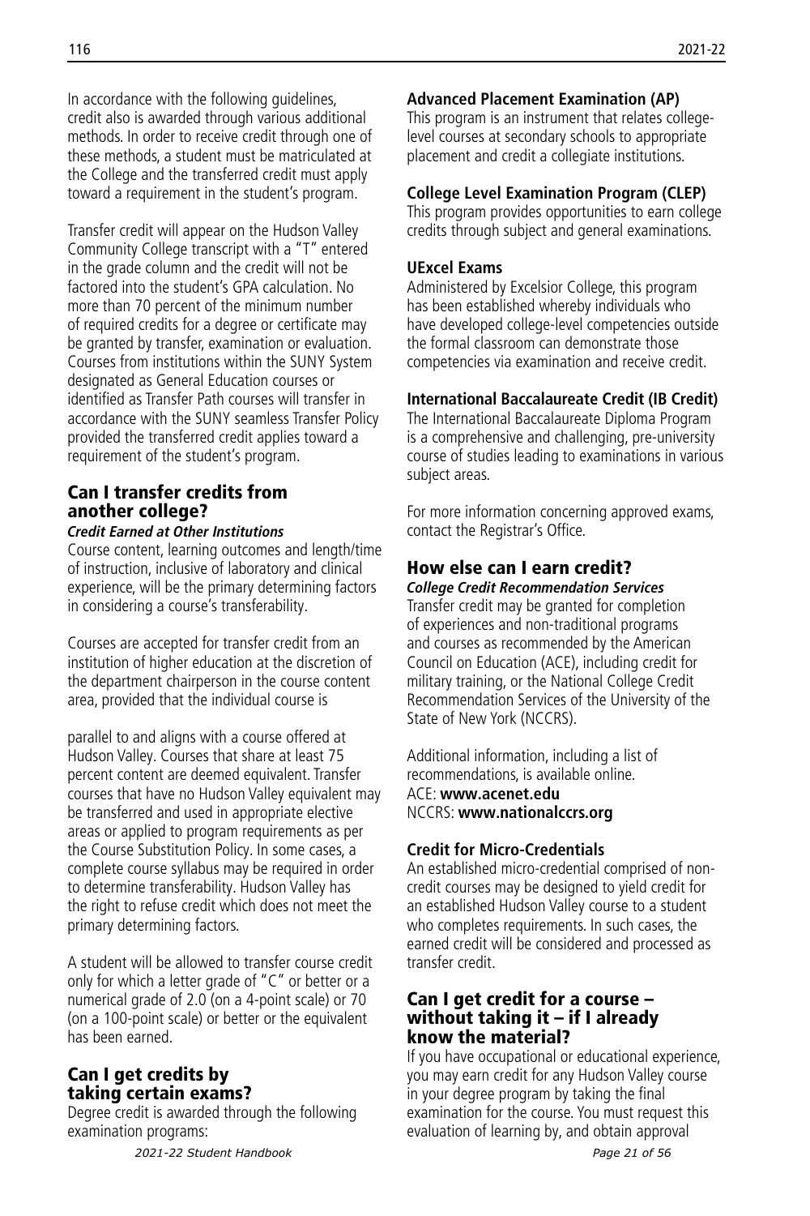In accordance with the following guidelines, credit also is awarded through various additional methods. In order to receive credit through one of these methods, a student must be matriculated at the College and the transferred credit must apply toward a requirement in the student's program.

Transfer credit will appear on the Hudson Valley Community College transcript with a "T" entered in the grade column and the credit will not be factored into the student's GPA calculation. No more than 70 percent of the minimum number of required credits for a degree or certificate may be granted by transfer, examination or evaluation. Courses from institutions within the SUNY System designated as General Education courses or identified as Transfer Path courses will transfer in accordance with the SUNY seamless Transfer Policy provided the transferred credit applies toward a requirement of the student's program.

## Can I transfer credits from another college?

***Credit Earned at Other Institutions***

Course content, learning outcomes and length/time of instruction, inclusive of laboratory and clinical experience, will be the primary determining factors in considering a course's transferability.

Courses are accepted for transfer credit from an institution of higher education at the discretion of the department chairperson in the course content area, provided that the individual course is parallel to and aligns with a course offered at Hudson Valley. Courses that share at least 75 percent content are deemed equivalent. Transfer courses that have no Hudson Valley equivalent may be transferred and used in appropriate elective areas or applied to program requirements as per the Course Substitution Policy. In some cases, a complete course syllabus may be required in order to determine transferability. Hudson Valley has the right to refuse credit which does not meet the primary determining factors.

A student will be allowed to transfer course credit only for which a letter grade of "C" or better or a numerical grade of 2.0 (on a 4-point scale) or 70 (on a 100-point scale) or better or the equivalent has been earned.

## Can I get credits by taking certain exams?

Degree credit is awarded through the following examination programs:

**Advanced Placement Examination (AP)**

This program is an instrument that relates college-level courses at secondary schools to appropriate placement and credit a collegiate institutions.

**College Level Examination Program (CLEP)**

This program provides opportunities to earn college credits through subject and general examinations.

**UExcel Exams**

Administered by Excelsior College, this program has been established whereby individuals who have developed college-level competencies outside the formal classroom can demonstrate those competencies via examination and receive credit.

**International Baccalaureate Credit (IB Credit)**

The International Baccalaureate Diploma Program is a comprehensive and challenging, pre-university course of studies leading to examinations in various subject areas.

For more information concerning approved exams, contact the Registrar's Office.

## How else can I earn credit?

***College Credit Recommendation Services***

Transfer credit may be granted for completion of experiences and non-traditional programs and courses as recommended by the American Council on Education (ACE), including credit for military training, or the National College Credit Recommendation Services of the University of the State of New York (NCCRS).

Additional information, including a list of recommendations, is available online.
ACE: **www.acenet.edu**
NCCRS: **www.nationalccrs.org**

**Credit for Micro-Credentials**

An established micro-credential comprised of non-credit courses may be designed to yield credit for an established Hudson Valley course to a student who completes requirements. In such cases, the earned credit will be considered and processed as transfer credit.

## Can I get credit for a course – without taking it – if I already know the material?

If you have occupational or educational experience, you may earn credit for any Hudson Valley course in your degree program by taking the final examination for the course. You must request this evaluation of learning by, and obtain approval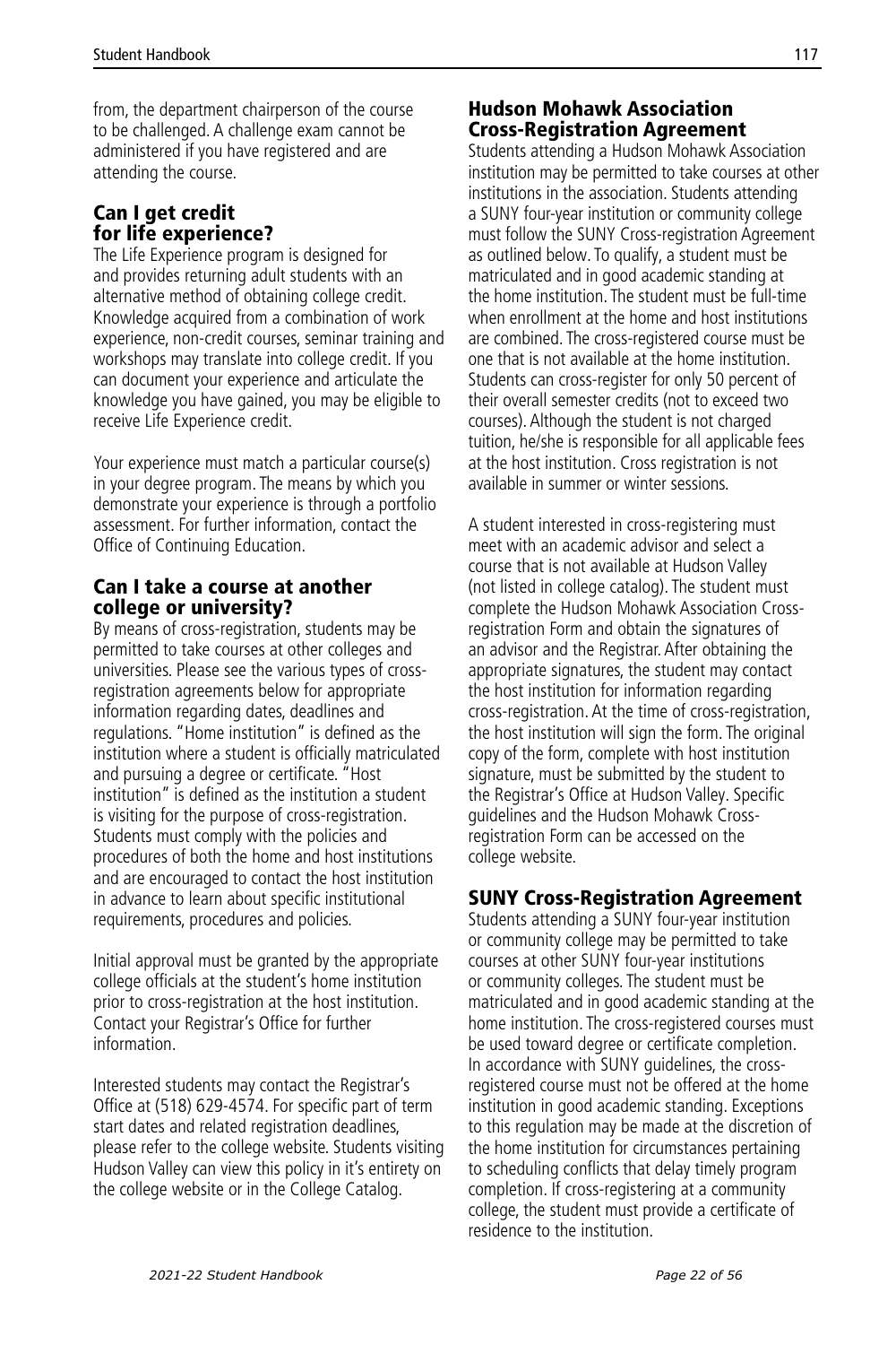from, the department chairperson of the course to be challenged. A challenge exam cannot be administered if you have registered and are attending the course.

## Can I get credit for life experience?

The Life Experience program is designed for and provides returning adult students with an alternative method of obtaining college credit. Knowledge acquired from a combination of work experience, non-credit courses, seminar training and workshops may translate into college credit. If you can document your experience and articulate the knowledge you have gained, you may be eligible to receive Life Experience credit.

Your experience must match a particular course(s) in your degree program. The means by which you demonstrate your experience is through a portfolio assessment. For further information, contact the Office of Continuing Education.

## Can I take a course at another college or university?

By means of cross-registration, students may be permitted to take courses at other colleges and universities. Please see the various types of cross-registration agreements below for appropriate information regarding dates, deadlines and regulations. "Home institution" is defined as the institution where a student is officially matriculated and pursuing a degree or certificate. "Host institution" is defined as the institution a student is visiting for the purpose of cross-registration. Students must comply with the policies and procedures of both the home and host institutions and are encouraged to contact the host institution in advance to learn about specific institutional requirements, procedures and policies.

Initial approval must be granted by the appropriate college officials at the student's home institution prior to cross-registration at the host institution. Contact your Registrar's Office for further information.

Interested students may contact the Registrar's Office at (518) 629-4574. For specific part of term start dates and related registration deadlines, please refer to the college website. Students visiting Hudson Valley can view this policy in it's entirety on the college website or in the College Catalog.

## Hudson Mohawk Association Cross-Registration Agreement

Students attending a Hudson Mohawk Association institution may be permitted to take courses at other institutions in the association. Students attending a SUNY four-year institution or community college must follow the SUNY Cross-registration Agreement as outlined below. To qualify, a student must be matriculated and in good academic standing at the home institution. The student must be full-time when enrollment at the home and host institutions are combined. The cross-registered course must be one that is not available at the home institution. Students can cross-register for only 50 percent of their overall semester credits (not to exceed two courses). Although the student is not charged tuition, he/she is responsible for all applicable fees at the host institution. Cross registration is not available in summer or winter sessions.

A student interested in cross-registering must meet with an academic advisor and select a course that is not available at Hudson Valley (not listed in college catalog). The student must complete the Hudson Mohawk Association Cross-registration Form and obtain the signatures of an advisor and the Registrar. After obtaining the appropriate signatures, the student may contact the host institution for information regarding cross-registration. At the time of cross-registration, the host institution will sign the form. The original copy of the form, complete with host institution signature, must be submitted by the student to the Registrar's Office at Hudson Valley. Specific guidelines and the Hudson Mohawk Cross-registration Form can be accessed on the college website.

## SUNY Cross-Registration Agreement

Students attending a SUNY four-year institution or community college may be permitted to take courses at other SUNY four-year institutions or community colleges. The student must be matriculated and in good academic standing at the home institution. The cross-registered courses must be used toward degree or certificate completion. In accordance with SUNY guidelines, the cross-registered course must not be offered at the home institution in good academic standing. Exceptions to this regulation may be made at the discretion of the home institution for circumstances pertaining to scheduling conflicts that delay timely program completion. If cross-registering at a community college, the student must provide a certificate of residence to the institution.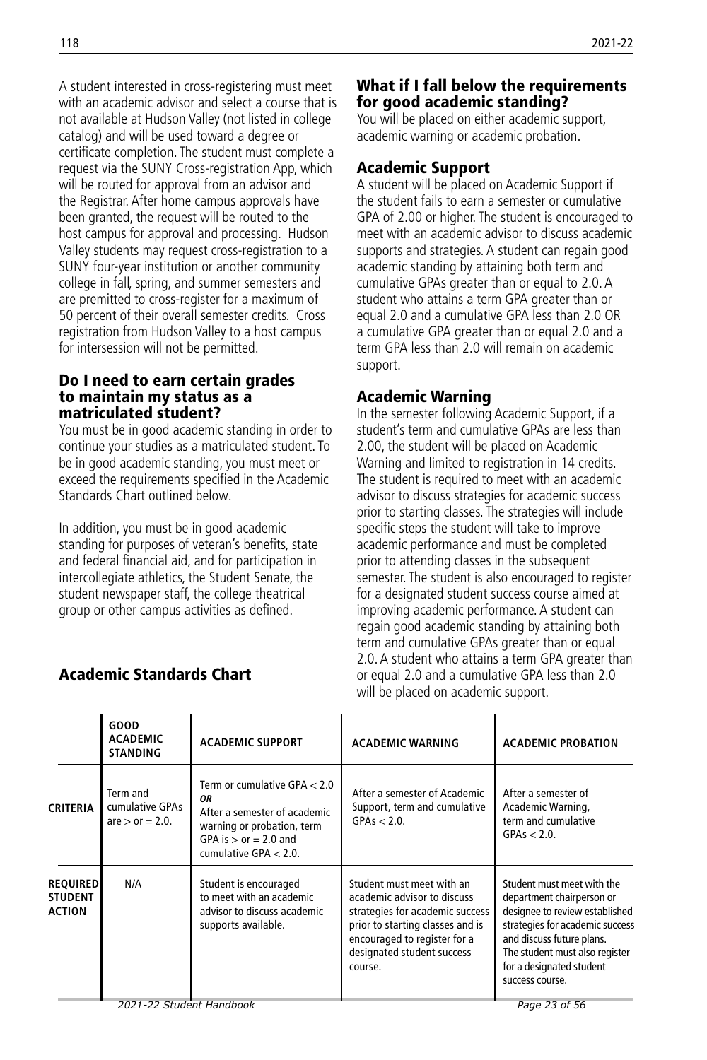A student interested in cross-registering must meet with an academic advisor and select a course that is not available at Hudson Valley (not listed in college catalog) and will be used toward a degree or certificate completion. The student must complete a request via the SUNY Cross-registration App, which will be routed for approval from an advisor and the Registrar. After home campus approvals have been granted, the request will be routed to the host campus for approval and processing. Hudson Valley students may request cross-registration to a SUNY four-year institution or another community college in fall, spring, and summer semesters and are premitted to cross-register for a maximum of 50 percent of their overall semester credits. Cross registration from Hudson Valley to a host campus for intersession will not be permitted.

### Do I need to earn certain grades to maintain my status as a matriculated student?

You must be in good academic standing in order to continue your studies as a matriculated student. To be in good academic standing, you must meet or exceed the requirements specified in the Academic Standards Chart outlined below.

In addition, you must be in good academic standing for purposes of veteran's benefits, state and federal financial aid, and for participation in intercollegiate athletics, the Student Senate, the student newspaper staff, the college theatrical group or other campus activities as defined.

### What if I fall below the requirements for good academic standing?

You will be placed on either academic support, academic warning or academic probation.

### Academic Support

A student will be placed on Academic Support if the student fails to earn a semester or cumulative GPA of 2.00 or higher. The student is encouraged to meet with an academic advisor to discuss academic supports and strategies. A student can regain good academic standing by attaining both term and cumulative GPAs greater than or equal to 2.0. A student who attains a term GPA greater than or equal 2.0 and a cumulative GPA less than 2.0 OR a cumulative GPA greater than or equal 2.0 and a term GPA less than 2.0 will remain on academic support.

### Academic Warning

In the semester following Academic Support, if a student's term and cumulative GPAs are less than 2.00, the student will be placed on Academic Warning and limited to registration in 14 credits. The student is required to meet with an academic advisor to discuss strategies for academic success prior to starting classes. The strategies will include specific steps the student will take to improve academic performance and must be completed prior to attending classes in the subsequent semester. The student is also encouraged to register for a designated student success course aimed at improving academic performance. A student can regain good academic standing by attaining both term and cumulative GPAs greater than or equal 2.0. A student who attains a term GPA greater than or equal 2.0 and a cumulative GPA less than 2.0 will be placed on academic support.

### Academic Standards Chart

| | GOOD ACADEMIC STANDING | ACADEMIC SUPPORT | ACADEMIC WARNING | ACADEMIC PROBATION |
|---|---|---|---|---|
| **CRITERIA** | Term and cumulative GPAs are > or = 2.0. | Term or cumulative GPA < 2.0 *OR* After a semester of academic warning or probation, term GPA is > or = 2.0 and cumulative GPA < 2.0. | After a semester of Academic Support, term and cumulative GPAs < 2.0. | After a semester of Academic Warning, term and cumulative GPAs < 2.0. |
| **REQUIRED STUDENT ACTION** | N/A | Student is encouraged to meet with an academic advisor to discuss academic supports available. | Student must meet with an academic advisor to discuss strategies for academic success prior to starting classes and is encouraged to register for a designated student success course. | Student must meet with the department chairperson or designee to review established strategies for academic success and discuss future plans. The student must also register for a designated student success course. |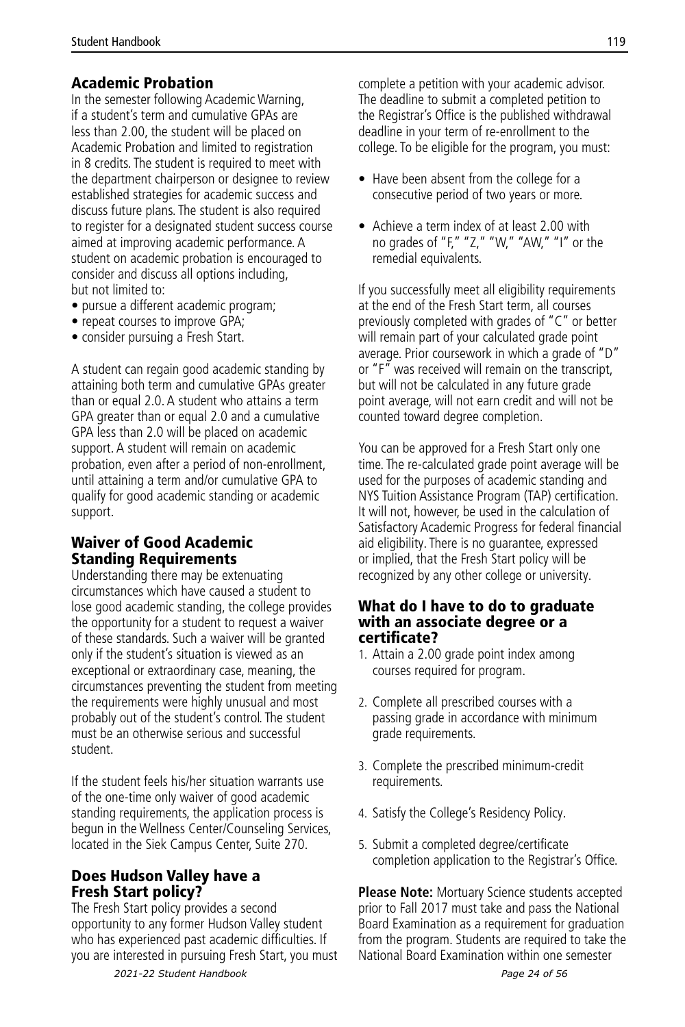## Academic Probation

In the semester following Academic Warning, if a student's term and cumulative GPAs are less than 2.00, the student will be placed on Academic Probation and limited to registration in 8 credits. The student is required to meet with the department chairperson or designee to review established strategies for academic success and discuss future plans. The student is also required to register for a designated student success course aimed at improving academic performance. A student on academic probation is encouraged to consider and discuss all options including, but not limited to:

- pursue a different academic program;
- repeat courses to improve GPA;
- consider pursuing a Fresh Start.

A student can regain good academic standing by attaining both term and cumulative GPAs greater than or equal 2.0. A student who attains a term GPA greater than or equal 2.0 and a cumulative GPA less than 2.0 will be placed on academic support. A student will remain on academic probation, even after a period of non-enrollment, until attaining a term and/or cumulative GPA to qualify for good academic standing or academic support.

## Waiver of Good Academic Standing Requirements

Understanding there may be extenuating circumstances which have caused a student to lose good academic standing, the college provides the opportunity for a student to request a waiver of these standards. Such a waiver will be granted only if the student's situation is viewed as an exceptional or extraordinary case, meaning, the circumstances preventing the student from meeting the requirements were highly unusual and most probably out of the student's control. The student must be an otherwise serious and successful student.

If the student feels his/her situation warrants use of the one-time only waiver of good academic standing requirements, the application process is begun in the Wellness Center/Counseling Services, located in the Siek Campus Center, Suite 270.

## Does Hudson Valley have a Fresh Start policy?

The Fresh Start policy provides a second opportunity to any former Hudson Valley student who has experienced past academic difficulties. If you are interested in pursuing Fresh Start, you must complete a petition with your academic advisor. The deadline to submit a completed petition to the Registrar's Office is the published withdrawal deadline in your term of re-enrollment to the college. To be eligible for the program, you must:

- Have been absent from the college for a consecutive period of two years or more.
- Achieve a term index of at least 2.00 with no grades of "F," "Z," "W," "AW," "I" or the remedial equivalents.

If you successfully meet all eligibility requirements at the end of the Fresh Start term, all courses previously completed with grades of "C" or better will remain part of your calculated grade point average. Prior coursework in which a grade of "D" or "F" was received will remain on the transcript, but will not be calculated in any future grade point average, will not earn credit and will not be counted toward degree completion.

You can be approved for a Fresh Start only one time. The re-calculated grade point average will be used for the purposes of academic standing and NYS Tuition Assistance Program (TAP) certification. It will not, however, be used in the calculation of Satisfactory Academic Progress for federal financial aid eligibility. There is no guarantee, expressed or implied, that the Fresh Start policy will be recognized by any other college or university.

## What do I have to do to graduate with an associate degree or a certificate?

1. Attain a 2.00 grade point index among courses required for program.
2. Complete all prescribed courses with a passing grade in accordance with minimum grade requirements.
3. Complete the prescribed minimum-credit requirements.
4. Satisfy the College's Residency Policy.
5. Submit a completed degree/certificate completion application to the Registrar's Office.

**Please Note:** Mortuary Science students accepted prior to Fall 2017 must take and pass the National Board Examination as a requirement for graduation from the program. Students are required to take the National Board Examination within one semester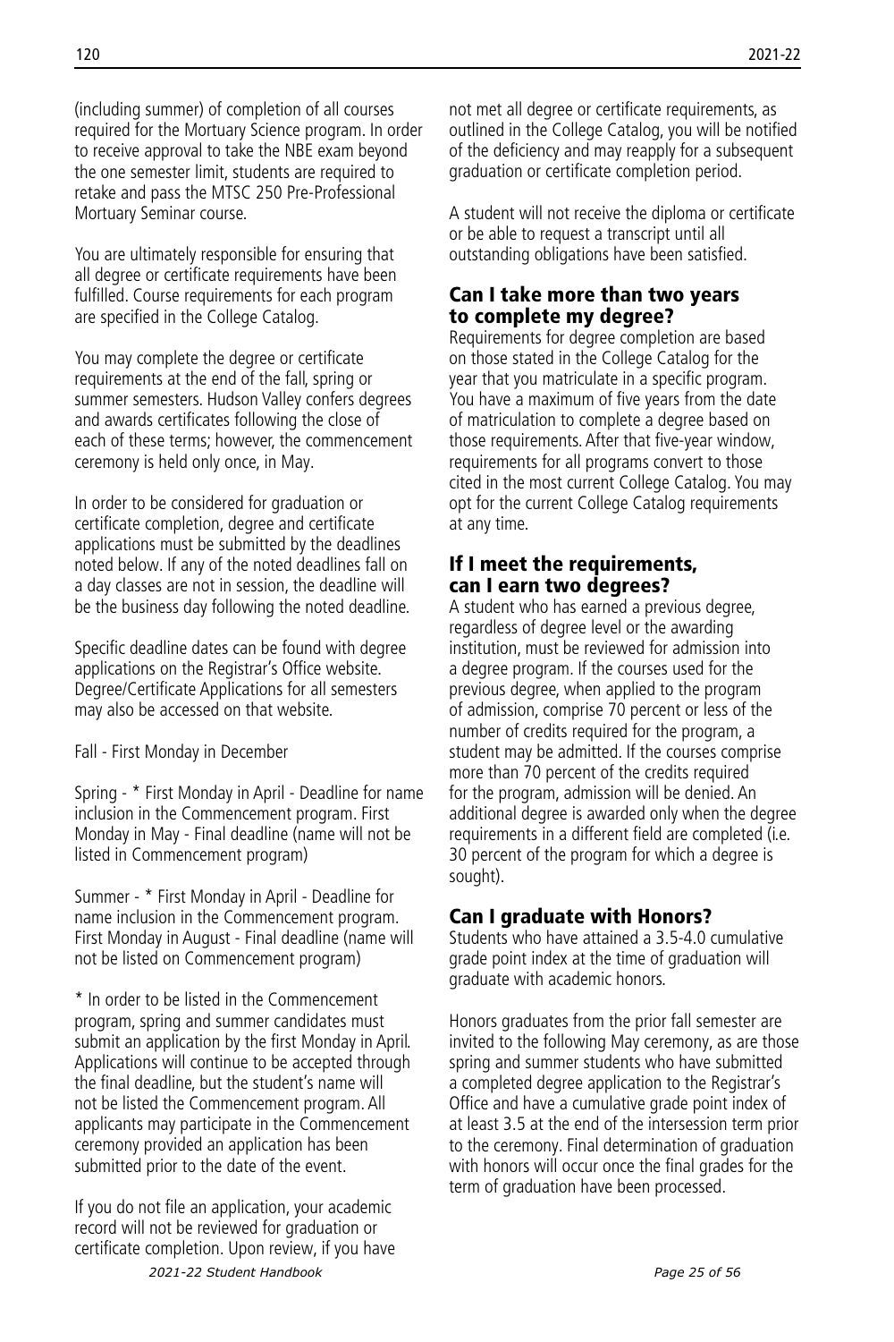(including summer) of completion of all courses required for the Mortuary Science program. In order to receive approval to take the NBE exam beyond the one semester limit, students are required to retake and pass the MTSC 250 Pre-Professional Mortuary Seminar course.

You are ultimately responsible for ensuring that all degree or certificate requirements have been fulfilled. Course requirements for each program are specified in the College Catalog.

You may complete the degree or certificate requirements at the end of the fall, spring or summer semesters. Hudson Valley confers degrees and awards certificates following the close of each of these terms; however, the commencement ceremony is held only once, in May.

In order to be considered for graduation or certificate completion, degree and certificate applications must be submitted by the deadlines noted below. If any of the noted deadlines fall on a day classes are not in session, the deadline will be the business day following the noted deadline.

Specific deadline dates can be found with degree applications on the Registrar's Office website. Degree/Certificate Applications for all semesters may also be accessed on that website.

Fall - First Monday in December

Spring - * First Monday in April - Deadline for name inclusion in the Commencement program. First Monday in May - Final deadline (name will not be listed in Commencement program)

Summer - * First Monday in April - Deadline for name inclusion in the Commencement program. First Monday in August - Final deadline (name will not be listed on Commencement program)

* In order to be listed in the Commencement program, spring and summer candidates must submit an application by the first Monday in April. Applications will continue to be accepted through the final deadline, but the student's name will not be listed the Commencement program. All applicants may participate in the Commencement ceremony provided an application has been submitted prior to the date of the event.

If you do not file an application, your academic record will not be reviewed for graduation or certificate completion. Upon review, if you have not met all degree or certificate requirements, as outlined in the College Catalog, you will be notified of the deficiency and may reapply for a subsequent graduation or certificate completion period.

A student will not receive the diploma or certificate or be able to request a transcript until all outstanding obligations have been satisfied.

## Can I take more than two years to complete my degree?

Requirements for degree completion are based on those stated in the College Catalog for the year that you matriculate in a specific program. You have a maximum of five years from the date of matriculation to complete a degree based on those requirements. After that five-year window, requirements for all programs convert to those cited in the most current College Catalog. You may opt for the current College Catalog requirements at any time.

## If I meet the requirements, can I earn two degrees?

A student who has earned a previous degree, regardless of degree level or the awarding institution, must be reviewed for admission into a degree program. If the courses used for the previous degree, when applied to the program of admission, comprise 70 percent or less of the number of credits required for the program, a student may be admitted. If the courses comprise more than 70 percent of the credits required for the program, admission will be denied. An additional degree is awarded only when the degree requirements in a different field are completed (i.e. 30 percent of the program for which a degree is sought).

## Can I graduate with Honors?

Students who have attained a 3.5-4.0 cumulative grade point index at the time of graduation will graduate with academic honors.

Honors graduates from the prior fall semester are invited to the following May ceremony, as are those spring and summer students who have submitted a completed degree application to the Registrar's Office and have a cumulative grade point index of at least 3.5 at the end of the intersession term prior to the ceremony. Final determination of graduation with honors will occur once the final grades for the term of graduation have been processed.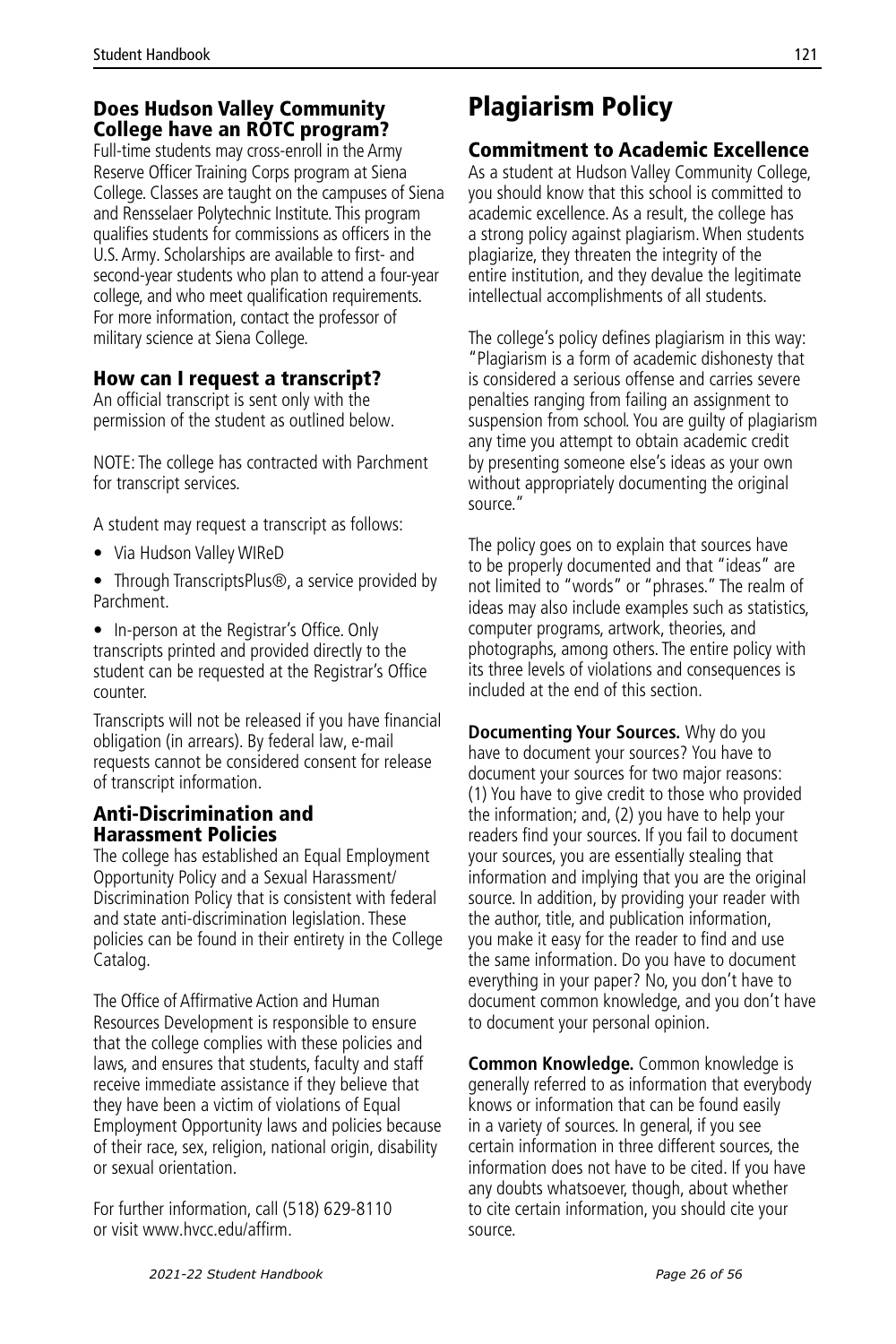## Does Hudson Valley Community College have an ROTC program?

Full-time students may cross-enroll in the Army Reserve Officer Training Corps program at Siena College. Classes are taught on the campuses of Siena and Rensselaer Polytechnic Institute. This program qualifies students for commissions as officers in the U.S. Army. Scholarships are available to first- and second-year students who plan to attend a four-year college, and who meet qualification requirements. For more information, contact the professor of military science at Siena College.

## How can I request a transcript?

An official transcript is sent only with the permission of the student as outlined below.

NOTE: The college has contracted with Parchment for transcript services.

A student may request a transcript as follows:

- Via Hudson Valley WIReD
- Through TranscriptsPlus®, a service provided by Parchment.
- In-person at the Registrar's Office. Only transcripts printed and provided directly to the student can be requested at the Registrar's Office counter.

Transcripts will not be released if you have financial obligation (in arrears). By federal law, e-mail requests cannot be considered consent for release of transcript information.

## Anti-Discrimination and Harassment Policies

The college has established an Equal Employment Opportunity Policy and a Sexual Harassment/ Discrimination Policy that is consistent with federal and state anti-discrimination legislation. These policies can be found in their entirety in the College Catalog.

The Office of Affirmative Action and Human Resources Development is responsible to ensure that the college complies with these policies and laws, and ensures that students, faculty and staff receive immediate assistance if they believe that they have been a victim of violations of Equal Employment Opportunity laws and policies because of their race, sex, religion, national origin, disability or sexual orientation.

For further information, call (518) 629-8110 or visit www.hvcc.edu/affirm.

# Plagiarism Policy

## Commitment to Academic Excellence

As a student at Hudson Valley Community College, you should know that this school is committed to academic excellence. As a result, the college has a strong policy against plagiarism. When students plagiarize, they threaten the integrity of the entire institution, and they devalue the legitimate intellectual accomplishments of all students.

The college's policy defines plagiarism in this way: "Plagiarism is a form of academic dishonesty that is considered a serious offense and carries severe penalties ranging from failing an assignment to suspension from school. You are guilty of plagiarism any time you attempt to obtain academic credit by presenting someone else's ideas as your own without appropriately documenting the original source."

The policy goes on to explain that sources have to be properly documented and that "ideas" are not limited to "words" or "phrases." The realm of ideas may also include examples such as statistics, computer programs, artwork, theories, and photographs, among others. The entire policy with its three levels of violations and consequences is included at the end of this section.

**Documenting Your Sources.** Why do you have to document your sources? You have to document your sources for two major reasons: (1) You have to give credit to those who provided the information; and, (2) you have to help your readers find your sources. If you fail to document your sources, you are essentially stealing that information and implying that you are the original source. In addition, by providing your reader with the author, title, and publication information, you make it easy for the reader to find and use the same information. Do you have to document everything in your paper? No, you don't have to document common knowledge, and you don't have to document your personal opinion.

**Common Knowledge.** Common knowledge is generally referred to as information that everybody knows or information that can be found easily in a variety of sources. In general, if you see certain information in three different sources, the information does not have to be cited. If you have any doubts whatsoever, though, about whether to cite certain information, you should cite your source.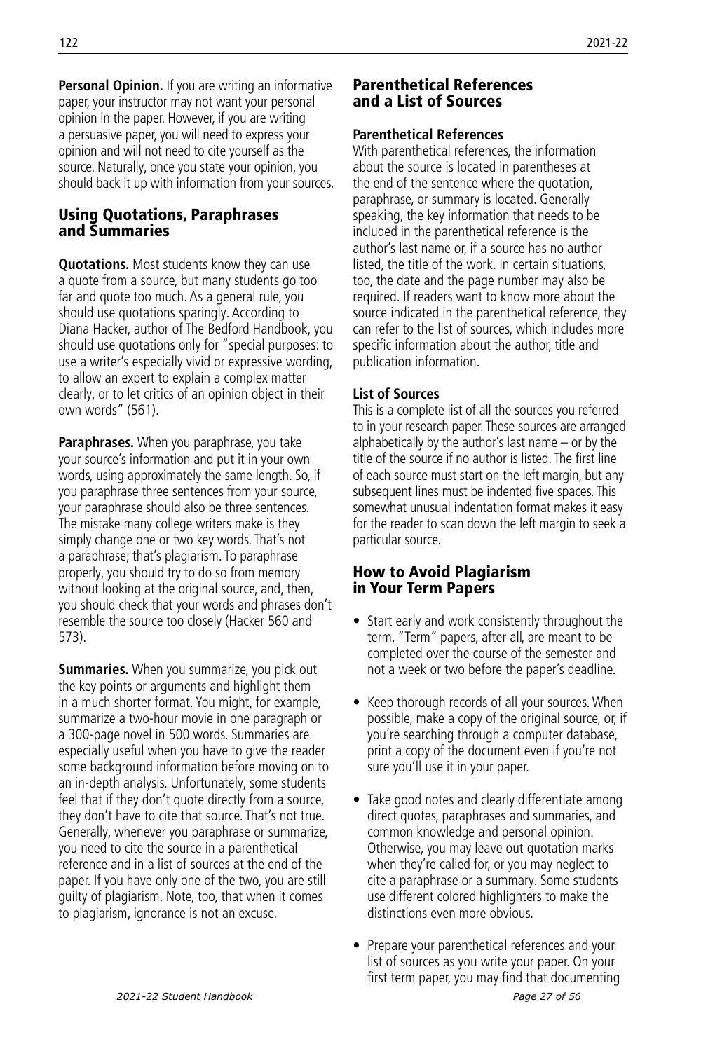**Personal Opinion.** If you are writing an informative paper, your instructor may not want your personal opinion in the paper. However, if you are writing a persuasive paper, you will need to express your opinion and will not need to cite yourself as the source. Naturally, once you state your opinion, you should back it up with information from your sources.

## Using Quotations, Paraphrases and Summaries

**Quotations.** Most students know they can use a quote from a source, but many students go too far and quote too much. As a general rule, you should use quotations sparingly. According to Diana Hacker, author of The Bedford Handbook, you should use quotations only for "special purposes: to use a writer's especially vivid or expressive wording, to allow an expert to explain a complex matter clearly, or to let critics of an opinion object in their own words" (561).

**Paraphrases.** When you paraphrase, you take your source's information and put it in your own words, using approximately the same length. So, if you paraphrase three sentences from your source, your paraphrase should also be three sentences. The mistake many college writers make is they simply change one or two key words. That's not a paraphrase; that's plagiarism. To paraphrase properly, you should try to do so from memory without looking at the original source, and, then, you should check that your words and phrases don't resemble the source too closely (Hacker 560 and 573).

**Summaries.** When you summarize, you pick out the key points or arguments and highlight them in a much shorter format. You might, for example, summarize a two-hour movie in one paragraph or a 300-page novel in 500 words. Summaries are especially useful when you have to give the reader some background information before moving on to an in-depth analysis. Unfortunately, some students feel that if they don't quote directly from a source, they don't have to cite that source. That's not true. Generally, whenever you paraphrase or summarize, you need to cite the source in a parenthetical reference and in a list of sources at the end of the paper. If you have only one of the two, you are still guilty of plagiarism. Note, too, that when it comes to plagiarism, ignorance is not an excuse.

## Parenthetical References and a List of Sources

### Parenthetical References

With parenthetical references, the information about the source is located in parentheses at the end of the sentence where the quotation, paraphrase, or summary is located. Generally speaking, the key information that needs to be included in the parenthetical reference is the author's last name or, if a source has no author listed, the title of the work. In certain situations, too, the date and the page number may also be required. If readers want to know more about the source indicated in the parenthetical reference, they can refer to the list of sources, which includes more specific information about the author, title and publication information.

### List of Sources

This is a complete list of all the sources you referred to in your research paper. These sources are arranged alphabetically by the author's last name – or by the title of the source if no author is listed. The first line of each source must start on the left margin, but any subsequent lines must be indented five spaces. This somewhat unusual indentation format makes it easy for the reader to scan down the left margin to seek a particular source.

## How to Avoid Plagiarism in Your Term Papers

- Start early and work consistently throughout the term. "Term" papers, after all, are meant to be completed over the course of the semester and not a week or two before the paper's deadline.
- Keep thorough records of all your sources. When possible, make a copy of the original source, or, if you're searching through a computer database, print a copy of the document even if you're not sure you'll use it in your paper.
- Take good notes and clearly differentiate among direct quotes, paraphrases and summaries, and common knowledge and personal opinion. Otherwise, you may leave out quotation marks when they're called for, or you may neglect to cite a paraphrase or a summary. Some students use different colored highlighters to make the distinctions even more obvious.
- Prepare your parenthetical references and your list of sources as you write your paper. On your first term paper, you may find that documenting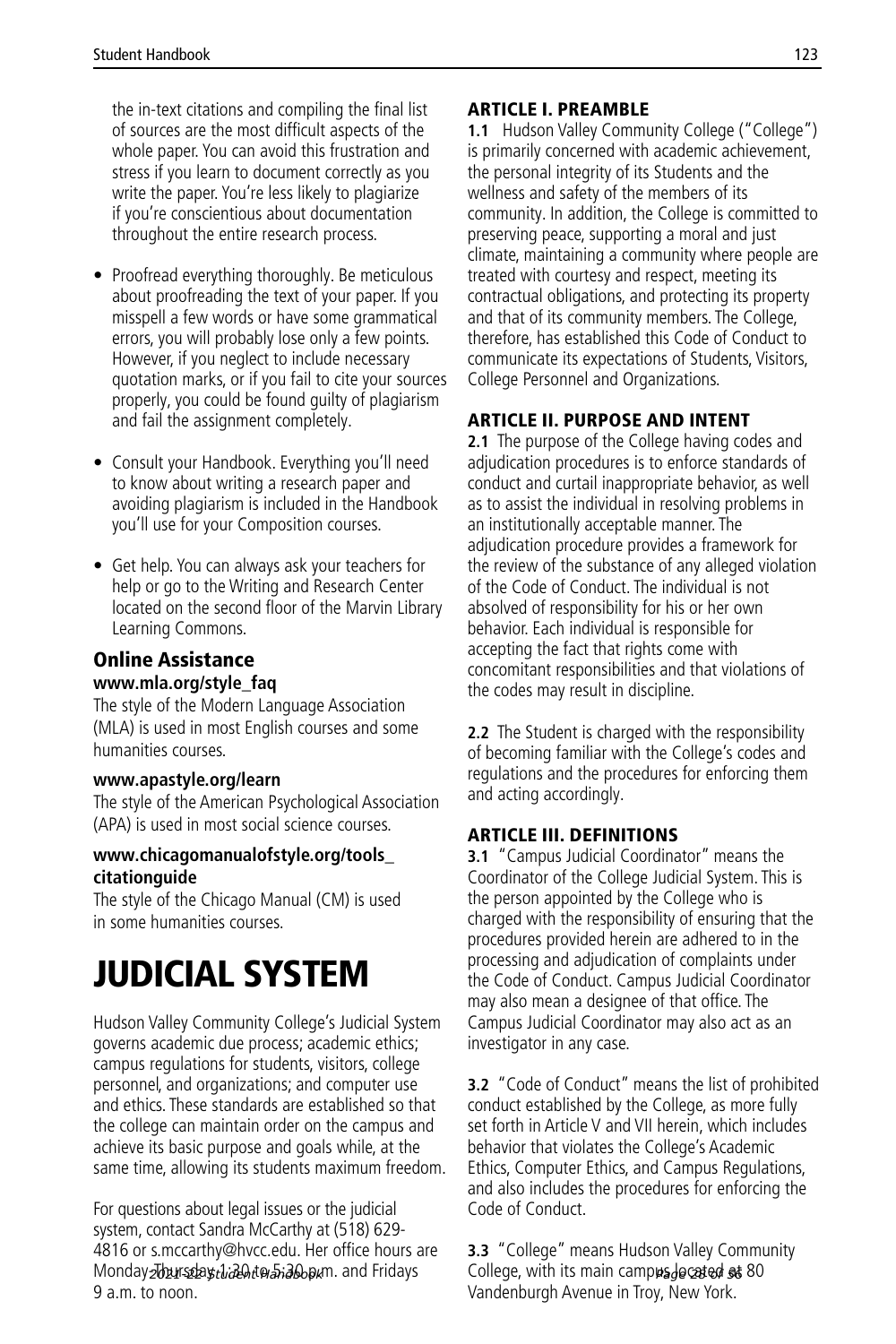the in-text citations and compiling the final list of sources are the most difficult aspects of the whole paper. You can avoid this frustration and stress if you learn to document correctly as you write the paper. You're less likely to plagiarize if you're conscientious about documentation throughout the entire research process.

- Proofread everything thoroughly. Be meticulous about proofreading the text of your paper. If you misspell a few words or have some grammatical errors, you will probably lose only a few points. However, if you neglect to include necessary quotation marks, or if you fail to cite your sources properly, you could be found guilty of plagiarism and fail the assignment completely.
- Consult your Handbook. Everything you'll need to know about writing a research paper and avoiding plagiarism is included in the Handbook you'll use for your Composition courses.
- Get help. You can always ask your teachers for help or go to the Writing and Research Center located on the second floor of the Marvin Library Learning Commons.

## Online Assistance

**www.mla.org/style_faq**

The style of the Modern Language Association (MLA) is used in most English courses and some humanities courses.

**www.apastyle.org/learn**

The style of the American Psychological Association (APA) is used in most social science courses.

**www.chicagomanualofstyle.org/tools_citationguide**

The style of the Chicago Manual (CM) is used in some humanities courses.

# JUDICIAL SYSTEM

Hudson Valley Community College's Judicial System governs academic due process; academic ethics; campus regulations for students, visitors, college personnel, and organizations; and computer use and ethics. These standards are established so that the college can maintain order on the campus and achieve its basic purpose and goals while, at the same time, allowing its students maximum freedom.

For questions about legal issues or the judicial system, contact Sandra McCarthy at (518) 629-4816 or s.mccarthy@hvcc.edu. Her office hours are Monday-Thursday 1:30 to 5:30 p.m. and Fridays 9 a.m. to noon.

### ARTICLE I. PREAMBLE

**1.1** Hudson Valley Community College ("College") is primarily concerned with academic achievement, the personal integrity of its Students and the wellness and safety of the members of its community. In addition, the College is committed to preserving peace, supporting a moral and just climate, maintaining a community where people are treated with courtesy and respect, meeting its contractual obligations, and protecting its property and that of its community members. The College, therefore, has established this Code of Conduct to communicate its expectations of Students, Visitors, College Personnel and Organizations.

### ARTICLE II. PURPOSE AND INTENT

**2.1** The purpose of the College having codes and adjudication procedures is to enforce standards of conduct and curtail inappropriate behavior, as well as to assist the individual in resolving problems in an institutionally acceptable manner. The adjudication procedure provides a framework for the review of the substance of any alleged violation of the Code of Conduct. The individual is not absolved of responsibility for his or her own behavior. Each individual is responsible for accepting the fact that rights come with concomitant responsibilities and that violations of the codes may result in discipline.

**2.2** The Student is charged with the responsibility of becoming familiar with the College's codes and regulations and the procedures for enforcing them and acting accordingly.

### ARTICLE III. DEFINITIONS

**3.1** "Campus Judicial Coordinator" means the Coordinator of the College Judicial System. This is the person appointed by the College who is charged with the responsibility of ensuring that the procedures provided herein are adhered to in the processing and adjudication of complaints under the Code of Conduct. Campus Judicial Coordinator may also mean a designee of that office. The Campus Judicial Coordinator may also act as an investigator in any case.

**3.2** "Code of Conduct" means the list of prohibited conduct established by the College, as more fully set forth in Article V and VII herein, which includes behavior that violates the College's Academic Ethics, Computer Ethics, and Campus Regulations, and also includes the procedures for enforcing the Code of Conduct.

**3.3** "College" means Hudson Valley Community College, with its main campus located at 80 Vandenburgh Avenue in Troy, New York.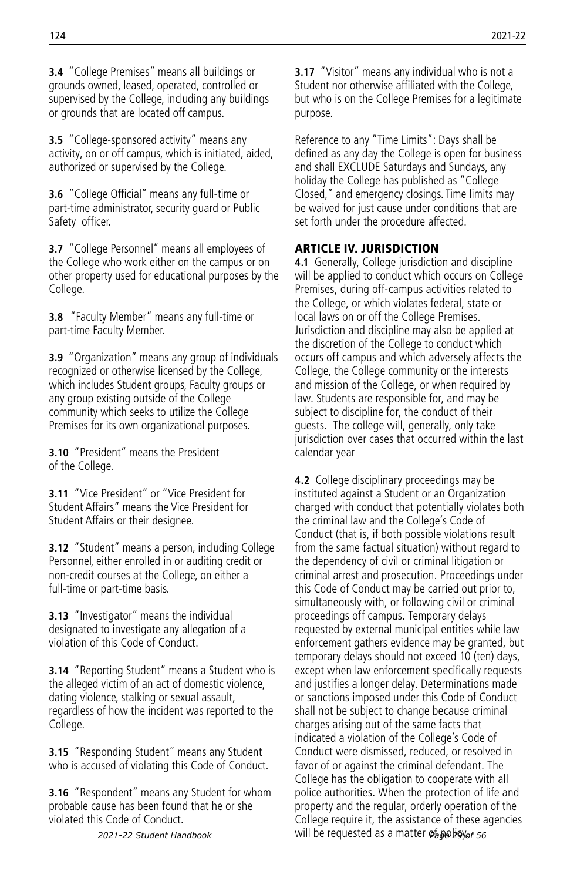**3.4** "College Premises" means all buildings or grounds owned, leased, operated, controlled or supervised by the College, including any buildings or grounds that are located off campus.

**3.5** "College-sponsored activity" means any activity, on or off campus, which is initiated, aided, authorized or supervised by the College.

**3.6** "College Official" means any full-time or part-time administrator, security guard or Public Safety officer.

**3.7** "College Personnel" means all employees of the College who work either on the campus or on other property used for educational purposes by the College.

**3.8** "Faculty Member" means any full-time or part-time Faculty Member.

**3.9** "Organization" means any group of individuals recognized or otherwise licensed by the College, which includes Student groups, Faculty groups or any group existing outside of the College community which seeks to utilize the College Premises for its own organizational purposes.

**3.10** "President" means the President of the College.

**3.11** "Vice President" or "Vice President for Student Affairs" means the Vice President for Student Affairs or their designee.

**3.12** "Student" means a person, including College Personnel, either enrolled in or auditing credit or non-credit courses at the College, on either a full-time or part-time basis.

**3.13** "Investigator" means the individual designated to investigate any allegation of a violation of this Code of Conduct.

**3.14** "Reporting Student" means a Student who is the alleged victim of an act of domestic violence, dating violence, stalking or sexual assault, regardless of how the incident was reported to the College.

**3.15** "Responding Student" means any Student who is accused of violating this Code of Conduct.

**3.16** "Respondent" means any Student for whom probable cause has been found that he or she violated this Code of Conduct.

**3.17** "Visitor" means any individual who is not a Student nor otherwise affiliated with the College, but who is on the College Premises for a legitimate purpose.

Reference to any "Time Limits": Days shall be defined as any day the College is open for business and shall EXCLUDE Saturdays and Sundays, any holiday the College has published as "College Closed," and emergency closings. Time limits may be waived for just cause under conditions that are set forth under the procedure affected.

## ARTICLE IV. JURISDICTION

**4.1** Generally, College jurisdiction and discipline will be applied to conduct which occurs on College Premises, during off-campus activities related to the College, or which violates federal, state or local laws on or off the College Premises. Jurisdiction and discipline may also be applied at the discretion of the College to conduct which occurs off campus and which adversely affects the College, the College community or the interests and mission of the College, or when required by law. Students are responsible for, and may be subject to discipline for, the conduct of their guests. The college will, generally, only take jurisdiction over cases that occurred within the last calendar year

**4.2** College disciplinary proceedings may be instituted against a Student or an Organization charged with conduct that potentially violates both the criminal law and the College's Code of Conduct (that is, if both possible violations result from the same factual situation) without regard to the dependency of civil or criminal litigation or criminal arrest and prosecution. Proceedings under this Code of Conduct may be carried out prior to, simultaneously with, or following civil or criminal proceedings off campus. Temporary delays requested by external municipal entities while law enforcement gathers evidence may be granted, but temporary delays should not exceed 10 (ten) days, except when law enforcement specifically requests and justifies a longer delay. Determinations made or sanctions imposed under this Code of Conduct shall not be subject to change because criminal charges arising out of the same facts that indicated a violation of the College's Code of Conduct were dismissed, reduced, or resolved in favor of or against the criminal defendant. The College has the obligation to cooperate with all police authorities. When the protection of life and property and the regular, orderly operation of the College require it, the assistance of these agencies will be requested as a matter of policy.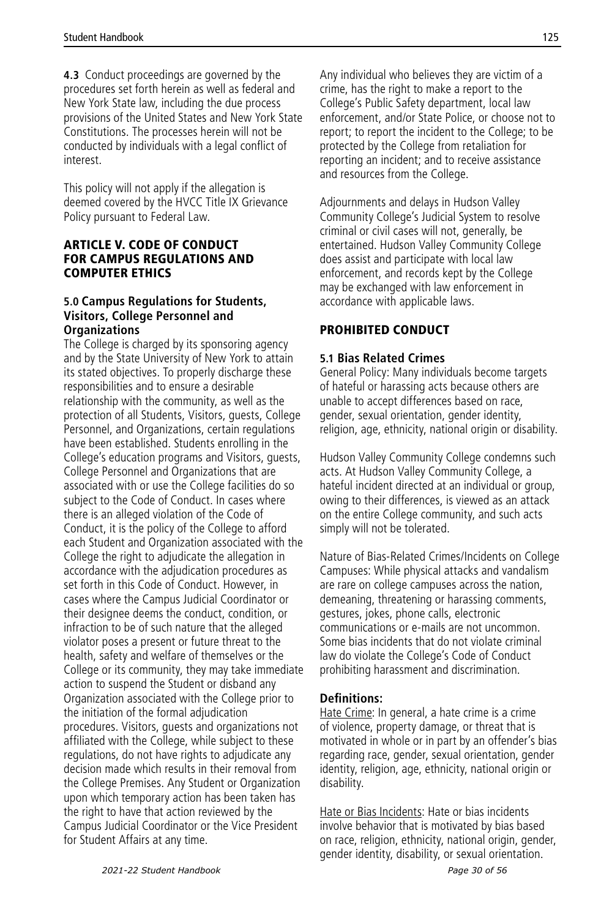**4.3** Conduct proceedings are governed by the procedures set forth herein as well as federal and New York State law, including the due process provisions of the United States and New York State Constitutions. The processes herein will not be conducted by individuals with a legal conflict of interest.

This policy will not apply if the allegation is deemed covered by the HVCC Title IX Grievance Policy pursuant to Federal Law.

## ARTICLE V. CODE OF CONDUCT FOR CAMPUS REGULATIONS AND COMPUTER ETHICS

### 5.0 Campus Regulations for Students, Visitors, College Personnel and Organizations

The College is charged by its sponsoring agency and by the State University of New York to attain its stated objectives. To properly discharge these responsibilities and to ensure a desirable relationship with the community, as well as the protection of all Students, Visitors, guests, College Personnel, and Organizations, certain regulations have been established. Students enrolling in the College's education programs and Visitors, guests, College Personnel and Organizations that are associated with or use the College facilities do so subject to the Code of Conduct. In cases where there is an alleged violation of the Code of Conduct, it is the policy of the College to afford each Student and Organization associated with the College the right to adjudicate the allegation in accordance with the adjudication procedures as set forth in this Code of Conduct. However, in cases where the Campus Judicial Coordinator or their designee deems the conduct, condition, or infraction to be of such nature that the alleged violator poses a present or future threat to the health, safety and welfare of themselves or the College or its community, they may take immediate action to suspend the Student or disband any Organization associated with the College prior to the initiation of the formal adjudication procedures. Visitors, guests and organizations not affiliated with the College, while subject to these regulations, do not have rights to adjudicate any decision made which results in their removal from the College Premises. Any Student or Organization upon which temporary action has been taken has the right to have that action reviewed by the Campus Judicial Coordinator or the Vice President for Student Affairs at any time.

Any individual who believes they are victim of a crime, has the right to make a report to the College's Public Safety department, local law enforcement, and/or State Police, or choose not to report; to report the incident to the College; to be protected by the College from retaliation for reporting an incident; and to receive assistance and resources from the College.

Adjournments and delays in Hudson Valley Community College's Judicial System to resolve criminal or civil cases will not, generally, be entertained. Hudson Valley Community College does assist and participate with local law enforcement, and records kept by the College may be exchanged with law enforcement in accordance with applicable laws.

## PROHIBITED CONDUCT

### 5.1 Bias Related Crimes

General Policy: Many individuals become targets of hateful or harassing acts because others are unable to accept differences based on race, gender, sexual orientation, gender identity, religion, age, ethnicity, national origin or disability.

Hudson Valley Community College condemns such acts. At Hudson Valley Community College, a hateful incident directed at an individual or group, owing to their differences, is viewed as an attack on the entire College community, and such acts simply will not be tolerated.

Nature of Bias-Related Crimes/Incidents on College Campuses: While physical attacks and vandalism are rare on college campuses across the nation, demeaning, threatening or harassing comments, gestures, jokes, phone calls, electronic communications or e-mails are not uncommon. Some bias incidents that do not violate criminal law do violate the College's Code of Conduct prohibiting harassment and discrimination.

**Definitions:**

Hate Crime: In general, a hate crime is a crime of violence, property damage, or threat that is motivated in whole or in part by an offender's bias regarding race, gender, sexual orientation, gender identity, religion, age, ethnicity, national origin or disability.

Hate or Bias Incidents: Hate or bias incidents involve behavior that is motivated by bias based on race, religion, ethnicity, national origin, gender, gender identity, disability, or sexual orientation.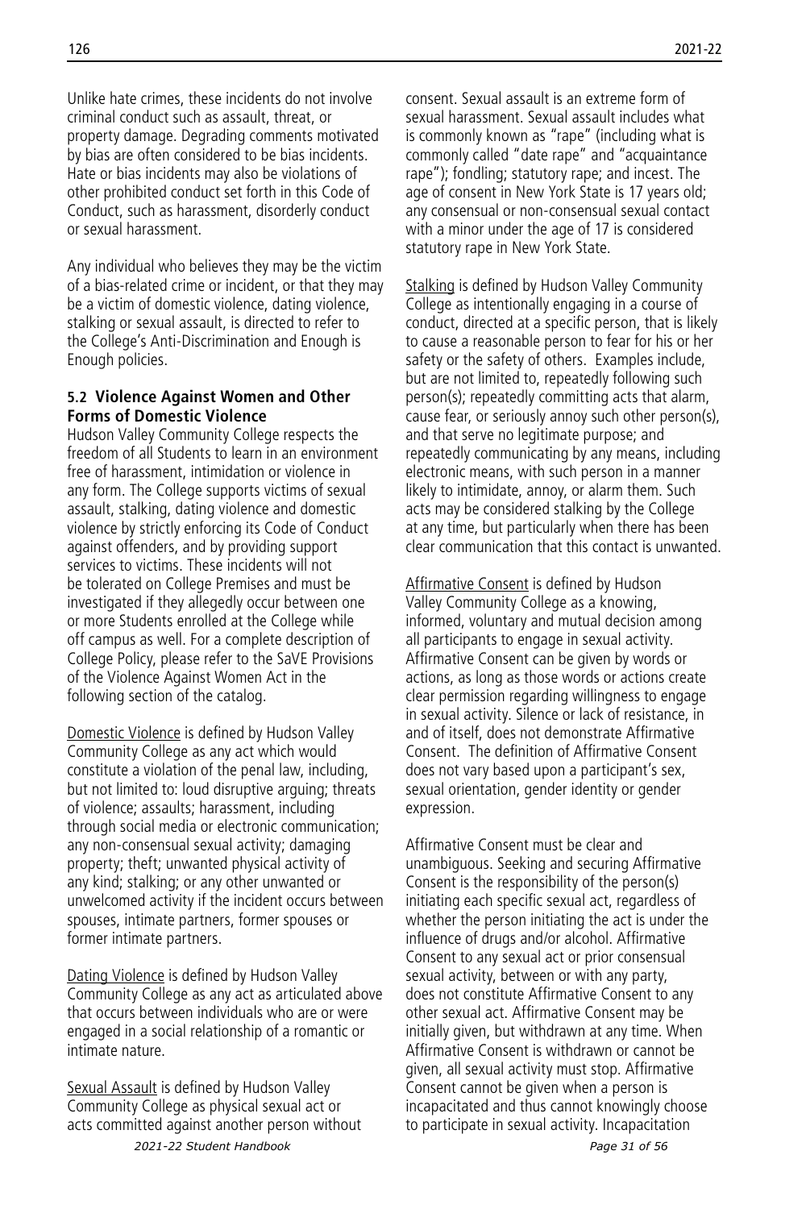Unlike hate crimes, these incidents do not involve criminal conduct such as assault, threat, or property damage. Degrading comments motivated by bias are often considered to be bias incidents. Hate or bias incidents may also be violations of other prohibited conduct set forth in this Code of Conduct, such as harassment, disorderly conduct or sexual harassment.

Any individual who believes they may be the victim of a bias-related crime or incident, or that they may be a victim of domestic violence, dating violence, stalking or sexual assault, is directed to refer to the College's Anti-Discrimination and Enough is Enough policies.

#### 5.2 Violence Against Women and Other Forms of Domestic Violence

Hudson Valley Community College respects the freedom of all Students to learn in an environment free of harassment, intimidation or violence in any form. The College supports victims of sexual assault, stalking, dating violence and domestic violence by strictly enforcing its Code of Conduct against offenders, and by providing support services to victims. These incidents will not be tolerated on College Premises and must be investigated if they allegedly occur between one or more Students enrolled at the College while off campus as well. For a complete description of College Policy, please refer to the SaVE Provisions of the Violence Against Women Act in the following section of the catalog.

Domestic Violence is defined by Hudson Valley Community College as any act which would constitute a violation of the penal law, including, but not limited to: loud disruptive arguing; threats of violence; assaults; harassment, including through social media or electronic communication; any non-consensual sexual activity; damaging property; theft; unwanted physical activity of any kind; stalking; or any other unwanted or unwelcomed activity if the incident occurs between spouses, intimate partners, former spouses or former intimate partners.

Dating Violence is defined by Hudson Valley Community College as any act as articulated above that occurs between individuals who are or were engaged in a social relationship of a romantic or intimate nature.

Sexual Assault is defined by Hudson Valley Community College as physical sexual act or acts committed against another person without consent. Sexual assault is an extreme form of sexual harassment. Sexual assault includes what is commonly known as "rape" (including what is commonly called "date rape" and "acquaintance rape"); fondling; statutory rape; and incest. The age of consent in New York State is 17 years old; any consensual or non-consensual sexual contact with a minor under the age of 17 is considered statutory rape in New York State.

Stalking is defined by Hudson Valley Community College as intentionally engaging in a course of conduct, directed at a specific person, that is likely to cause a reasonable person to fear for his or her safety or the safety of others. Examples include, but are not limited to, repeatedly following such person(s); repeatedly committing acts that alarm, cause fear, or seriously annoy such other person(s), and that serve no legitimate purpose; and repeatedly communicating by any means, including electronic means, with such person in a manner likely to intimidate, annoy, or alarm them. Such acts may be considered stalking by the College at any time, but particularly when there has been clear communication that this contact is unwanted.

Affirmative Consent is defined by Hudson Valley Community College as a knowing, informed, voluntary and mutual decision among all participants to engage in sexual activity. Affirmative Consent can be given by words or actions, as long as those words or actions create clear permission regarding willingness to engage in sexual activity. Silence or lack of resistance, in and of itself, does not demonstrate Affirmative Consent. The definition of Affirmative Consent does not vary based upon a participant's sex, sexual orientation, gender identity or gender expression.

Affirmative Consent must be clear and unambiguous. Seeking and securing Affirmative Consent is the responsibility of the person(s) initiating each specific sexual act, regardless of whether the person initiating the act is under the influence of drugs and/or alcohol. Affirmative Consent to any sexual act or prior consensual sexual activity, between or with any party, does not constitute Affirmative Consent to any other sexual act. Affirmative Consent may be initially given, but withdrawn at any time. When Affirmative Consent is withdrawn or cannot be given, all sexual activity must stop. Affirmative Consent cannot be given when a person is incapacitated and thus cannot knowingly choose to participate in sexual activity. Incapacitation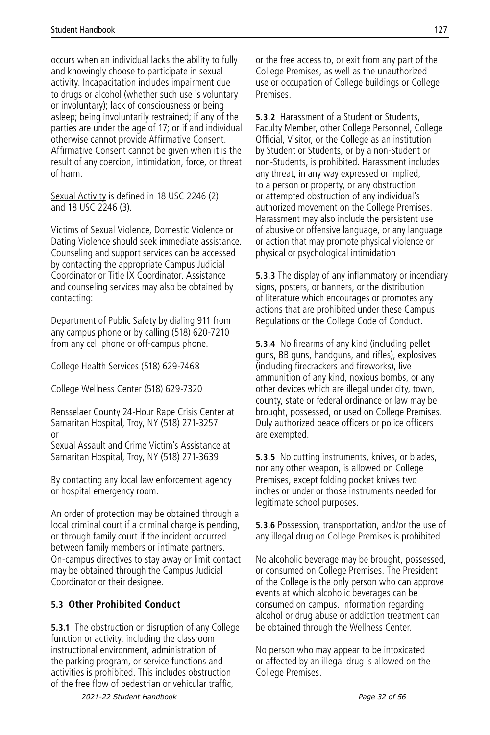occurs when an individual lacks the ability to fully and knowingly choose to participate in sexual activity. Incapacitation includes impairment due to drugs or alcohol (whether such use is voluntary or involuntary); lack of consciousness or being asleep; being involuntarily restrained; if any of the parties are under the age of 17; or if and individual otherwise cannot provide Affirmative Consent. Affirmative Consent cannot be given when it is the result of any coercion, intimidation, force, or threat of harm.

<u>Sexual Activity</u> is defined in 18 USC 2246 (2) and 18 USC 2246 (3).

Victims of Sexual Violence, Domestic Violence or Dating Violence should seek immediate assistance. Counseling and support services can be accessed by contacting the appropriate Campus Judicial Coordinator or Title IX Coordinator. Assistance and counseling services may also be obtained by contacting:

Department of Public Safety by dialing 911 from any campus phone or by calling (518) 620-7210 from any cell phone or off-campus phone.

College Health Services (518) 629-7468

College Wellness Center (518) 629-7320

Rensselaer County 24-Hour Rape Crisis Center at Samaritan Hospital, Troy, NY (518) 271-3257
or
Sexual Assault and Crime Victim's Assistance at Samaritan Hospital, Troy, NY (518) 271-3639

By contacting any local law enforcement agency or hospital emergency room.

An order of protection may be obtained through a local criminal court if a criminal charge is pending, or through family court if the incident occurred between family members or intimate partners. On-campus directives to stay away or limit contact may be obtained through the Campus Judicial Coordinator or their designee.

### 5.3 Other Prohibited Conduct

**5.3.1** The obstruction or disruption of any College function or activity, including the classroom instructional environment, administration of the parking program, or service functions and activities is prohibited. This includes obstruction of the free flow of pedestrian or vehicular traffic, or the free access to, or exit from any part of the College Premises, as well as the unauthorized use or occupation of College buildings or College Premises.

**5.3.2** Harassment of a Student or Students, Faculty Member, other College Personnel, College Official, Visitor, or the College as an institution by Student or Students, or by a non-Student or non-Students, is prohibited. Harassment includes any threat, in any way expressed or implied, to a person or property, or any obstruction or attempted obstruction of any individual's authorized movement on the College Premises. Harassment may also include the persistent use of abusive or offensive language, or any language or action that may promote physical violence or physical or psychological intimidation

**5.3.3** The display of any inflammatory or incendiary signs, posters, or banners, or the distribution of literature which encourages or promotes any actions that are prohibited under these Campus Regulations or the College Code of Conduct.

**5.3.4** No firearms of any kind (including pellet guns, BB guns, handguns, and rifles), explosives (including firecrackers and fireworks), live ammunition of any kind, noxious bombs, or any other devices which are illegal under city, town, county, state or federal ordinance or law may be brought, possessed, or used on College Premises. Duly authorized peace officers or police officers are exempted.

**5.3.5** No cutting instruments, knives, or blades, nor any other weapon, is allowed on College Premises, except folding pocket knives two inches or under or those instruments needed for legitimate school purposes.

**5.3.6** Possession, transportation, and/or the use of any illegal drug on College Premises is prohibited.

No alcoholic beverage may be brought, possessed, or consumed on College Premises. The President of the College is the only person who can approve events at which alcoholic beverages can be consumed on campus. Information regarding alcohol or drug abuse or addiction treatment can be obtained through the Wellness Center.

No person who may appear to be intoxicated or affected by an illegal drug is allowed on the College Premises.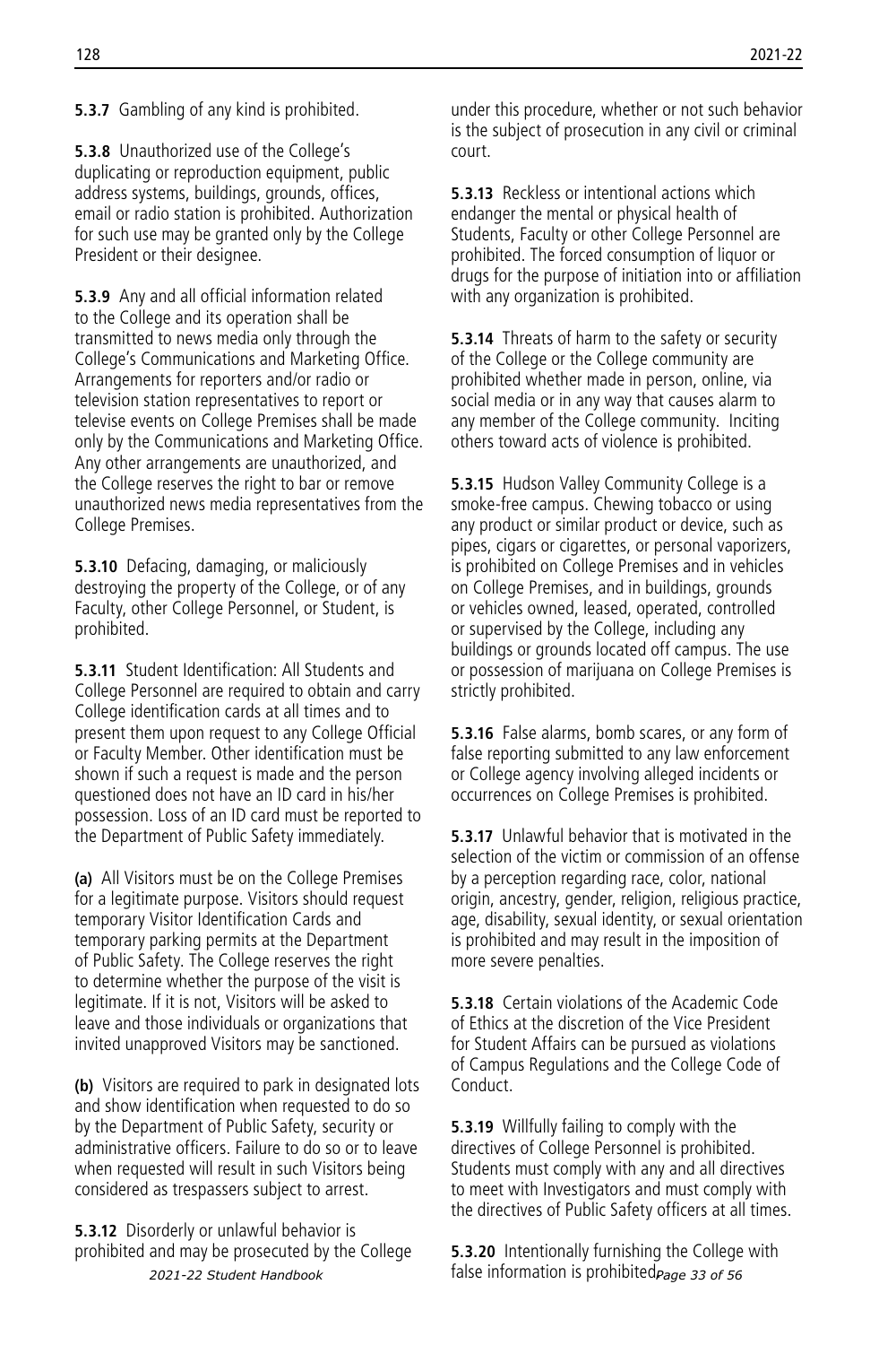**5.3.7** Gambling of any kind is prohibited.

**5.3.8** Unauthorized use of the College's duplicating or reproduction equipment, public address systems, buildings, grounds, offices, email or radio station is prohibited. Authorization for such use may be granted only by the College President or their designee.

**5.3.9** Any and all official information related to the College and its operation shall be transmitted to news media only through the College's Communications and Marketing Office. Arrangements for reporters and/or radio or television station representatives to report or televise events on College Premises shall be made only by the Communications and Marketing Office. Any other arrangements are unauthorized, and the College reserves the right to bar or remove unauthorized news media representatives from the College Premises.

**5.3.10** Defacing, damaging, or maliciously destroying the property of the College, or of any Faculty, other College Personnel, or Student, is prohibited.

**5.3.11** Student Identification: All Students and College Personnel are required to obtain and carry College identification cards at all times and to present them upon request to any College Official or Faculty Member. Other identification must be shown if such a request is made and the person questioned does not have an ID card in his/her possession. Loss of an ID card must be reported to the Department of Public Safety immediately.

**(a)** All Visitors must be on the College Premises for a legitimate purpose. Visitors should request temporary Visitor Identification Cards and temporary parking permits at the Department of Public Safety. The College reserves the right to determine whether the purpose of the visit is legitimate. If it is not, Visitors will be asked to leave and those individuals or organizations that invited unapproved Visitors may be sanctioned.

**(b)** Visitors are required to park in designated lots and show identification when requested to do so by the Department of Public Safety, security or administrative officers. Failure to do so or to leave when requested will result in such Visitors being considered as trespassers subject to arrest.

**5.3.12** Disorderly or unlawful behavior is prohibited and may be prosecuted by the College under this procedure, whether or not such behavior is the subject of prosecution in any civil or criminal court.

**5.3.13** Reckless or intentional actions which endanger the mental or physical health of Students, Faculty or other College Personnel are prohibited. The forced consumption of liquor or drugs for the purpose of initiation into or affiliation with any organization is prohibited.

**5.3.14** Threats of harm to the safety or security of the College or the College community are prohibited whether made in person, online, via social media or in any way that causes alarm to any member of the College community. Inciting others toward acts of violence is prohibited.

**5.3.15** Hudson Valley Community College is a smoke-free campus. Chewing tobacco or using any product or similar product or device, such as pipes, cigars or cigarettes, or personal vaporizers, is prohibited on College Premises and in vehicles on College Premises, and in buildings, grounds or vehicles owned, leased, operated, controlled or supervised by the College, including any buildings or grounds located off campus. The use or possession of marijuana on College Premises is strictly prohibited.

**5.3.16** False alarms, bomb scares, or any form of false reporting submitted to any law enforcement or College agency involving alleged incidents or occurrences on College Premises is prohibited.

**5.3.17** Unlawful behavior that is motivated in the selection of the victim or commission of an offense by a perception regarding race, color, national origin, ancestry, gender, religion, religious practice, age, disability, sexual identity, or sexual orientation is prohibited and may result in the imposition of more severe penalties.

**5.3.18** Certain violations of the Academic Code of Ethics at the discretion of the Vice President for Student Affairs can be pursued as violations of Campus Regulations and the College Code of Conduct.

**5.3.19** Willfully failing to comply with the directives of College Personnel is prohibited. Students must comply with any and all directives to meet with Investigators and must comply with the directives of Public Safety officers at all times.

**5.3.20** Intentionally furnishing the College with false information is prohibited.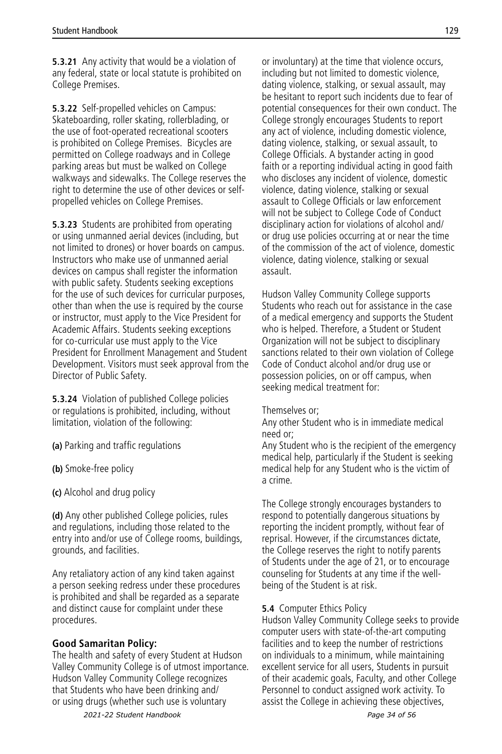**5.3.21** Any activity that would be a violation of any federal, state or local statute is prohibited on College Premises.

**5.3.22** Self-propelled vehicles on Campus: Skateboarding, roller skating, rollerblading, or the use of foot-operated recreational scooters is prohibited on College Premises. Bicycles are permitted on College roadways and in College parking areas but must be walked on College walkways and sidewalks. The College reserves the right to determine the use of other devices or self-propelled vehicles on College Premises.

**5.3.23** Students are prohibited from operating or using unmanned aerial devices (including, but not limited to drones) or hover boards on campus. Instructors who make use of unmanned aerial devices on campus shall register the information with public safety. Students seeking exceptions for the use of such devices for curricular purposes, other than when the use is required by the course or instructor, must apply to the Vice President for Academic Affairs. Students seeking exceptions for co-curricular use must apply to the Vice President for Enrollment Management and Student Development. Visitors must seek approval from the Director of Public Safety.

**5.3.24** Violation of published College policies or regulations is prohibited, including, without limitation, violation of the following:

**(a)** Parking and traffic regulations

**(b)** Smoke-free policy

**(c)** Alcohol and drug policy

**(d)** Any other published College policies, rules and regulations, including those related to the entry into and/or use of College rooms, buildings, grounds, and facilities.

Any retaliatory action of any kind taken against a person seeking redress under these procedures is prohibited and shall be regarded as a separate and distinct cause for complaint under these procedures.

**Good Samaritan Policy:**

The health and safety of every Student at Hudson Valley Community College is of utmost importance. Hudson Valley Community College recognizes that Students who have been drinking and/or using drugs (whether such use is voluntary or involuntary) at the time that violence occurs, including but not limited to domestic violence, dating violence, stalking, or sexual assault, may be hesitant to report such incidents due to fear of potential consequences for their own conduct. The College strongly encourages Students to report any act of violence, including domestic violence, dating violence, stalking, or sexual assault, to College Officials. A bystander acting in good faith or a reporting individual acting in good faith who discloses any incident of violence, domestic violence, dating violence, stalking or sexual assault to College Officials or law enforcement will not be subject to College Code of Conduct disciplinary action for violations of alcohol and/or drug use policies occurring at or near the time of the commission of the act of violence, domestic violence, dating violence, stalking or sexual assault.

Hudson Valley Community College supports Students who reach out for assistance in the case of a medical emergency and supports the Student who is helped. Therefore, a Student or Student Organization will not be subject to disciplinary sanctions related to their own violation of College Code of Conduct alcohol and/or drug use or possession policies, on or off campus, when seeking medical treatment for:

Themselves or;
Any other Student who is in immediate medical need or;
Any Student who is the recipient of the emergency medical help, particularly if the Student is seeking medical help for any Student who is the victim of a crime.

The College strongly encourages bystanders to respond to potentially dangerous situations by reporting the incident promptly, without fear of reprisal. However, if the circumstances dictate, the College reserves the right to notify parents of Students under the age of 21, or to encourage counseling for Students at any time if the well-being of the Student is at risk.

**5.4** Computer Ethics Policy

Hudson Valley Community College seeks to provide computer users with state-of-the-art computing facilities and to keep the number of restrictions on individuals to a minimum, while maintaining excellent service for all users, Students in pursuit of their academic goals, Faculty, and other College Personnel to conduct assigned work activity. To assist the College in achieving these objectives,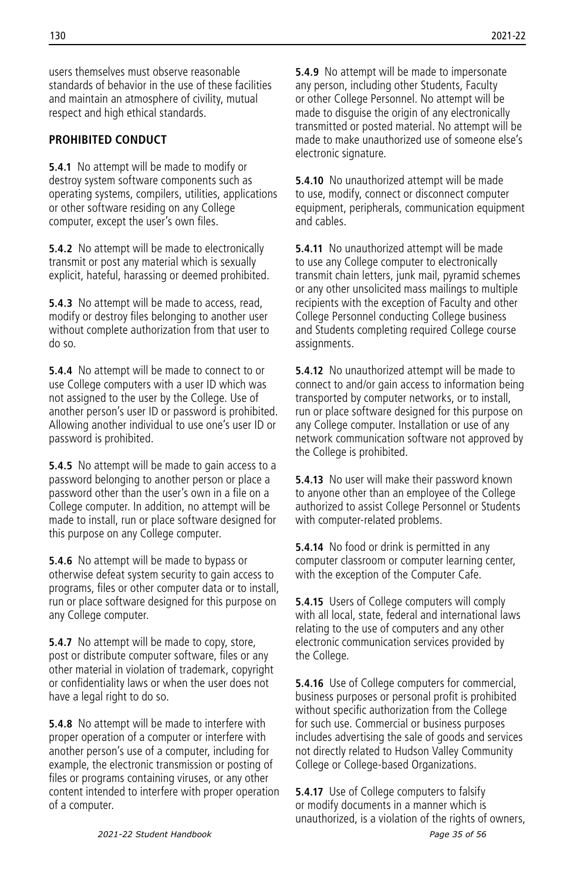users themselves must observe reasonable standards of behavior in the use of these facilities and maintain an atmosphere of civility, mutual respect and high ethical standards.

### PROHIBITED CONDUCT

**5.4.1** No attempt will be made to modify or destroy system software components such as operating systems, compilers, utilities, applications or other software residing on any College computer, except the user's own files.

**5.4.2** No attempt will be made to electronically transmit or post any material which is sexually explicit, hateful, harassing or deemed prohibited.

**5.4.3** No attempt will be made to access, read, modify or destroy files belonging to another user without complete authorization from that user to do so.

**5.4.4** No attempt will be made to connect to or use College computers with a user ID which was not assigned to the user by the College. Use of another person's user ID or password is prohibited. Allowing another individual to use one's user ID or password is prohibited.

**5.4.5** No attempt will be made to gain access to a password belonging to another person or place a password other than the user's own in a file on a College computer. In addition, no attempt will be made to install, run or place software designed for this purpose on any College computer.

**5.4.6** No attempt will be made to bypass or otherwise defeat system security to gain access to programs, files or other computer data or to install, run or place software designed for this purpose on any College computer.

**5.4.7** No attempt will be made to copy, store, post or distribute computer software, files or any other material in violation of trademark, copyright or confidentiality laws or when the user does not have a legal right to do so.

**5.4.8** No attempt will be made to interfere with proper operation of a computer or interfere with another person's use of a computer, including for example, the electronic transmission or posting of files or programs containing viruses, or any other content intended to interfere with proper operation of a computer.

**5.4.9** No attempt will be made to impersonate any person, including other Students, Faculty or other College Personnel. No attempt will be made to disguise the origin of any electronically transmitted or posted material. No attempt will be made to make unauthorized use of someone else's electronic signature.

**5.4.10** No unauthorized attempt will be made to use, modify, connect or disconnect computer equipment, peripherals, communication equipment and cables.

**5.4.11** No unauthorized attempt will be made to use any College computer to electronically transmit chain letters, junk mail, pyramid schemes or any other unsolicited mass mailings to multiple recipients with the exception of Faculty and other College Personnel conducting College business and Students completing required College course assignments.

**5.4.12** No unauthorized attempt will be made to connect to and/or gain access to information being transported by computer networks, or to install, run or place software designed for this purpose on any College computer. Installation or use of any network communication software not approved by the College is prohibited.

**5.4.13** No user will make their password known to anyone other than an employee of the College authorized to assist College Personnel or Students with computer-related problems.

**5.4.14** No food or drink is permitted in any computer classroom or computer learning center, with the exception of the Computer Cafe.

**5.4.15** Users of College computers will comply with all local, state, federal and international laws relating to the use of computers and any other electronic communication services provided by the College.

**5.4.16** Use of College computers for commercial, business purposes or personal profit is prohibited without specific authorization from the College for such use. Commercial or business purposes includes advertising the sale of goods and services not directly related to Hudson Valley Community College or College-based Organizations.

**5.4.17** Use of College computers to falsify or modify documents in a manner which is unauthorized, is a violation of the rights of owners,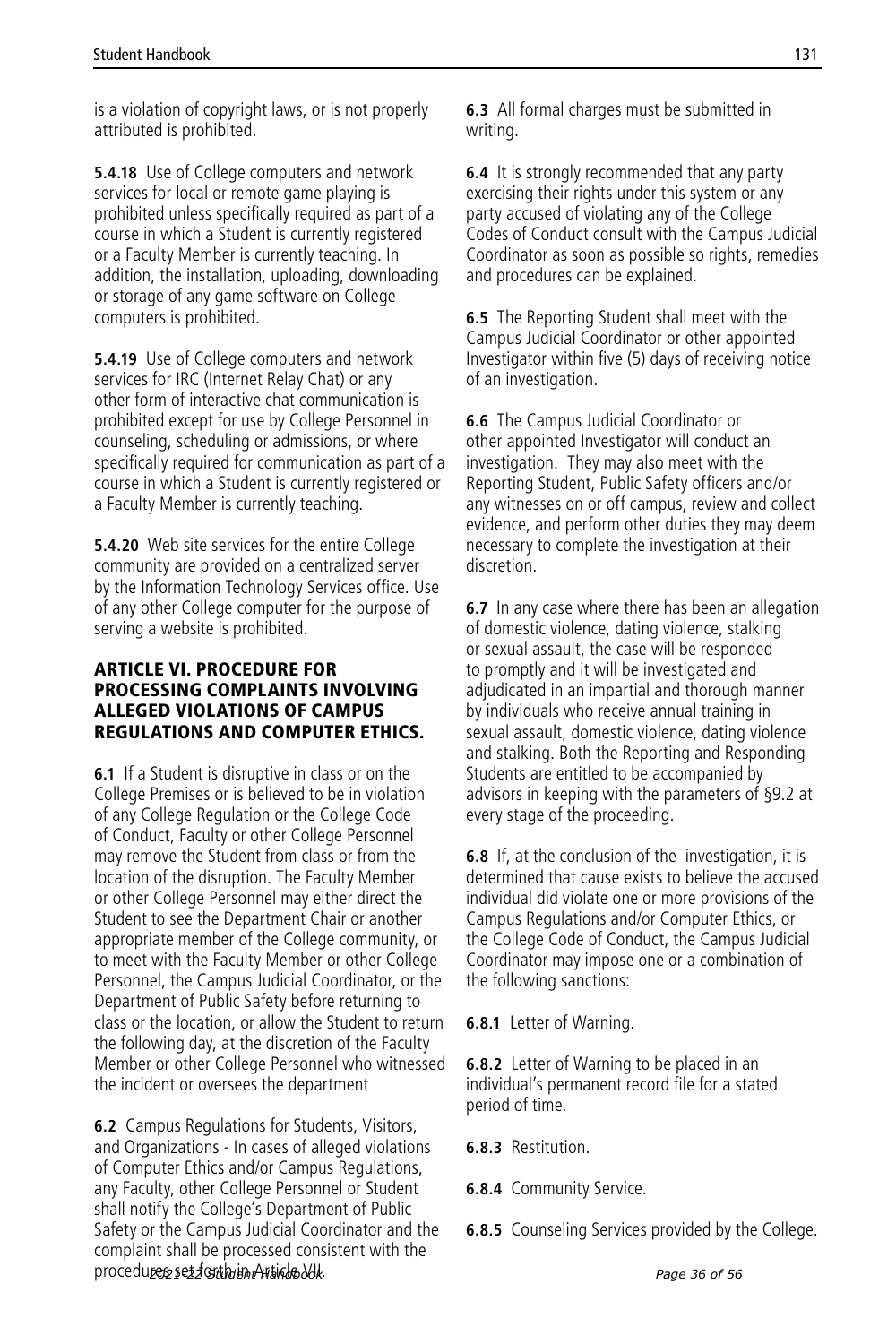is a violation of copyright laws, or is not properly attributed is prohibited.

**5.4.18** Use of College computers and network services for local or remote game playing is prohibited unless specifically required as part of a course in which a Student is currently registered or a Faculty Member is currently teaching. In addition, the installation, uploading, downloading or storage of any game software on College computers is prohibited.

**5.4.19** Use of College computers and network services for IRC (Internet Relay Chat) or any other form of interactive chat communication is prohibited except for use by College Personnel in counseling, scheduling or admissions, or where specifically required for communication as part of a course in which a Student is currently registered or a Faculty Member is currently teaching.

**5.4.20** Web site services for the entire College community are provided on a centralized server by the Information Technology Services office. Use of any other College computer for the purpose of serving a website is prohibited.

## ARTICLE VI. PROCEDURE FOR PROCESSING COMPLAINTS INVOLVING ALLEGED VIOLATIONS OF CAMPUS REGULATIONS AND COMPUTER ETHICS.

**6.1** If a Student is disruptive in class or on the College Premises or is believed to be in violation of any College Regulation or the College Code of Conduct, Faculty or other College Personnel may remove the Student from class or from the location of the disruption. The Faculty Member or other College Personnel may either direct the Student to see the Department Chair or another appropriate member of the College community, or to meet with the Faculty Member or other College Personnel, the Campus Judicial Coordinator, or the Department of Public Safety before returning to class or the location, or allow the Student to return the following day, at the discretion of the Faculty Member or other College Personnel who witnessed the incident or oversees the department

**6.2** Campus Regulations for Students, Visitors, and Organizations - In cases of alleged violations of Computer Ethics and/or Campus Regulations, any Faculty, other College Personnel or Student shall notify the College's Department of Public Safety or the Campus Judicial Coordinator and the complaint shall be processed consistent with the procedures set forth in Article VII.

**6.3** All formal charges must be submitted in writing.

**6.4** It is strongly recommended that any party exercising their rights under this system or any party accused of violating any of the College Codes of Conduct consult with the Campus Judicial Coordinator as soon as possible so rights, remedies and procedures can be explained.

**6.5** The Reporting Student shall meet with the Campus Judicial Coordinator or other appointed Investigator within five (5) days of receiving notice of an investigation.

**6.6** The Campus Judicial Coordinator or other appointed Investigator will conduct an investigation. They may also meet with the Reporting Student, Public Safety officers and/or any witnesses on or off campus, review and collect evidence, and perform other duties they may deem necessary to complete the investigation at their discretion.

**6.7** In any case where there has been an allegation of domestic violence, dating violence, stalking or sexual assault, the case will be responded to promptly and it will be investigated and adjudicated in an impartial and thorough manner by individuals who receive annual training in sexual assault, domestic violence, dating violence and stalking. Both the Reporting and Responding Students are entitled to be accompanied by advisors in keeping with the parameters of §9.2 at every stage of the proceeding.

**6.8** If, at the conclusion of the investigation, it is determined that cause exists to believe the accused individual did violate one or more provisions of the Campus Regulations and/or Computer Ethics, or the College Code of Conduct, the Campus Judicial Coordinator may impose one or a combination of the following sanctions:

**6.8.1** Letter of Warning.

**6.8.2** Letter of Warning to be placed in an individual's permanent record file for a stated period of time.

**6.8.3** Restitution.

**6.8.4** Community Service.

**6.8.5** Counseling Services provided by the College.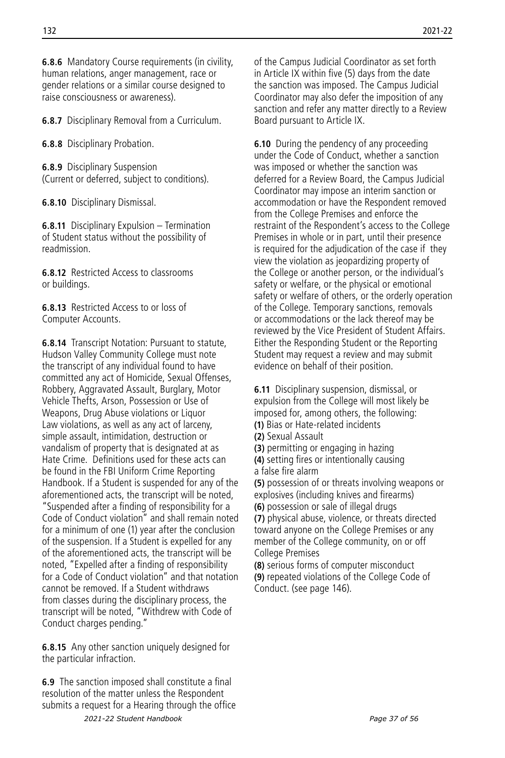**6.8.6** Mandatory Course requirements (in civility, human relations, anger management, race or gender relations or a similar course designed to raise consciousness or awareness).

**6.8.7** Disciplinary Removal from a Curriculum.

**6.8.8** Disciplinary Probation.

**6.8.9** Disciplinary Suspension (Current or deferred, subject to conditions).

**6.8.10** Disciplinary Dismissal.

**6.8.11** Disciplinary Expulsion – Termination of Student status without the possibility of readmission.

**6.8.12** Restricted Access to classrooms or buildings.

**6.8.13** Restricted Access to or loss of Computer Accounts.

**6.8.14** Transcript Notation: Pursuant to statute, Hudson Valley Community College must note the transcript of any individual found to have committed any act of Homicide, Sexual Offenses, Robbery, Aggravated Assault, Burglary, Motor Vehicle Thefts, Arson, Possession or Use of Weapons, Drug Abuse violations or Liquor Law violations, as well as any act of larceny, simple assault, intimidation, destruction or vandalism of property that is designated at as Hate Crime. Definitions used for these acts can be found in the FBI Uniform Crime Reporting Handbook. If a Student is suspended for any of the aforementioned acts, the transcript will be noted, "Suspended after a finding of responsibility for a Code of Conduct violation" and shall remain noted for a minimum of one (1) year after the conclusion of the suspension. If a Student is expelled for any of the aforementioned acts, the transcript will be noted, "Expelled after a finding of responsibility for a Code of Conduct violation" and that notation cannot be removed. If a Student withdraws from classes during the disciplinary process, the transcript will be noted, "Withdrew with Code of Conduct charges pending."

**6.8.15** Any other sanction uniquely designed for the particular infraction.

**6.9** The sanction imposed shall constitute a final resolution of the matter unless the Respondent submits a request for a Hearing through the office of the Campus Judicial Coordinator as set forth in Article IX within five (5) days from the date the sanction was imposed. The Campus Judicial Coordinator may also defer the imposition of any sanction and refer any matter directly to a Review Board pursuant to Article IX.

**6.10** During the pendency of any proceeding under the Code of Conduct, whether a sanction was imposed or whether the sanction was deferred for a Review Board, the Campus Judicial Coordinator may impose an interim sanction or accommodation or have the Respondent removed from the College Premises and enforce the restraint of the Respondent's access to the College Premises in whole or in part, until their presence is required for the adjudication of the case if they view the violation as jeopardizing property of the College or another person, or the individual's safety or welfare, or the physical or emotional safety or welfare of others, or the orderly operation of the College. Temporary sanctions, removals or accommodations or the lack thereof may be reviewed by the Vice President of Student Affairs. Either the Responding Student or the Reporting Student may request a review and may submit evidence on behalf of their position.

**6.11** Disciplinary suspension, dismissal, or expulsion from the College will most likely be imposed for, among others, the following:
**(1)** Bias or Hate-related incidents
**(2)** Sexual Assault
**(3)** permitting or engaging in hazing
**(4)** setting fires or intentionally causing a false fire alarm
**(5)** possession of or threats involving weapons or explosives (including knives and firearms)
**(6)** possession or sale of illegal drugs
**(7)** physical abuse, violence, or threats directed toward anyone on the College Premises or any member of the College community, on or off College Premises
**(8)** serious forms of computer misconduct
**(9)** repeated violations of the College Code of Conduct. (see page 146).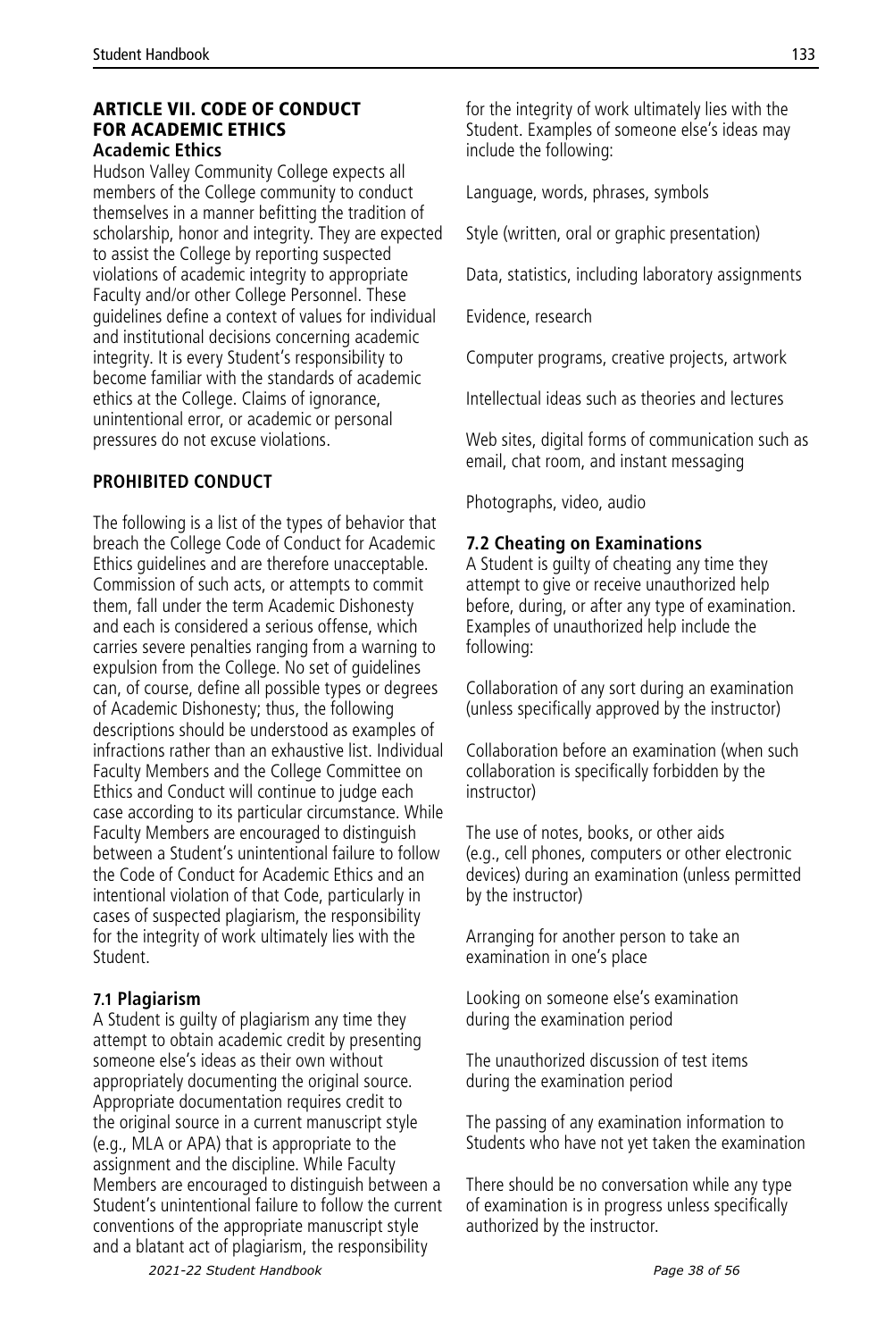## ARTICLE VII. CODE OF CONDUCT FOR ACADEMIC ETHICS

### Academic Ethics

Hudson Valley Community College expects all members of the College community to conduct themselves in a manner befitting the tradition of scholarship, honor and integrity. They are expected to assist the College by reporting suspected violations of academic integrity to appropriate Faculty and/or other College Personnel. These guidelines define a context of values for individual and institutional decisions concerning academic integrity. It is every Student's responsibility to become familiar with the standards of academic ethics at the College. Claims of ignorance, unintentional error, or academic or personal pressures do not excuse violations.

### PROHIBITED CONDUCT

The following is a list of the types of behavior that breach the College Code of Conduct for Academic Ethics guidelines and are therefore unacceptable. Commission of such acts, or attempts to commit them, fall under the term Academic Dishonesty and each is considered a serious offense, which carries severe penalties ranging from a warning to expulsion from the College. No set of guidelines can, of course, define all possible types or degrees of Academic Dishonesty; thus, the following descriptions should be understood as examples of infractions rather than an exhaustive list. Individual Faculty Members and the College Committee on Ethics and Conduct will continue to judge each case according to its particular circumstance. While Faculty Members are encouraged to distinguish between a Student's unintentional failure to follow the Code of Conduct for Academic Ethics and an intentional violation of that Code, particularly in cases of suspected plagiarism, the responsibility for the integrity of work ultimately lies with the Student.

#### 7.1 Plagiarism

A Student is guilty of plagiarism any time they attempt to obtain academic credit by presenting someone else's ideas as their own without appropriately documenting the original source. Appropriate documentation requires credit to the original source in a current manuscript style (e.g., MLA or APA) that is appropriate to the assignment and the discipline. While Faculty Members are encouraged to distinguish between a Student's unintentional failure to follow the current conventions of the appropriate manuscript style and a blatant act of plagiarism, the responsibility for the integrity of work ultimately lies with the Student. Examples of someone else's ideas may include the following:

Language, words, phrases, symbols

Style (written, oral or graphic presentation)

Data, statistics, including laboratory assignments

Evidence, research

Computer programs, creative projects, artwork

Intellectual ideas such as theories and lectures

Web sites, digital forms of communication such as email, chat room, and instant messaging

Photographs, video, audio

#### 7.2 Cheating on Examinations

A Student is guilty of cheating any time they attempt to give or receive unauthorized help before, during, or after any type of examination. Examples of unauthorized help include the following:

Collaboration of any sort during an examination (unless specifically approved by the instructor)

Collaboration before an examination (when such collaboration is specifically forbidden by the instructor)

The use of notes, books, or other aids (e.g., cell phones, computers or other electronic devices) during an examination (unless permitted by the instructor)

Arranging for another person to take an examination in one's place

Looking on someone else's examination during the examination period

The unauthorized discussion of test items during the examination period

The passing of any examination information to Students who have not yet taken the examination

There should be no conversation while any type of examination is in progress unless specifically authorized by the instructor.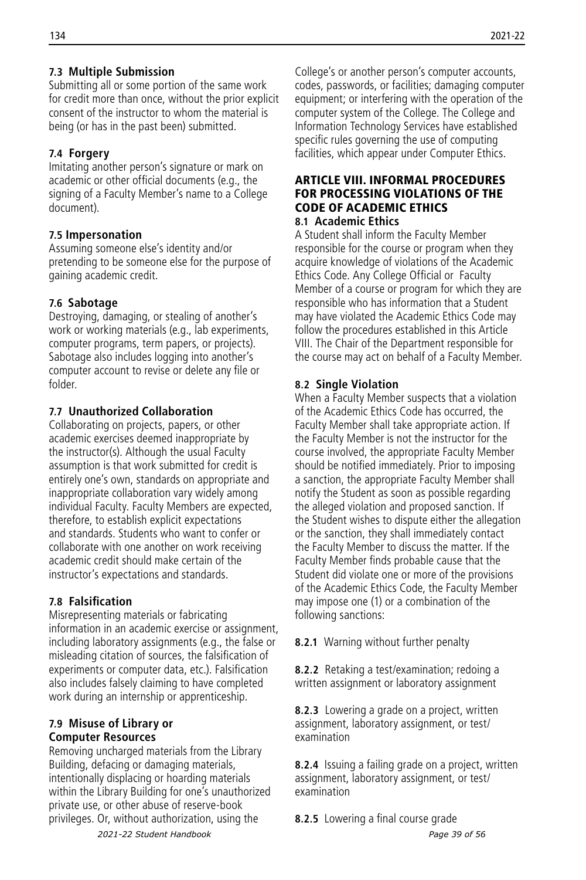### 7.3 Multiple Submission

Submitting all or some portion of the same work for credit more than once, without the prior explicit consent of the instructor to whom the material is being (or has in the past been) submitted.

### 7.4 Forgery

Imitating another person's signature or mark on academic or other official documents (e.g., the signing of a Faculty Member's name to a College document).

### 7.5 Impersonation

Assuming someone else's identity and/or pretending to be someone else for the purpose of gaining academic credit.

### 7.6 Sabotage

Destroying, damaging, or stealing of another's work or working materials (e.g., lab experiments, computer programs, term papers, or projects). Sabotage also includes logging into another's computer account to revise or delete any file or folder.

### 7.7 Unauthorized Collaboration

Collaborating on projects, papers, or other academic exercises deemed inappropriate by the instructor(s). Although the usual Faculty assumption is that work submitted for credit is entirely one's own, standards on appropriate and inappropriate collaboration vary widely among individual Faculty. Faculty Members are expected, therefore, to establish explicit expectations and standards. Students who want to confer or collaborate with one another on work receiving academic credit should make certain of the instructor's expectations and standards.

### 7.8 Falsification

Misrepresenting materials or fabricating information in an academic exercise or assignment, including laboratory assignments (e.g., the false or misleading citation of sources, the falsification of experiments or computer data, etc.). Falsification also includes falsely claiming to have completed work during an internship or apprenticeship.

### 7.9 Misuse of Library or Computer Resources

Removing uncharged materials from the Library Building, defacing or damaging materials, intentionally displacing or hoarding materials within the Library Building for one's unauthorized private use, or other abuse of reserve-book privileges. Or, without authorization, using the College's or another person's computer accounts, codes, passwords, or facilities; damaging computer equipment; or interfering with the operation of the computer system of the College. The College and Information Technology Services have established specific rules governing the use of computing facilities, which appear under Computer Ethics.

## ARTICLE VIII. INFORMAL PROCEDURES FOR PROCESSING VIOLATIONS OF THE CODE OF ACADEMIC ETHICS

### 8.1 Academic Ethics

A Student shall inform the Faculty Member responsible for the course or program when they acquire knowledge of violations of the Academic Ethics Code. Any College Official or Faculty Member of a course or program for which they are responsible who has information that a Student may have violated the Academic Ethics Code may follow the procedures established in this Article VIII. The Chair of the Department responsible for the course may act on behalf of a Faculty Member.

### 8.2 Single Violation

When a Faculty Member suspects that a violation of the Academic Ethics Code has occurred, the Faculty Member shall take appropriate action. If the Faculty Member is not the instructor for the course involved, the appropriate Faculty Member should be notified immediately. Prior to imposing a sanction, the appropriate Faculty Member shall notify the Student as soon as possible regarding the alleged violation and proposed sanction. If the Student wishes to dispute either the allegation or the sanction, they shall immediately contact the Faculty Member to discuss the matter. If the Faculty Member finds probable cause that the Student did violate one or more of the provisions of the Academic Ethics Code, the Faculty Member may impose one (1) or a combination of the following sanctions:

**8.2.1** Warning without further penalty

**8.2.2** Retaking a test/examination; redoing a written assignment or laboratory assignment

**8.2.3** Lowering a grade on a project, written assignment, laboratory assignment, or test/examination

**8.2.4** Issuing a failing grade on a project, written assignment, laboratory assignment, or test/examination

**8.2.5** Lowering a final course grade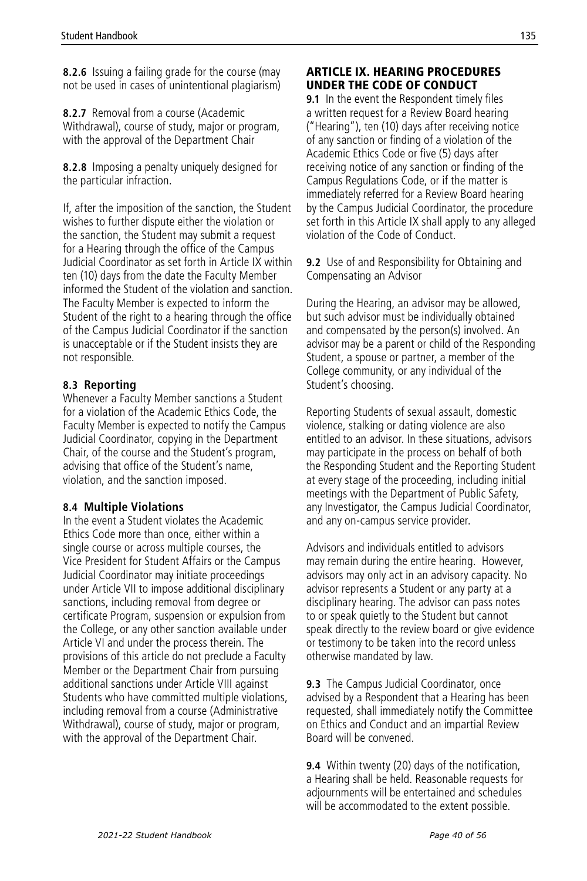**8.2.6** Issuing a failing grade for the course (may not be used in cases of unintentional plagiarism)

**8.2.7** Removal from a course (Academic Withdrawal), course of study, major or program, with the approval of the Department Chair

**8.2.8** Imposing a penalty uniquely designed for the particular infraction.

If, after the imposition of the sanction, the Student wishes to further dispute either the violation or the sanction, the Student may submit a request for a Hearing through the office of the Campus Judicial Coordinator as set forth in Article IX within ten (10) days from the date the Faculty Member informed the Student of the violation and sanction. The Faculty Member is expected to inform the Student of the right to a hearing through the office of the Campus Judicial Coordinator if the sanction is unacceptable or if the Student insists they are not responsible.

### 8.3 Reporting

Whenever a Faculty Member sanctions a Student for a violation of the Academic Ethics Code, the Faculty Member is expected to notify the Campus Judicial Coordinator, copying in the Department Chair, of the course and the Student's program, advising that office of the Student's name, violation, and the sanction imposed.

### 8.4 Multiple Violations

In the event a Student violates the Academic Ethics Code more than once, either within a single course or across multiple courses, the Vice President for Student Affairs or the Campus Judicial Coordinator may initiate proceedings under Article VII to impose additional disciplinary sanctions, including removal from degree or certificate Program, suspension or expulsion from the College, or any other sanction available under Article VI and under the process therein. The provisions of this article do not preclude a Faculty Member or the Department Chair from pursuing additional sanctions under Article VIII against Students who have committed multiple violations, including removal from a course (Administrative Withdrawal), course of study, major or program, with the approval of the Department Chair.

## ARTICLE IX. HEARING PROCEDURES UNDER THE CODE OF CONDUCT

**9.1** In the event the Respondent timely files a written request for a Review Board hearing ("Hearing"), ten (10) days after receiving notice of any sanction or finding of a violation of the Academic Ethics Code or five (5) days after receiving notice of any sanction or finding of the Campus Regulations Code, or if the matter is immediately referred for a Review Board hearing by the Campus Judicial Coordinator, the procedure set forth in this Article IX shall apply to any alleged violation of the Code of Conduct.

**9.2** Use of and Responsibility for Obtaining and Compensating an Advisor

During the Hearing, an advisor may be allowed, but such advisor must be individually obtained and compensated by the person(s) involved. An advisor may be a parent or child of the Responding Student, a spouse or partner, a member of the College community, or any individual of the Student's choosing.

Reporting Students of sexual assault, domestic violence, stalking or dating violence are also entitled to an advisor. In these situations, advisors may participate in the process on behalf of both the Responding Student and the Reporting Student at every stage of the proceeding, including initial meetings with the Department of Public Safety, any Investigator, the Campus Judicial Coordinator, and any on-campus service provider.

Advisors and individuals entitled to advisors may remain during the entire hearing. However, advisors may only act in an advisory capacity. No advisor represents a Student or any party at a disciplinary hearing. The advisor can pass notes to or speak quietly to the Student but cannot speak directly to the review board or give evidence or testimony to be taken into the record unless otherwise mandated by law.

**9.3** The Campus Judicial Coordinator, once advised by a Respondent that a Hearing has been requested, shall immediately notify the Committee on Ethics and Conduct and an impartial Review Board will be convened.

**9.4** Within twenty (20) days of the notification, a Hearing shall be held. Reasonable requests for adjournments will be entertained and schedules will be accommodated to the extent possible.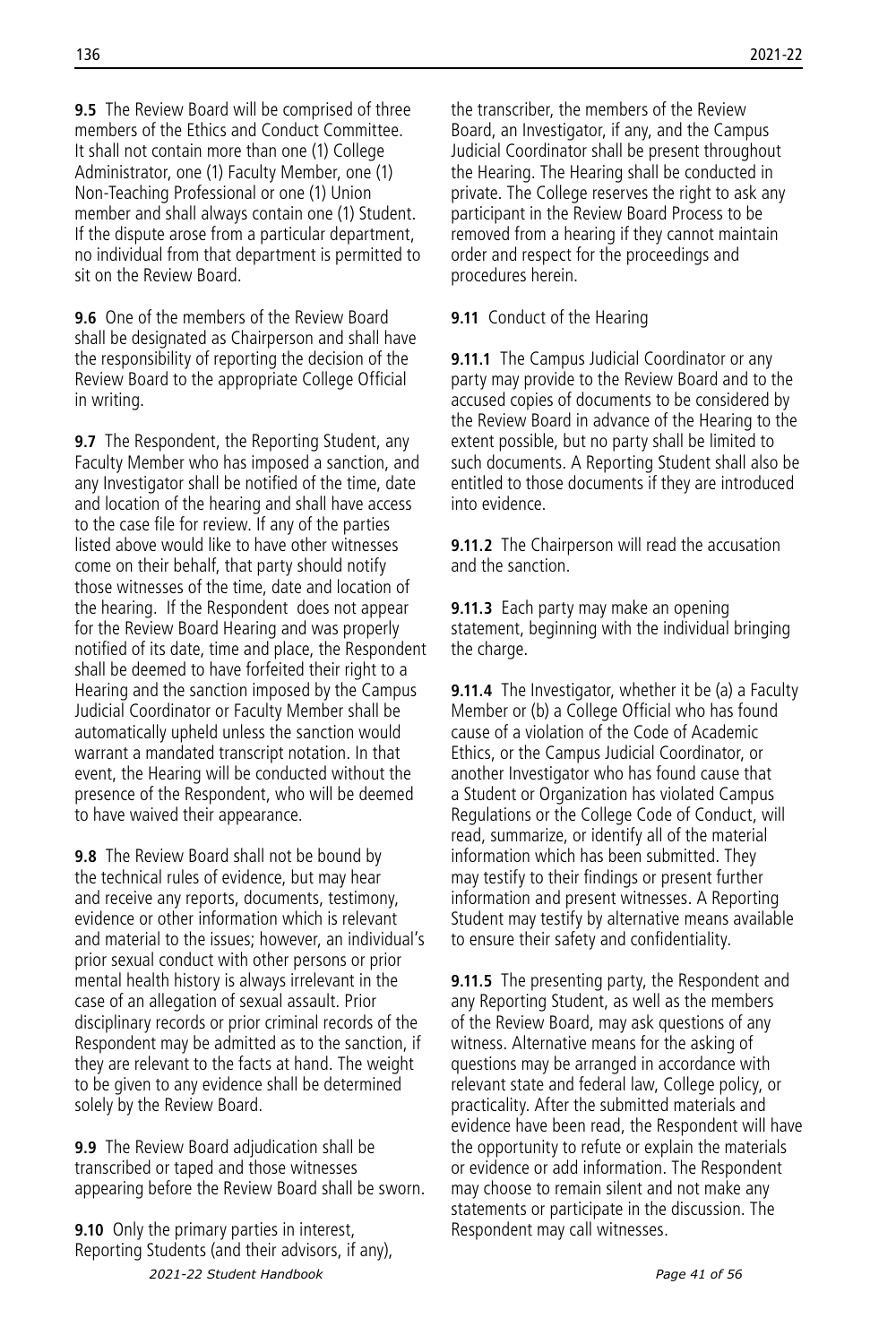**9.5** The Review Board will be comprised of three members of the Ethics and Conduct Committee. It shall not contain more than one (1) College Administrator, one (1) Faculty Member, one (1) Non-Teaching Professional or one (1) Union member and shall always contain one (1) Student. If the dispute arose from a particular department, no individual from that department is permitted to sit on the Review Board.

**9.6** One of the members of the Review Board shall be designated as Chairperson and shall have the responsibility of reporting the decision of the Review Board to the appropriate College Official in writing.

**9.7** The Respondent, the Reporting Student, any Faculty Member who has imposed a sanction, and any Investigator shall be notified of the time, date and location of the hearing and shall have access to the case file for review. If any of the parties listed above would like to have other witnesses come on their behalf, that party should notify those witnesses of the time, date and location of the hearing. If the Respondent does not appear for the Review Board Hearing and was properly notified of its date, time and place, the Respondent shall be deemed to have forfeited their right to a Hearing and the sanction imposed by the Campus Judicial Coordinator or Faculty Member shall be automatically upheld unless the sanction would warrant a mandated transcript notation. In that event, the Hearing will be conducted without the presence of the Respondent, who will be deemed to have waived their appearance.

**9.8** The Review Board shall not be bound by the technical rules of evidence, but may hear and receive any reports, documents, testimony, evidence or other information which is relevant and material to the issues; however, an individual's prior sexual conduct with other persons or prior mental health history is always irrelevant in the case of an allegation of sexual assault. Prior disciplinary records or prior criminal records of the Respondent may be admitted as to the sanction, if they are relevant to the facts at hand. The weight to be given to any evidence shall be determined solely by the Review Board.

**9.9** The Review Board adjudication shall be transcribed or taped and those witnesses appearing before the Review Board shall be sworn.

**9.10** Only the primary parties in interest, Reporting Students (and their advisors, if any), the transcriber, the members of the Review Board, an Investigator, if any, and the Campus Judicial Coordinator shall be present throughout the Hearing. The Hearing shall be conducted in private. The College reserves the right to ask any participant in the Review Board Process to be removed from a hearing if they cannot maintain order and respect for the proceedings and procedures herein.

**9.11** Conduct of the Hearing

**9.11.1** The Campus Judicial Coordinator or any party may provide to the Review Board and to the accused copies of documents to be considered by the Review Board in advance of the Hearing to the extent possible, but no party shall be limited to such documents. A Reporting Student shall also be entitled to those documents if they are introduced into evidence.

**9.11.2** The Chairperson will read the accusation and the sanction.

**9.11.3** Each party may make an opening statement, beginning with the individual bringing the charge.

**9.11.4** The Investigator, whether it be (a) a Faculty Member or (b) a College Official who has found cause of a violation of the Code of Academic Ethics, or the Campus Judicial Coordinator, or another Investigator who has found cause that a Student or Organization has violated Campus Regulations or the College Code of Conduct, will read, summarize, or identify all of the material information which has been submitted. They may testify to their findings or present further information and present witnesses. A Reporting Student may testify by alternative means available to ensure their safety and confidentiality.

**9.11.5** The presenting party, the Respondent and any Reporting Student, as well as the members of the Review Board, may ask questions of any witness. Alternative means for the asking of questions may be arranged in accordance with relevant state and federal law, College policy, or practicality. After the submitted materials and evidence have been read, the Respondent will have the opportunity to refute or explain the materials or evidence or add information. The Respondent may choose to remain silent and not make any statements or participate in the discussion. The Respondent may call witnesses.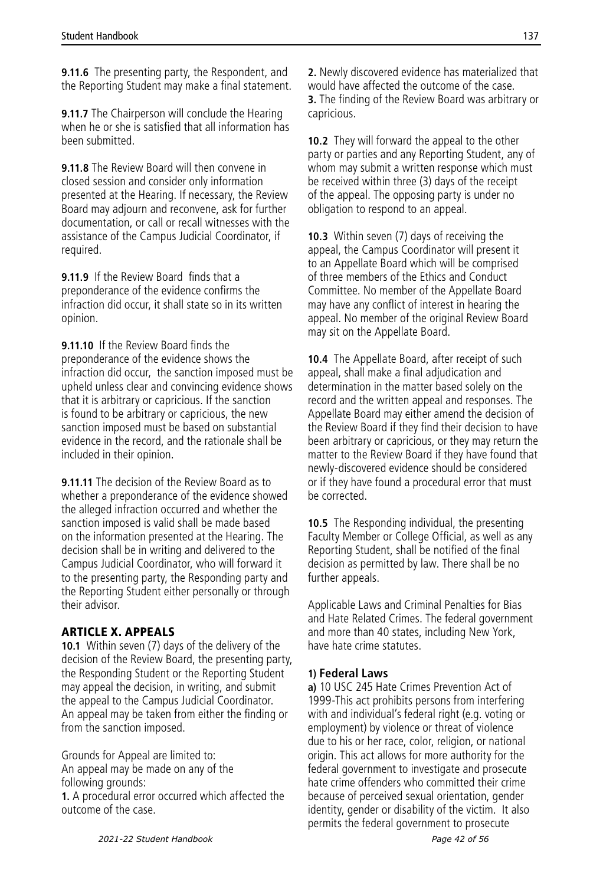**9.11.6** The presenting party, the Respondent, and the Reporting Student may make a final statement.

**9.11.7** The Chairperson will conclude the Hearing when he or she is satisfied that all information has been submitted.

**9.11.8** The Review Board will then convene in closed session and consider only information presented at the Hearing. If necessary, the Review Board may adjourn and reconvene, ask for further documentation, or call or recall witnesses with the assistance of the Campus Judicial Coordinator, if required.

**9.11.9** If the Review Board finds that a preponderance of the evidence confirms the infraction did occur, it shall state so in its written opinion.

**9.11.10** If the Review Board finds the preponderance of the evidence shows the infraction did occur, the sanction imposed must be upheld unless clear and convincing evidence shows that it is arbitrary or capricious. If the sanction is found to be arbitrary or capricious, the new sanction imposed must be based on substantial evidence in the record, and the rationale shall be included in their opinion.

**9.11.11** The decision of the Review Board as to whether a preponderance of the evidence showed the alleged infraction occurred and whether the sanction imposed is valid shall be made based on the information presented at the Hearing. The decision shall be in writing and delivered to the Campus Judicial Coordinator, who will forward it to the presenting party, the Responding party and the Reporting Student either personally or through their advisor.

## ARTICLE X. APPEALS

**10.1** Within seven (7) days of the delivery of the decision of the Review Board, the presenting party, the Responding Student or the Reporting Student may appeal the decision, in writing, and submit the appeal to the Campus Judicial Coordinator. An appeal may be taken from either the finding or from the sanction imposed.

Grounds for Appeal are limited to:
An appeal may be made on any of the following grounds:

**1.** A procedural error occurred which affected the outcome of the case.
**2.** Newly discovered evidence has materialized that would have affected the outcome of the case.
**3.** The finding of the Review Board was arbitrary or capricious.

**10.2** They will forward the appeal to the other party or parties and any Reporting Student, any of whom may submit a written response which must be received within three (3) days of the receipt of the appeal. The opposing party is under no obligation to respond to an appeal.

**10.3** Within seven (7) days of receiving the appeal, the Campus Coordinator will present it to an Appellate Board which will be comprised of three members of the Ethics and Conduct Committee. No member of the Appellate Board may have any conflict of interest in hearing the appeal. No member of the original Review Board may sit on the Appellate Board.

**10.4** The Appellate Board, after receipt of such appeal, shall make a final adjudication and determination in the matter based solely on the record and the written appeal and responses. The Appellate Board may either amend the decision of the Review Board if they find their decision to have been arbitrary or capricious, or they may return the matter to the Review Board if they have found that newly-discovered evidence should be considered or if they have found a procedural error that must be corrected.

**10.5** The Responding individual, the presenting Faculty Member or College Official, as well as any Reporting Student, shall be notified of the final decision as permitted by law. There shall be no further appeals.

Applicable Laws and Criminal Penalties for Bias and Hate Related Crimes. The federal government and more than 40 states, including New York, have hate crime statutes.

### 1) Federal Laws

**a)** 10 USC 245 Hate Crimes Prevention Act of 1999-This act prohibits persons from interfering with and individual's federal right (e.g. voting or employment) by violence or threat of violence due to his or her race, color, religion, or national origin. This act allows for more authority for the federal government to investigate and prosecute hate crime offenders who committed their crime because of perceived sexual orientation, gender identity, gender or disability of the victim. It also permits the federal government to prosecute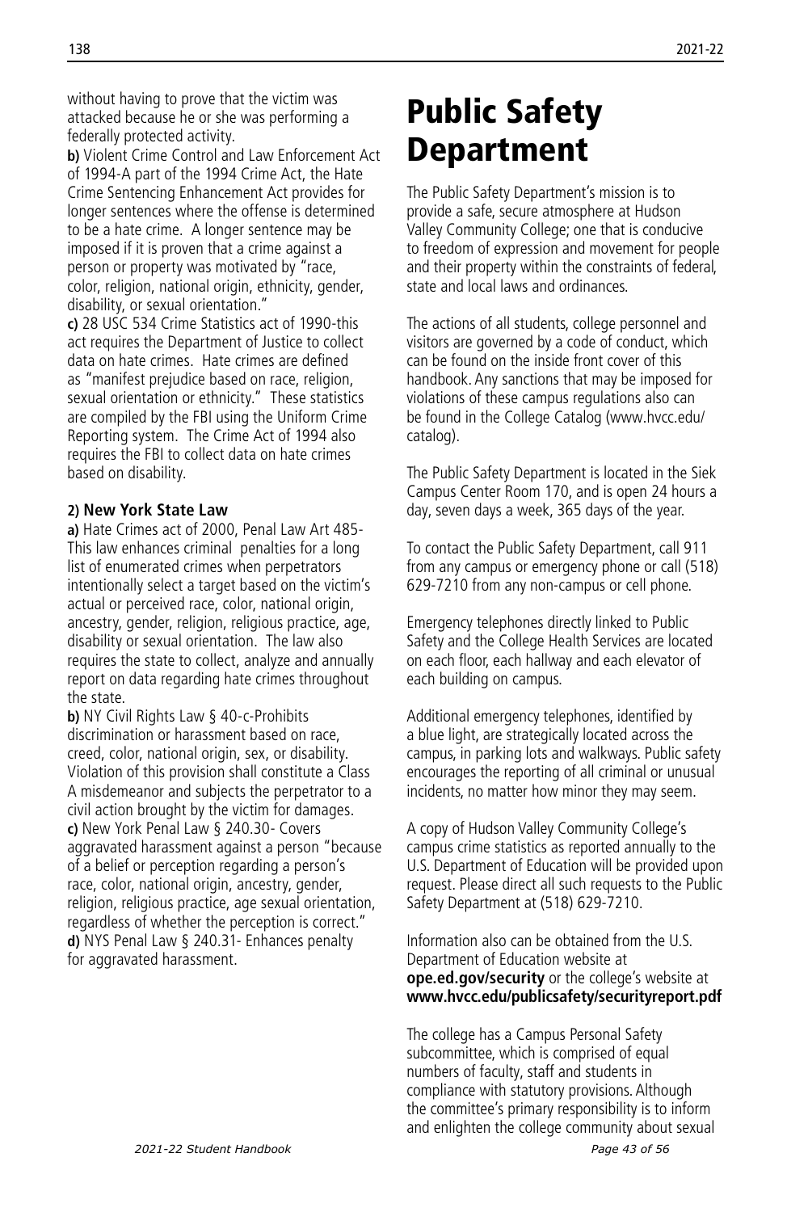without having to prove that the victim was attacked because he or she was performing a federally protected activity.

**b)** Violent Crime Control and Law Enforcement Act of 1994-A part of the 1994 Crime Act, the Hate Crime Sentencing Enhancement Act provides for longer sentences where the offense is determined to be a hate crime. A longer sentence may be imposed if it is proven that a crime against a person or property was motivated by "race, color, religion, national origin, ethnicity, gender, disability, or sexual orientation."

**c)** 28 USC 534 Crime Statistics act of 1990-this act requires the Department of Justice to collect data on hate crimes. Hate crimes are defined as "manifest prejudice based on race, religion, sexual orientation or ethnicity." These statistics are compiled by the FBI using the Uniform Crime Reporting system. The Crime Act of 1994 also requires the FBI to collect data on hate crimes based on disability.

**2) New York State Law**

**a)** Hate Crimes act of 2000, Penal Law Art 485-This law enhances criminal penalties for a long list of enumerated crimes when perpetrators intentionally select a target based on the victim's actual or perceived race, color, national origin, ancestry, gender, religion, religious practice, age, disability or sexual orientation. The law also requires the state to collect, analyze and annually report on data regarding hate crimes throughout the state.

**b)** NY Civil Rights Law § 40-c-Prohibits discrimination or harassment based on race, creed, color, national origin, sex, or disability. Violation of this provision shall constitute a Class A misdemeanor and subjects the perpetrator to a civil action brought by the victim for damages.

**c)** New York Penal Law § 240.30- Covers aggravated harassment against a person "because of a belief or perception regarding a person's race, color, national origin, ancestry, gender, religion, religious practice, age sexual orientation, regardless of whether the perception is correct."

**d)** NYS Penal Law § 240.31- Enhances penalty for aggravated harassment.

# Public Safety Department

The Public Safety Department's mission is to provide a safe, secure atmosphere at Hudson Valley Community College; one that is conducive to freedom of expression and movement for people and their property within the constraints of federal, state and local laws and ordinances.

The actions of all students, college personnel and visitors are governed by a code of conduct, which can be found on the inside front cover of this handbook. Any sanctions that may be imposed for violations of these campus regulations also can be found in the College Catalog (www.hvcc.edu/catalog).

The Public Safety Department is located in the Siek Campus Center Room 170, and is open 24 hours a day, seven days a week, 365 days of the year.

To contact the Public Safety Department, call 911 from any campus or emergency phone or call (518) 629-7210 from any non-campus or cell phone.

Emergency telephones directly linked to Public Safety and the College Health Services are located on each floor, each hallway and each elevator of each building on campus.

Additional emergency telephones, identified by a blue light, are strategically located across the campus, in parking lots and walkways. Public safety encourages the reporting of all criminal or unusual incidents, no matter how minor they may seem.

A copy of Hudson Valley Community College's campus crime statistics as reported annually to the U.S. Department of Education will be provided upon request. Please direct all such requests to the Public Safety Department at (518) 629-7210.

Information also can be obtained from the U.S. Department of Education website at **ope.ed.gov/security** or the college's website at **www.hvcc.edu/publicsafety/securityreport.pdf**

The college has a Campus Personal Safety subcommittee, which is comprised of equal numbers of faculty, staff and students in compliance with statutory provisions. Although the committee's primary responsibility is to inform and enlighten the college community about sexual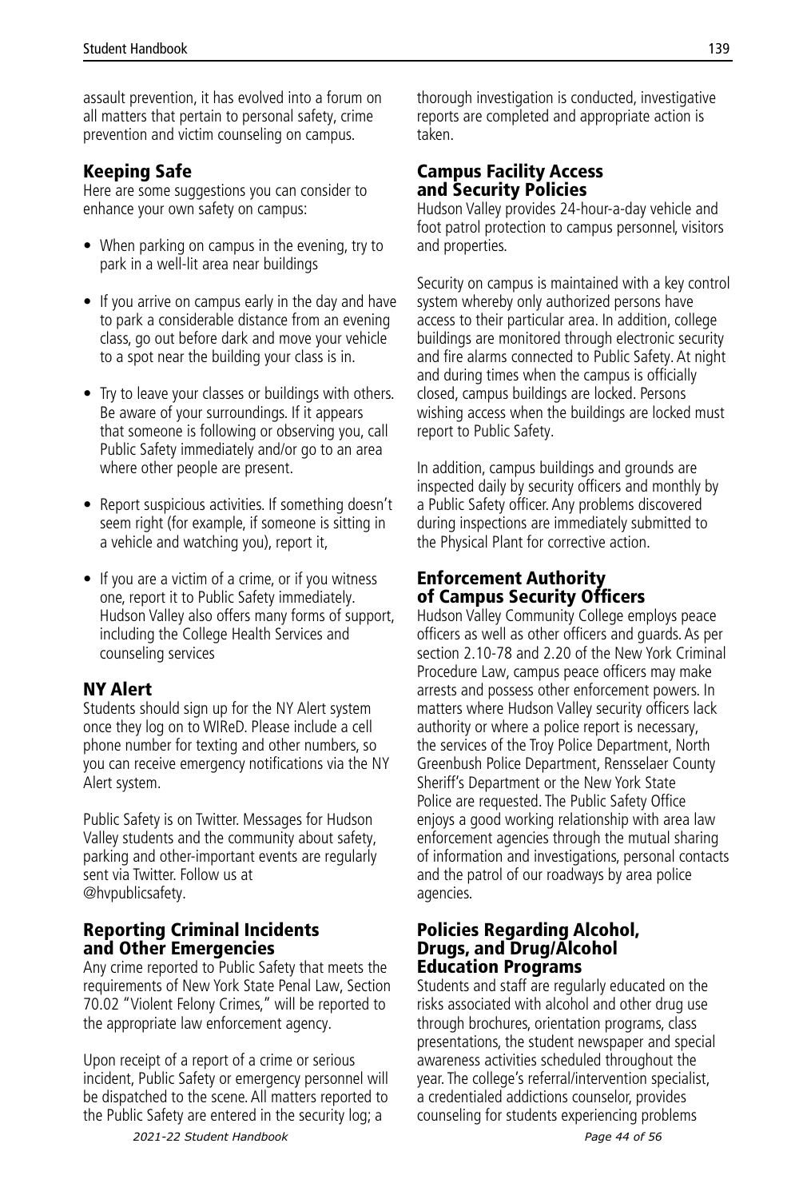assault prevention, it has evolved into a forum on all matters that pertain to personal safety, crime prevention and victim counseling on campus.

## Keeping Safe

Here are some suggestions you can consider to enhance your own safety on campus:

- When parking on campus in the evening, try to park in a well-lit area near buildings
- If you arrive on campus early in the day and have to park a considerable distance from an evening class, go out before dark and move your vehicle to a spot near the building your class is in.
- Try to leave your classes or buildings with others. Be aware of your surroundings. If it appears that someone is following or observing you, call Public Safety immediately and/or go to an area where other people are present.
- Report suspicious activities. If something doesn't seem right (for example, if someone is sitting in a vehicle and watching you), report it,
- If you are a victim of a crime, or if you witness one, report it to Public Safety immediately. Hudson Valley also offers many forms of support, including the College Health Services and counseling services

## NY Alert

Students should sign up for the NY Alert system once they log on to WIReD. Please include a cell phone number for texting and other numbers, so you can receive emergency notifications via the NY Alert system.

Public Safety is on Twitter. Messages for Hudson Valley students and the community about safety, parking and other-important events are regularly sent via Twitter. Follow us at @hvpublicsafety.

## Reporting Criminal Incidents and Other Emergencies

Any crime reported to Public Safety that meets the requirements of New York State Penal Law, Section 70.02 "Violent Felony Crimes," will be reported to the appropriate law enforcement agency.

Upon receipt of a report of a crime or serious incident, Public Safety or emergency personnel will be dispatched to the scene. All matters reported to the Public Safety are entered in the security log; a thorough investigation is conducted, investigative reports are completed and appropriate action is taken.

## Campus Facility Access and Security Policies

Hudson Valley provides 24-hour-a-day vehicle and foot patrol protection to campus personnel, visitors and properties.

Security on campus is maintained with a key control system whereby only authorized persons have access to their particular area. In addition, college buildings are monitored through electronic security and fire alarms connected to Public Safety. At night and during times when the campus is officially closed, campus buildings are locked. Persons wishing access when the buildings are locked must report to Public Safety.

In addition, campus buildings and grounds are inspected daily by security officers and monthly by a Public Safety officer. Any problems discovered during inspections are immediately submitted to the Physical Plant for corrective action.

## Enforcement Authority of Campus Security Officers

Hudson Valley Community College employs peace officers as well as other officers and guards. As per section 2.10-78 and 2.20 of the New York Criminal Procedure Law, campus peace officers may make arrests and possess other enforcement powers. In matters where Hudson Valley security officers lack authority or where a police report is necessary, the services of the Troy Police Department, North Greenbush Police Department, Rensselaer County Sheriff's Department or the New York State Police are requested. The Public Safety Office enjoys a good working relationship with area law enforcement agencies through the mutual sharing of information and investigations, personal contacts and the patrol of our roadways by area police agencies.

## Policies Regarding Alcohol, Drugs, and Drug/Alcohol Education Programs

Students and staff are regularly educated on the risks associated with alcohol and other drug use through brochures, orientation programs, class presentations, the student newspaper and special awareness activities scheduled throughout the year. The college's referral/intervention specialist, a credentialed addictions counselor, provides counseling for students experiencing problems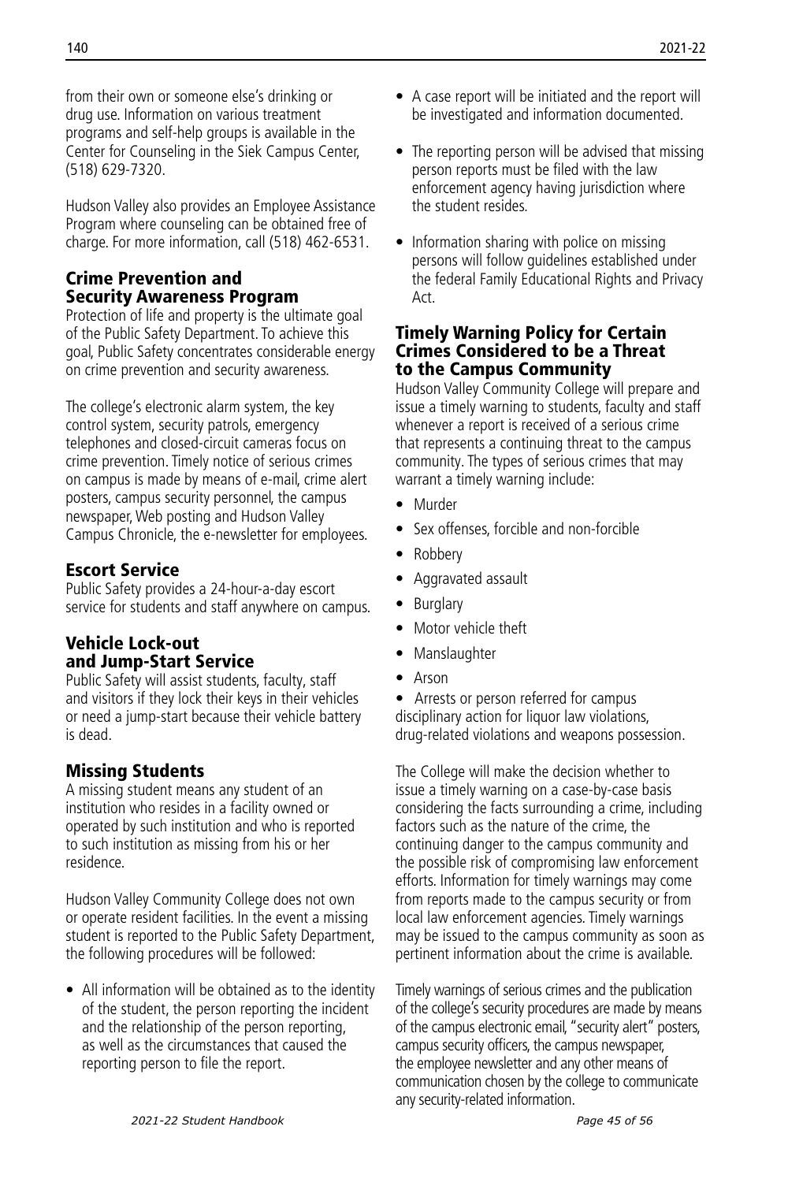from their own or someone else's drinking or drug use. Information on various treatment programs and self-help groups is available in the Center for Counseling in the Siek Campus Center, (518) 629-7320.

Hudson Valley also provides an Employee Assistance Program where counseling can be obtained free of charge. For more information, call (518) 462-6531.

## Crime Prevention and Security Awareness Program

Protection of life and property is the ultimate goal of the Public Safety Department. To achieve this goal, Public Safety concentrates considerable energy on crime prevention and security awareness.

The college's electronic alarm system, the key control system, security patrols, emergency telephones and closed-circuit cameras focus on crime prevention. Timely notice of serious crimes on campus is made by means of e-mail, crime alert posters, campus security personnel, the campus newspaper, Web posting and Hudson Valley Campus Chronicle, the e-newsletter for employees.

## Escort Service

Public Safety provides a 24-hour-a-day escort service for students and staff anywhere on campus.

## Vehicle Lock-out and Jump-Start Service

Public Safety will assist students, faculty, staff and visitors if they lock their keys in their vehicles or need a jump-start because their vehicle battery is dead.

## Missing Students

A missing student means any student of an institution who resides in a facility owned or operated by such institution and who is reported to such institution as missing from his or her residence.

Hudson Valley Community College does not own or operate resident facilities. In the event a missing student is reported to the Public Safety Department, the following procedures will be followed:

- All information will be obtained as to the identity of the student, the person reporting the incident and the relationship of the person reporting, as well as the circumstances that caused the reporting person to file the report.
- A case report will be initiated and the report will be investigated and information documented.
- The reporting person will be advised that missing person reports must be filed with the law enforcement agency having jurisdiction where the student resides.
- Information sharing with police on missing persons will follow guidelines established under the federal Family Educational Rights and Privacy Act.

## Timely Warning Policy for Certain Crimes Considered to be a Threat to the Campus Community

Hudson Valley Community College will prepare and issue a timely warning to students, faculty and staff whenever a report is received of a serious crime that represents a continuing threat to the campus community. The types of serious crimes that may warrant a timely warning include:

- Murder
- Sex offenses, forcible and non-forcible
- Robbery
- Aggravated assault
- Burglary
- Motor vehicle theft
- Manslaughter
- Arson
- Arrests or person referred for campus disciplinary action for liquor law violations, drug-related violations and weapons possession.

The College will make the decision whether to issue a timely warning on a case-by-case basis considering the facts surrounding a crime, including factors such as the nature of the crime, the continuing danger to the campus community and the possible risk of compromising law enforcement efforts. Information for timely warnings may come from reports made to the campus security or from local law enforcement agencies. Timely warnings may be issued to the campus community as soon as pertinent information about the crime is available.

Timely warnings of serious crimes and the publication of the college's security procedures are made by means of the campus electronic email, "security alert" posters, campus security officers, the campus newspaper, the employee newsletter and any other means of communication chosen by the college to communicate any security-related information.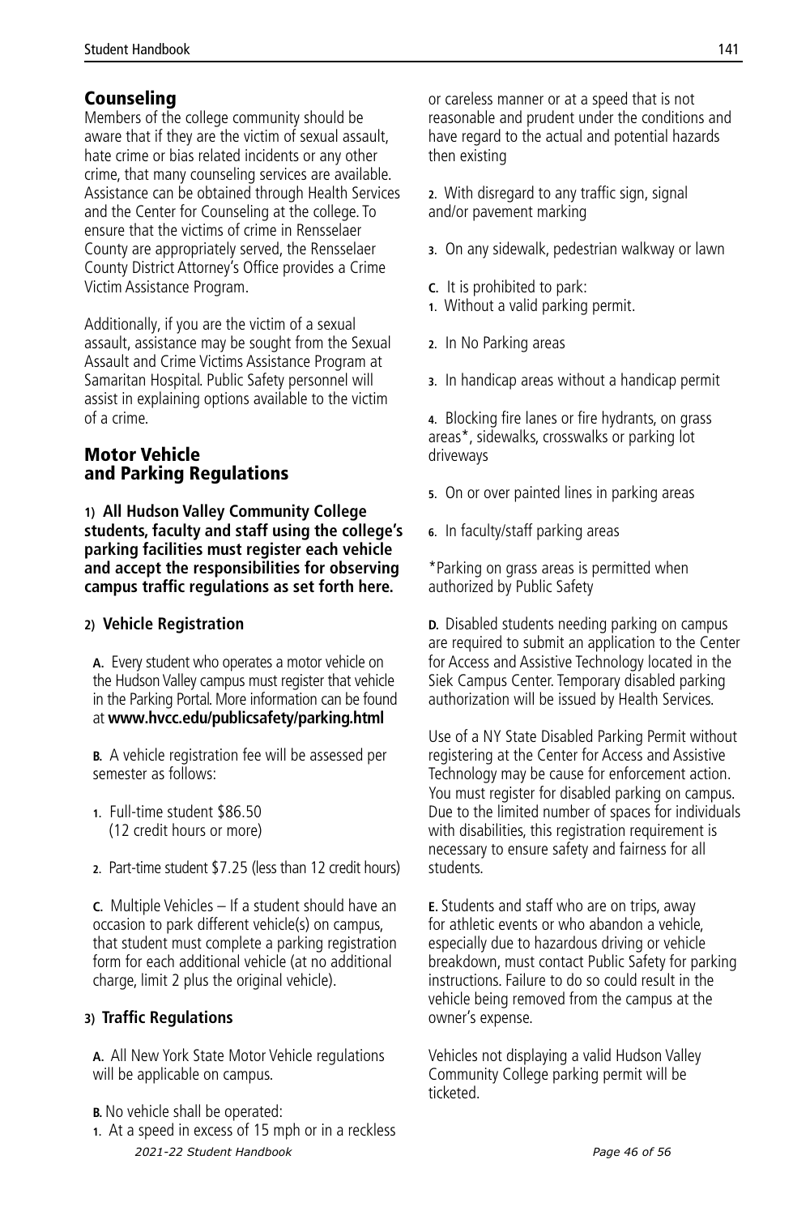## Counseling

Members of the college community should be aware that if they are the victim of sexual assault, hate crime or bias related incidents or any other crime, that many counseling services are available. Assistance can be obtained through Health Services and the Center for Counseling at the college. To ensure that the victims of crime in Rensselaer County are appropriately served, the Rensselaer County District Attorney's Office provides a Crime Victim Assistance Program.

Additionally, if you are the victim of a sexual assault, assistance may be sought from the Sexual Assault and Crime Victims Assistance Program at Samaritan Hospital. Public Safety personnel will assist in explaining options available to the victim of a crime.

## Motor Vehicle and Parking Regulations

**1) All Hudson Valley Community College students, faculty and staff using the college's parking facilities must register each vehicle and accept the responsibilities for observing campus traffic regulations as set forth here.**

**2) Vehicle Registration**

**A.** Every student who operates a motor vehicle on the Hudson Valley campus must register that vehicle in the Parking Portal. More information can be found at **www.hvcc.edu/publicsafety/parking.html**

**B.** A vehicle registration fee will be assessed per semester as follows:

1. Full-time student $86.50 (12 credit hours or more)
2. Part-time student $7.25 (less than 12 credit hours)

**C.** Multiple Vehicles – If a student should have an occasion to park different vehicle(s) on campus, that student must complete a parking registration form for each additional vehicle (at no additional charge, limit 2 plus the original vehicle).

**3) Traffic Regulations**

**A.** All New York State Motor Vehicle regulations will be applicable on campus.

**B.** No vehicle shall be operated:

1. At a speed in excess of 15 mph or in a reckless or careless manner or at a speed that is not reasonable and prudent under the conditions and have regard to the actual and potential hazards then existing
2. With disregard to any traffic sign, signal and/or pavement marking
3. On any sidewalk, pedestrian walkway or lawn

**C.** It is prohibited to park:

1. Without a valid parking permit.
2. In No Parking areas
3. In handicap areas without a handicap permit
4. Blocking fire lanes or fire hydrants, on grass areas*, sidewalks, crosswalks or parking lot driveways
5. On or over painted lines in parking areas
6. In faculty/staff parking areas

*Parking on grass areas is permitted when authorized by Public Safety

**D.** Disabled students needing parking on campus are required to submit an application to the Center for Access and Assistive Technology located in the Siek Campus Center. Temporary disabled parking authorization will be issued by Health Services.

Use of a NY State Disabled Parking Permit without registering at the Center for Access and Assistive Technology may be cause for enforcement action. You must register for disabled parking on campus. Due to the limited number of spaces for individuals with disabilities, this registration requirement is necessary to ensure safety and fairness for all students.

**E.** Students and staff who are on trips, away for athletic events or who abandon a vehicle, especially due to hazardous driving or vehicle breakdown, must contact Public Safety for parking instructions. Failure to do so could result in the vehicle being removed from the campus at the owner's expense.

Vehicles not displaying a valid Hudson Valley Community College parking permit will be ticketed.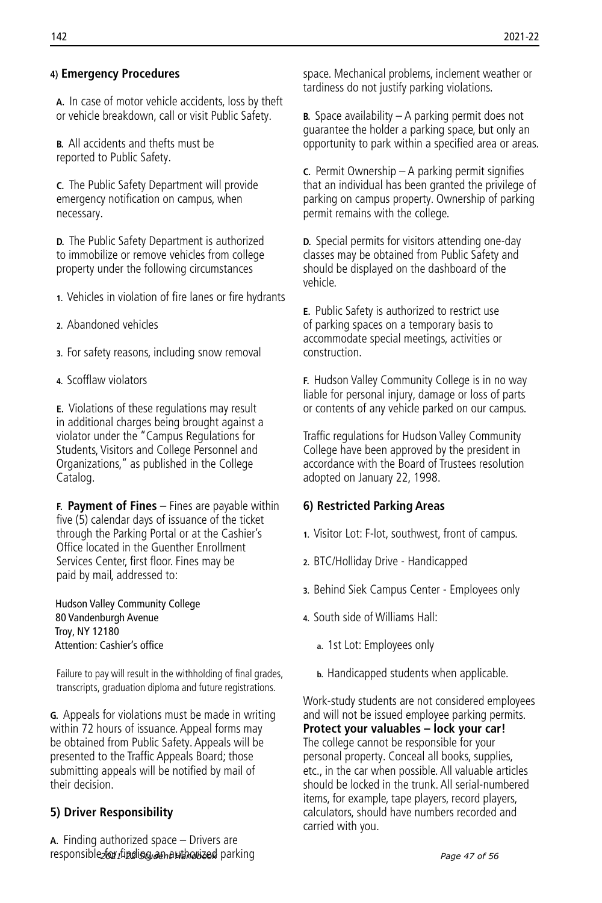#### 4) Emergency Procedures

**A.** In case of motor vehicle accidents, loss by theft or vehicle breakdown, call or visit Public Safety.

**B.** All accidents and thefts must be reported to Public Safety.

**C.** The Public Safety Department will provide emergency notification on campus, when necessary.

**D.** The Public Safety Department is authorized to immobilize or remove vehicles from college property under the following circumstances

1. Vehicles in violation of fire lanes or fire hydrants
2. Abandoned vehicles
3. For safety reasons, including snow removal
4. Scofflaw violators

**E.** Violations of these regulations may result in additional charges being brought against a violator under the "Campus Regulations for Students, Visitors and College Personnel and Organizations," as published in the College Catalog.

**F. Payment of Fines** – Fines are payable within five (5) calendar days of issuance of the ticket through the Parking Portal or at the Cashier's Office located in the Guenther Enrollment Services Center, first floor. Fines may be paid by mail, addressed to:

Hudson Valley Community College
80 Vandenburgh Avenue
Troy, NY 12180
Attention: Cashier's office

Failure to pay will result in the withholding of final grades, transcripts, graduation diploma and future registrations.

**G.** Appeals for violations must be made in writing within 72 hours of issuance. Appeal forms may be obtained from Public Safety. Appeals will be presented to the Traffic Appeals Board; those submitting appeals will be notified by mail of their decision.

### 5) Driver Responsibility

**A.** Finding authorized space – Drivers are responsible for finding an authorized parking space. Mechanical problems, inclement weather or tardiness do not justify parking violations.

**B.** Space availability – A parking permit does not guarantee the holder a parking space, but only an opportunity to park within a specified area or areas.

**C.** Permit Ownership – A parking permit signifies that an individual has been granted the privilege of parking on campus property. Ownership of parking permit remains with the college.

**D.** Special permits for visitors attending one-day classes may be obtained from Public Safety and should be displayed on the dashboard of the vehicle.

**E.** Public Safety is authorized to restrict use of parking spaces on a temporary basis to accommodate special meetings, activities or construction.

**F.** Hudson Valley Community College is in no way liable for personal injury, damage or loss of parts or contents of any vehicle parked on our campus.

Traffic regulations for Hudson Valley Community College have been approved by the president in accordance with the Board of Trustees resolution adopted on January 22, 1998.

### 6) Restricted Parking Areas

1. Visitor Lot: F-lot, southwest, front of campus.
2. BTC/Holliday Drive - Handicapped
3. Behind Siek Campus Center - Employees only
4. South side of Williams Hall:
   a. 1st Lot: Employees only
   b. Handicapped students when applicable.

Work-study students are not considered employees and will not be issued employee parking permits.

**Protect your valuables – lock your car!**

The college cannot be responsible for your personal property. Conceal all books, supplies, etc., in the car when possible. All valuable articles should be locked in the trunk. All serial-numbered items, for example, tape players, record players, calculators, should have numbers recorded and carried with you.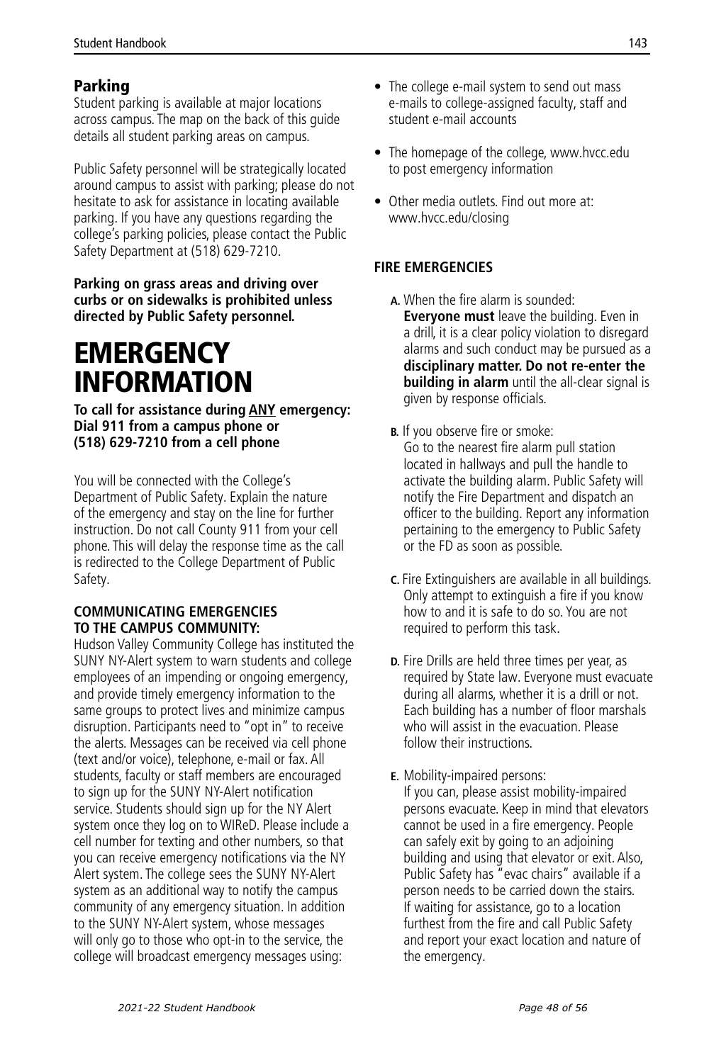## Parking

Student parking is available at major locations across campus. The map on the back of this guide details all student parking areas on campus.

Public Safety personnel will be strategically located around campus to assist with parking; please do not hesitate to ask for assistance in locating available parking. If you have any questions regarding the college's parking policies, please contact the Public Safety Department at (518) 629-7210.

**Parking on grass areas and driving over curbs or on sidewalks is prohibited unless directed by Public Safety personnel.**

# EMERGENCY INFORMATION

**To call for assistance during ANY emergency: Dial 911 from a campus phone or (518) 629-7210 from a cell phone**

You will be connected with the College's Department of Public Safety. Explain the nature of the emergency and stay on the line for further instruction. Do not call County 911 from your cell phone. This will delay the response time as the call is redirected to the College Department of Public Safety.

### COMMUNICATING EMERGENCIES TO THE CAMPUS COMMUNITY:

Hudson Valley Community College has instituted the SUNY NY-Alert system to warn students and college employees of an impending or ongoing emergency, and provide timely emergency information to the same groups to protect lives and minimize campus disruption. Participants need to "opt in" to receive the alerts. Messages can be received via cell phone (text and/or voice), telephone, e-mail or fax. All students, faculty or staff members are encouraged to sign up for the SUNY NY-Alert notification service. Students should sign up for the NY Alert system once they log on to WIReD. Please include a cell number for texting and other numbers, so that you can receive emergency notifications via the NY Alert system. The college sees the SUNY NY-Alert system as an additional way to notify the campus community of any emergency situation. In addition to the SUNY NY-Alert system, whose messages will only go to those who opt-in to the service, the college will broadcast emergency messages using:

- The college e-mail system to send out mass e-mails to college-assigned faculty, staff and student e-mail accounts
- The homepage of the college, www.hvcc.edu to post emergency information
- Other media outlets. Find out more at: www.hvcc.edu/closing

### FIRE EMERGENCIES

**A.** When the fire alarm is sounded:
**Everyone must** leave the building. Even in a drill, it is a clear policy violation to disregard alarms and such conduct may be pursued as a **disciplinary matter. Do not re-enter the building in alarm** until the all-clear signal is given by response officials.

**B.** If you observe fire or smoke:
Go to the nearest fire alarm pull station located in hallways and pull the handle to activate the building alarm. Public Safety will notify the Fire Department and dispatch an officer to the building. Report any information pertaining to the emergency to Public Safety or the FD as soon as possible.

**C.** Fire Extinguishers are available in all buildings. Only attempt to extinguish a fire if you know how to and it is safe to do so. You are not required to perform this task.

**D.** Fire Drills are held three times per year, as required by State law. Everyone must evacuate during all alarms, whether it is a drill or not. Each building has a number of floor marshals who will assist in the evacuation. Please follow their instructions.

**E.** Mobility-impaired persons:
If you can, please assist mobility-impaired persons evacuate. Keep in mind that elevators cannot be used in a fire emergency. People can safely exit by going to an adjoining building and using that elevator or exit. Also, Public Safety has "evac chairs" available if a person needs to be carried down the stairs. If waiting for assistance, go to a location furthest from the fire and call Public Safety and report your exact location and nature of the emergency.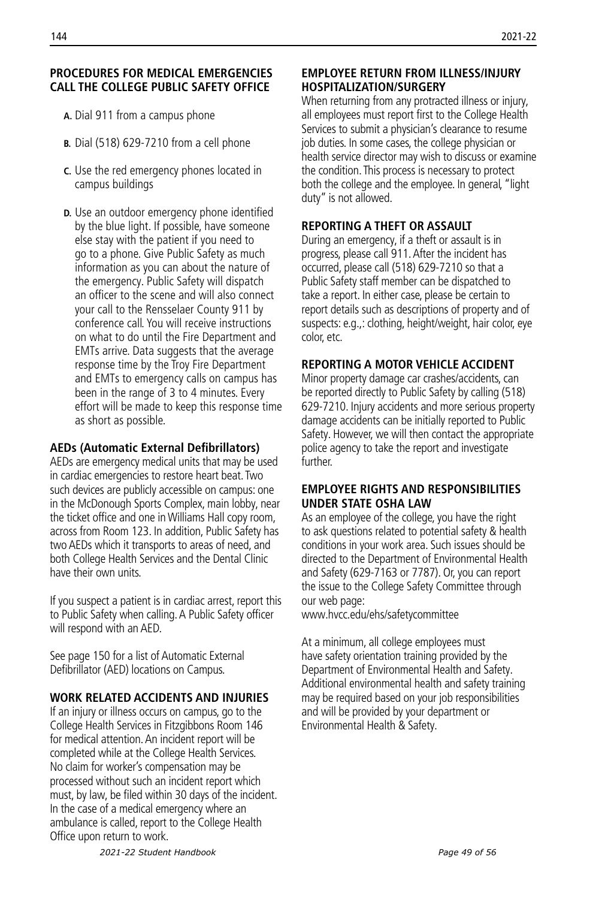## PROCEDURES FOR MEDICAL EMERGENCIES CALL THE COLLEGE PUBLIC SAFETY OFFICE

- **A.** Dial 911 from a campus phone
- **B.** Dial (518) 629-7210 from a cell phone
- **C.** Use the red emergency phones located in campus buildings
- **D.** Use an outdoor emergency phone identified by the blue light. If possible, have someone else stay with the patient if you need to go to a phone. Give Public Safety as much information as you can about the nature of the emergency. Public Safety will dispatch an officer to the scene and will also connect your call to the Rensselaer County 911 by conference call. You will receive instructions on what to do until the Fire Department and EMTs arrive. Data suggests that the average response time by the Troy Fire Department and EMTs to emergency calls on campus has been in the range of 3 to 4 minutes. Every effort will be made to keep this response time as short as possible.

### AEDs (Automatic External Defibrillators)

AEDs are emergency medical units that may be used in cardiac emergencies to restore heart beat. Two such devices are publicly accessible on campus: one in the McDonough Sports Complex, main lobby, near the ticket office and one in Williams Hall copy room, across from Room 123. In addition, Public Safety has two AEDs which it transports to areas of need, and both College Health Services and the Dental Clinic have their own units.

If you suspect a patient is in cardiac arrest, report this to Public Safety when calling. A Public Safety officer will respond with an AED.

See page 150 for a list of Automatic External Defibrillator (AED) locations on Campus.

### WORK RELATED ACCIDENTS AND INJURIES

If an injury or illness occurs on campus, go to the College Health Services in Fitzgibbons Room 146 for medical attention. An incident report will be completed while at the College Health Services. No claim for worker's compensation may be processed without such an incident report which must, by law, be filed within 30 days of the incident. In the case of a medical emergency where an ambulance is called, report to the College Health Office upon return to work.

### EMPLOYEE RETURN FROM ILLNESS/INJURY HOSPITALIZATION/SURGERY

When returning from any protracted illness or injury, all employees must report first to the College Health Services to submit a physician's clearance to resume job duties. In some cases, the college physician or health service director may wish to discuss or examine the condition. This process is necessary to protect both the college and the employee. In general, "light duty" is not allowed.

### REPORTING A THEFT OR ASSAULT

During an emergency, if a theft or assault is in progress, please call 911. After the incident has occurred, please call (518) 629-7210 so that a Public Safety staff member can be dispatched to take a report. In either case, please be certain to report details such as descriptions of property and of suspects: e.g.,: clothing, height/weight, hair color, eye color, etc.

### REPORTING A MOTOR VEHICLE ACCIDENT

Minor property damage car crashes/accidents, can be reported directly to Public Safety by calling (518) 629-7210. Injury accidents and more serious property damage accidents can be initially reported to Public Safety. However, we will then contact the appropriate police agency to take the report and investigate further.

### EMPLOYEE RIGHTS AND RESPONSIBILITIES UNDER STATE OSHA LAW

As an employee of the college, you have the right to ask questions related to potential safety & health conditions in your work area. Such issues should be directed to the Department of Environmental Health and Safety (629-7163 or 7787). Or, you can report the issue to the College Safety Committee through our web page:
www.hvcc.edu/ehs/safetycommittee

At a minimum, all college employees must have safety orientation training provided by the Department of Environmental Health and Safety. Additional environmental health and safety training may be required based on your job responsibilities and will be provided by your department or Environmental Health & Safety.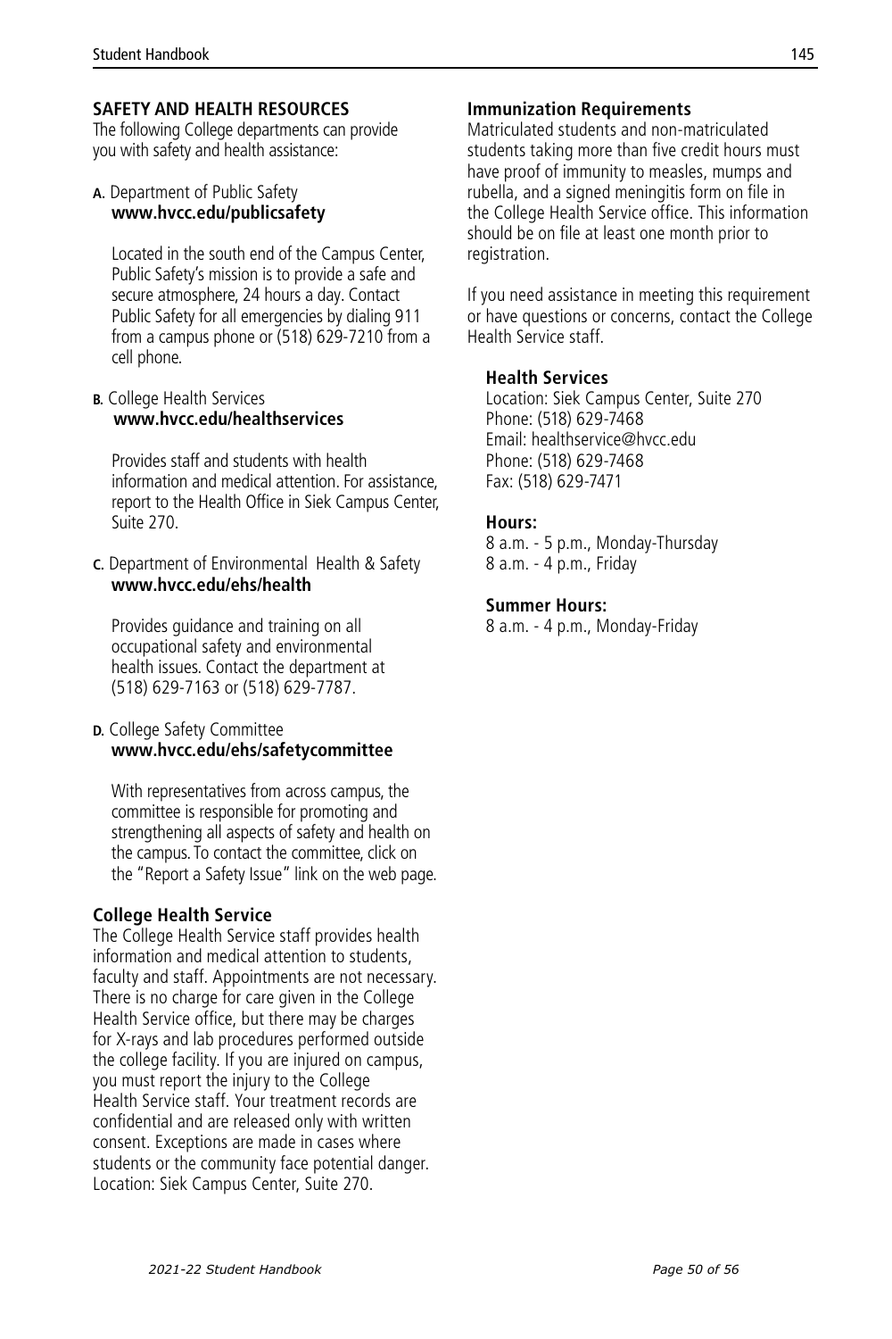## SAFETY AND HEALTH RESOURCES

The following College departments can provide you with safety and health assistance:

**A.** Department of Public Safety
**www.hvcc.edu/publicsafety**

Located in the south end of the Campus Center, Public Safety's mission is to provide a safe and secure atmosphere, 24 hours a day. Contact Public Safety for all emergencies by dialing 911 from a campus phone or (518) 629-7210 from a cell phone.

**B.** College Health Services
**www.hvcc.edu/healthservices**

Provides staff and students with health information and medical attention. For assistance, report to the Health Office in Siek Campus Center, Suite 270.

**C.** Department of Environmental Health & Safety
**www.hvcc.edu/ehs/health**

Provides guidance and training on all occupational safety and environmental health issues. Contact the department at (518) 629-7163 or (518) 629-7787.

**D.** College Safety Committee
**www.hvcc.edu/ehs/safetycommittee**

With representatives from across campus, the committee is responsible for promoting and strengthening all aspects of safety and health on the campus. To contact the committee, click on the "Report a Safety Issue" link on the web page.

### College Health Service

The College Health Service staff provides health information and medical attention to students, faculty and staff. Appointments are not necessary. There is no charge for care given in the College Health Service office, but there may be charges for X-rays and lab procedures performed outside the college facility. If you are injured on campus, you must report the injury to the College Health Service staff. Your treatment records are confidential and are released only with written consent. Exceptions are made in cases where students or the community face potential danger. Location: Siek Campus Center, Suite 270.

### Immunization Requirements

Matriculated students and non-matriculated students taking more than five credit hours must have proof of immunity to measles, mumps and rubella, and a signed meningitis form on file in the College Health Service office. This information should be on file at least one month prior to registration.

If you need assistance in meeting this requirement or have questions or concerns, contact the College Health Service staff.

**Health Services**
Location: Siek Campus Center, Suite 270
Phone: (518) 629-7468
Email: healthservice@hvcc.edu
Phone: (518) 629-7468
Fax: (518) 629-7471

**Hours:**
8 a.m. - 5 p.m., Monday-Thursday
8 a.m. - 4 p.m., Friday

**Summer Hours:**
8 a.m. - 4 p.m., Monday-Friday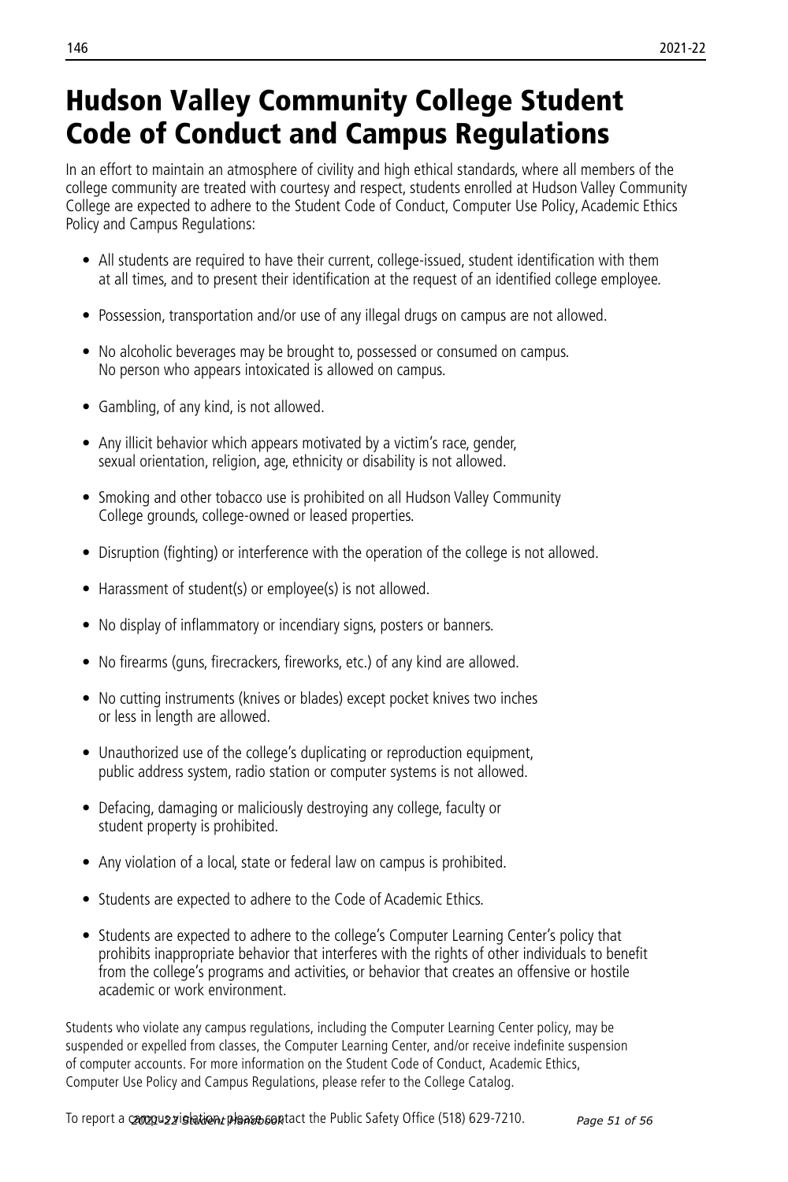# Hudson Valley Community College Student Code of Conduct and Campus Regulations

In an effort to maintain an atmosphere of civility and high ethical standards, where all members of the college community are treated with courtesy and respect, students enrolled at Hudson Valley Community College are expected to adhere to the Student Code of Conduct, Computer Use Policy, Academic Ethics Policy and Campus Regulations:

- All students are required to have their current, college-issued, student identification with them at all times, and to present their identification at the request of an identified college employee.
- Possession, transportation and/or use of any illegal drugs on campus are not allowed.
- No alcoholic beverages may be brought to, possessed or consumed on campus. No person who appears intoxicated is allowed on campus.
- Gambling, of any kind, is not allowed.
- Any illicit behavior which appears motivated by a victim's race, gender, sexual orientation, religion, age, ethnicity or disability is not allowed.
- Smoking and other tobacco use is prohibited on all Hudson Valley Community College grounds, college-owned or leased properties.
- Disruption (fighting) or interference with the operation of the college is not allowed.
- Harassment of student(s) or employee(s) is not allowed.
- No display of inflammatory or incendiary signs, posters or banners.
- No firearms (guns, firecrackers, fireworks, etc.) of any kind are allowed.
- No cutting instruments (knives or blades) except pocket knives two inches or less in length are allowed.
- Unauthorized use of the college's duplicating or reproduction equipment, public address system, radio station or computer systems is not allowed.
- Defacing, damaging or maliciously destroying any college, faculty or student property is prohibited.
- Any violation of a local, state or federal law on campus is prohibited.
- Students are expected to adhere to the Code of Academic Ethics.
- Students are expected to adhere to the college's Computer Learning Center's policy that prohibits inappropriate behavior that interferes with the rights of other individuals to benefit from the college's programs and activities, or behavior that creates an offensive or hostile academic or work environment.

Students who violate any campus regulations, including the Computer Learning Center policy, may be suspended or expelled from classes, the Computer Learning Center, and/or receive indefinite suspension of computer accounts. For more information on the Student Code of Conduct, Academic Ethics, Computer Use Policy and Campus Regulations, please refer to the College Catalog.

To report a campus violation, please contact the Public Safety Office (518) 629-7210.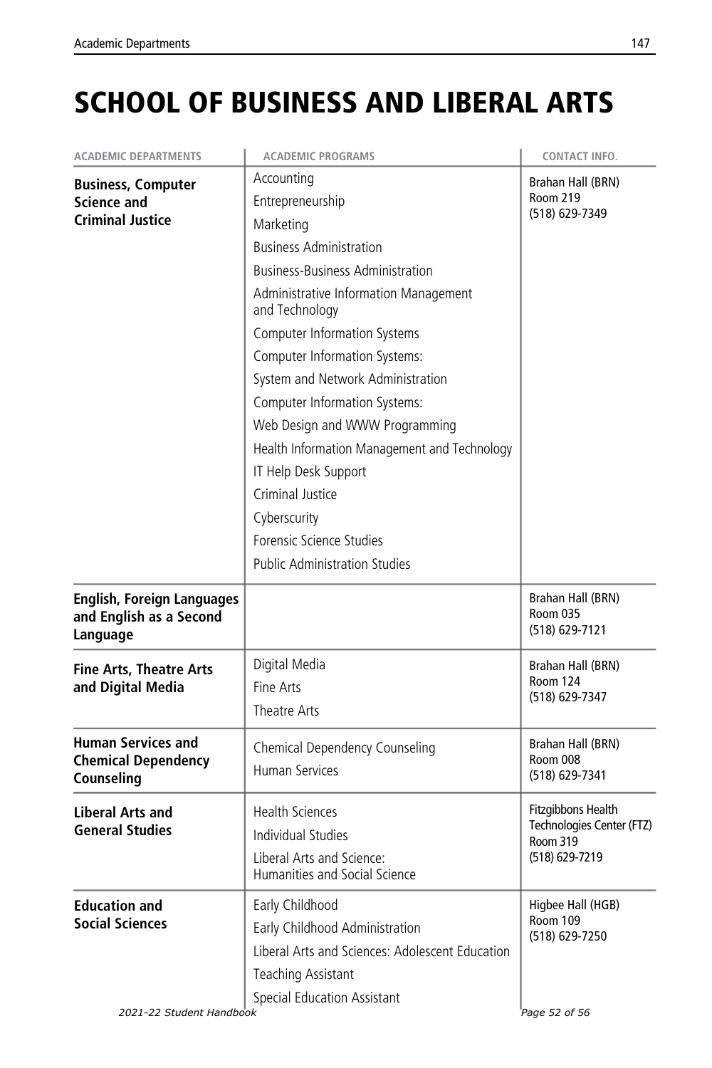# SCHOOL OF BUSINESS AND LIBERAL ARTS

| ACADEMIC DEPARTMENTS | ACADEMIC PROGRAMS | CONTACT INFO. |
|---|---|---|
| **Business, Computer Science and Criminal Justice** | Accounting<br>Entrepreneurship<br>Marketing<br>Business Administration<br>Business-Business Administration<br>Administrative Information Management and Technology<br>Computer Information Systems<br>Computer Information Systems:<br>System and Network Administration<br>Computer Information Systems:<br>Web Design and WWW Programming<br>Health Information Management and Technology<br>IT Help Desk Support<br>Criminal Justice<br>Cyberscurity<br>Forensic Science Studies<br>Public Administration Studies | Brahan Hall (BRN)<br>Room 219<br>(518) 629-7349 |
| **English, Foreign Languages and English as a Second Language** | | Brahan Hall (BRN)<br>Room 035<br>(518) 629-7121 |
| **Fine Arts, Theatre Arts and Digital Media** | Digital Media<br>Fine Arts<br>Theatre Arts | Brahan Hall (BRN)<br>Room 124<br>(518) 629-7347 |
| **Human Services and Chemical Dependency Counseling** | Chemical Dependency Counseling<br>Human Services | Brahan Hall (BRN)<br>Room 008<br>(518) 629-7341 |
| **Liberal Arts and General Studies** | Health Sciences<br>Individual Studies<br>Liberal Arts and Science: Humanities and Social Science | Fitzgibbons Health Technologies Center (FTZ)<br>Room 319<br>(518) 629-7219 |
| **Education and Social Sciences** | Early Childhood<br>Early Childhood Administration<br>Liberal Arts and Sciences: Adolescent Education<br>Teaching Assistant<br>Special Education Assistant | Higbee Hall (HGB)<br>Room 109<br>(518) 629-7250 |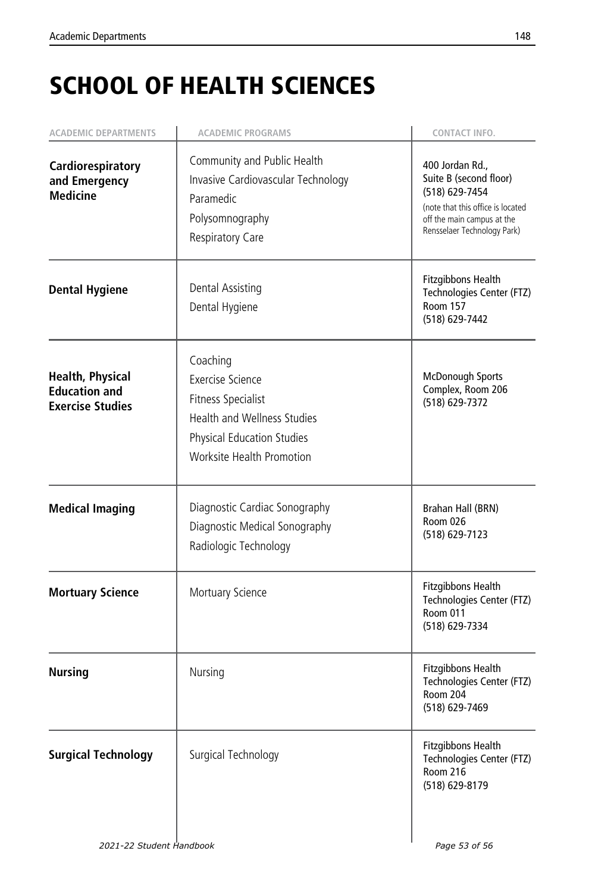# SCHOOL OF HEALTH SCIENCES

| ACADEMIC DEPARTMENTS | ACADEMIC PROGRAMS | CONTACT INFO. |
|---|---|---|
| **Cardiorespiratory and Emergency Medicine** | Community and Public Health<br>Invasive Cardiovascular Technology<br>Paramedic<br>Polysomnography<br>Respiratory Care | 400 Jordan Rd.,<br>Suite B (second floor)<br>(518) 629-7454<br>(note that this office is located off the main campus at the Rensselaer Technology Park) |
| **Dental Hygiene** | Dental Assisting<br>Dental Hygiene | Fitzgibbons Health Technologies Center (FTZ)<br>Room 157<br>(518) 629-7442 |
| **Health, Physical Education and Exercise Studies** | Coaching<br>Exercise Science<br>Fitness Specialist<br>Health and Wellness Studies<br>Physical Education Studies<br>Worksite Health Promotion | McDonough Sports Complex, Room 206<br>(518) 629-7372 |
| **Medical Imaging** | Diagnostic Cardiac Sonography<br>Diagnostic Medical Sonography<br>Radiologic Technology | Brahan Hall (BRN)<br>Room 026<br>(518) 629-7123 |
| **Mortuary Science** | Mortuary Science | Fitzgibbons Health Technologies Center (FTZ)<br>Room 011<br>(518) 629-7334 |
| **Nursing** | Nursing | Fitzgibbons Health Technologies Center (FTZ)<br>Room 204<br>(518) 629-7469 |
| **Surgical Technology** | Surgical Technology | Fitzgibbons Health Technologies Center (FTZ)<br>Room 216<br>(518) 629-8179 |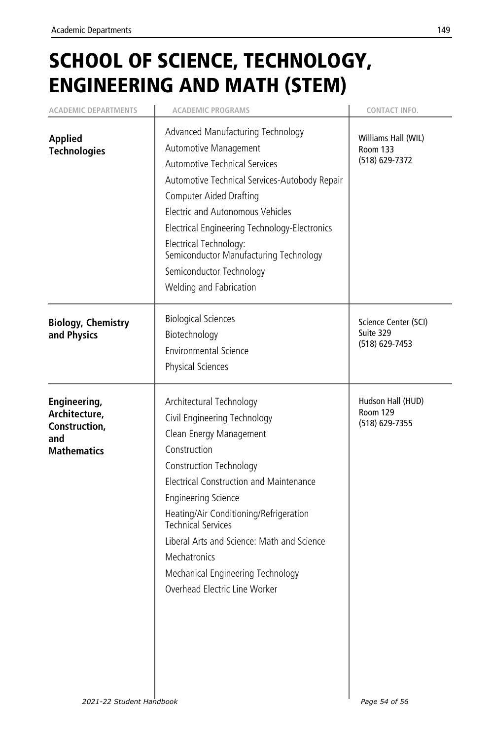# SCHOOL OF SCIENCE, TECHNOLOGY, ENGINEERING AND MATH (STEM)

| ACADEMIC DEPARTMENTS | ACADEMIC PROGRAMS | CONTACT INFO. |
|---|---|---|
| **Applied Technologies** | Advanced Manufacturing Technology<br>Automotive Management<br>Automotive Technical Services<br>Automotive Technical Services-Autobody Repair<br>Computer Aided Drafting<br>Electric and Autonomous Vehicles<br>Electrical Engineering Technology-Electronics<br>Electrical Technology: Semiconductor Manufacturing Technology<br>Semiconductor Technology<br>Welding and Fabrication | Williams Hall (WIL)<br>Room 133<br>(518) 629-7372 |
| **Biology, Chemistry and Physics** | Biological Sciences<br>Biotechnology<br>Environmental Science<br>Physical Sciences | Science Center (SCI)<br>Suite 329<br>(518) 629-7453 |
| **Engineering, Architecture, Construction, and Mathematics** | Architectural Technology<br>Civil Engineering Technology<br>Clean Energy Management<br>Construction<br>Construction Technology<br>Electrical Construction and Maintenance<br>Engineering Science<br>Heating/Air Conditioning/Refrigeration Technical Services<br>Liberal Arts and Science: Math and Science<br>Mechatronics<br>Mechanical Engineering Technology<br>Overhead Electric Line Worker | Hudson Hall (HUD)<br>Room 129<br>(518) 629-7355 |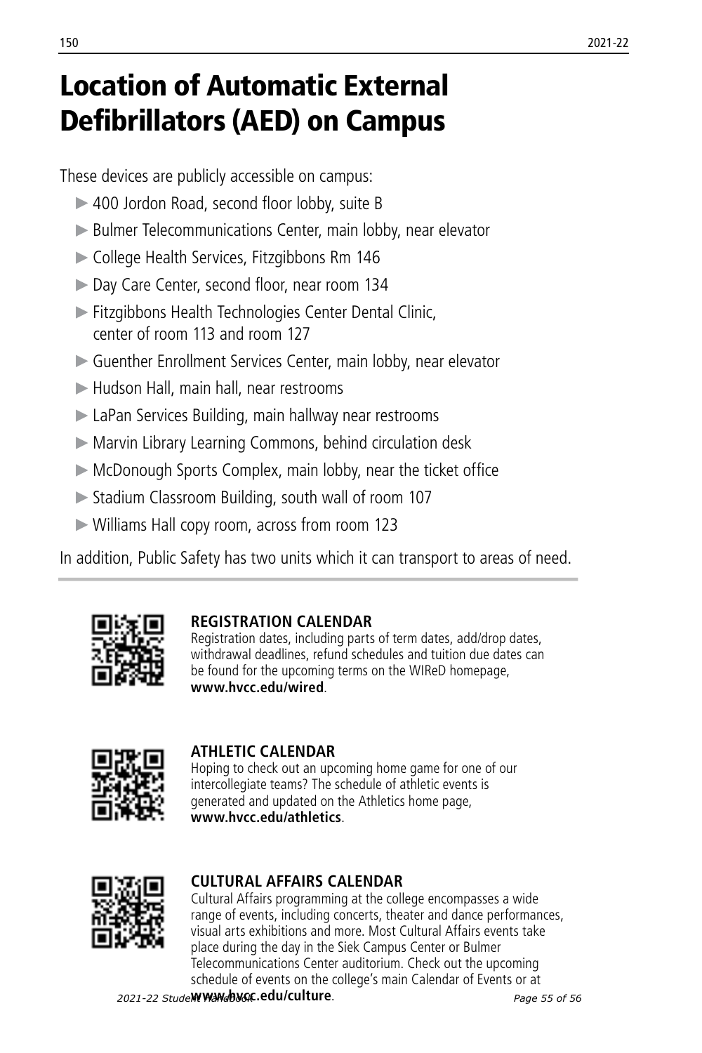# Location of Automatic External Defibrillators (AED) on Campus

These devices are publicly accessible on campus:

- 400 Jordon Road, second floor lobby, suite B
- Bulmer Telecommunications Center, main lobby, near elevator
- College Health Services, Fitzgibbons Rm 146
- Day Care Center, second floor, near room 134
- Fitzgibbons Health Technologies Center Dental Clinic, center of room 113 and room 127
- Guenther Enrollment Services Center, main lobby, near elevator
- Hudson Hall, main hall, near restrooms
- LaPan Services Building, main hallway near restrooms
- Marvin Library Learning Commons, behind circulation desk
- McDonough Sports Complex, main lobby, near the ticket office
- Stadium Classroom Building, south wall of room 107
- Williams Hall copy room, across from room 123

In addition, Public Safety has two units which it can transport to areas of need.

**REGISTRATION CALENDAR**

Registration dates, including parts of term dates, add/drop dates, withdrawal deadlines, refund schedules and tuition due dates can be found for the upcoming terms on the WIReD homepage, **www.hvcc.edu/wired**.

**ATHLETIC CALENDAR**

Hoping to check out an upcoming home game for one of our intercollegiate teams? The schedule of athletic events is generated and updated on the Athletics home page, **www.hvcc.edu/athletics**.

**CULTURAL AFFAIRS CALENDAR**

Cultural Affairs programming at the college encompasses a wide range of events, including concerts, theater and dance performances, visual arts exhibitions and more. Most Cultural Affairs events take place during the day in the Siek Campus Center or Bulmer Telecommunications Center auditorium. Check out the upcoming schedule of events on the college's main Calendar of Events or at **www.hvcc.edu/culture**.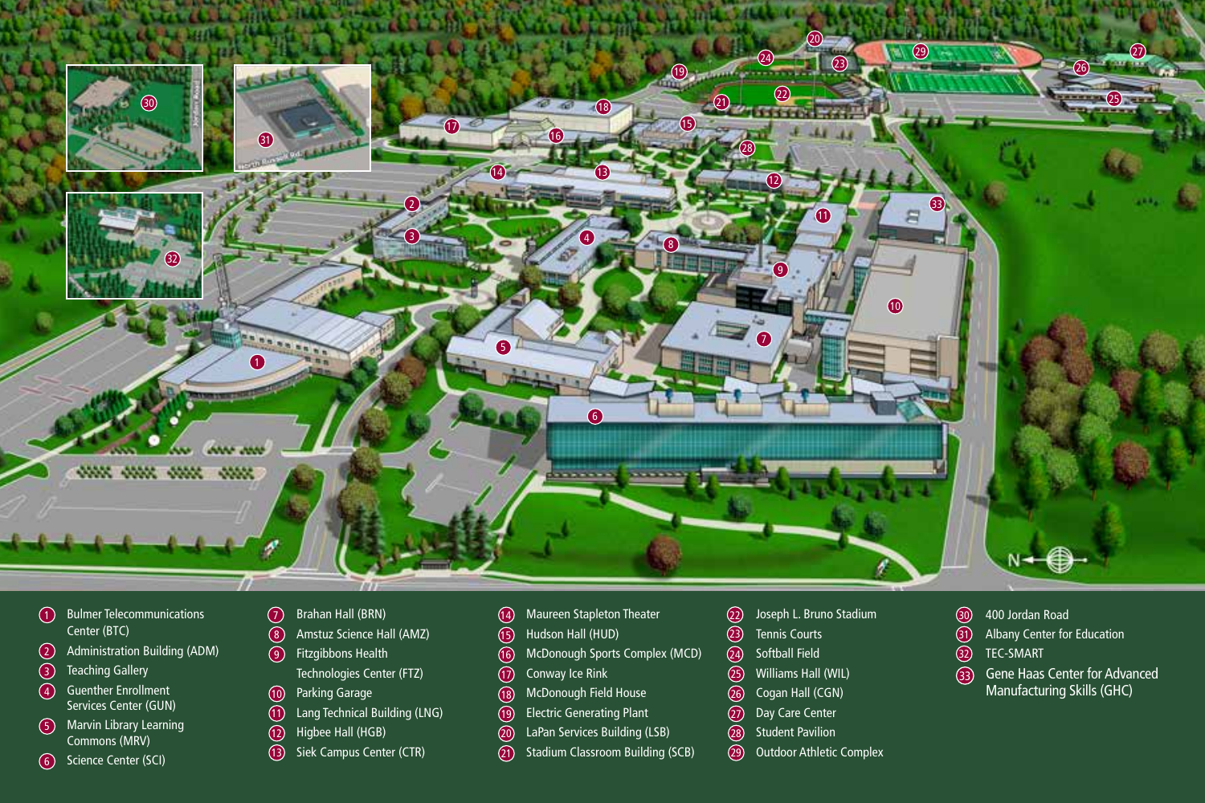1. Bulmer Telecommunications Center (BTC)
2. Administration Building (ADM)
3. Teaching Gallery
4. Guenther Enrollment Services Center (GUN)
5. Marvin Library Learning Commons (MRV)
6. Science Center (SCI)
7. Brahan Hall (BRN)
8. Amstuz Science Hall (AMZ)
9. Fitzgibbons Health Technologies Center (FTZ)
10. Parking Garage
11. Lang Technical Building (LNG)
12. Higbee Hall (HGB)
13. Siek Campus Center (CTR)
14. Maureen Stapleton Theater
15. Hudson Hall (HUD)
16. McDonough Sports Complex (MCD)
17. Conway Ice Rink
18. McDonough Field House
19. Electric Generating Plant
20. LaPan Services Building (LSB)
21. Stadium Classroom Building (SCB)
22. Joseph L. Bruno Stadium
23. Tennis Courts
24. Softball Field
25. Williams Hall (WIL)
26. Cogan Hall (CGN)
27. Day Care Center
28. Student Pavilion
29. Outdoor Athletic Complex
30. 400 Jordan Road
31. Albany Center for Education
32. TEC-SMART
33. Gene Haas Center for Advanced Manufacturing Skills (GHC)